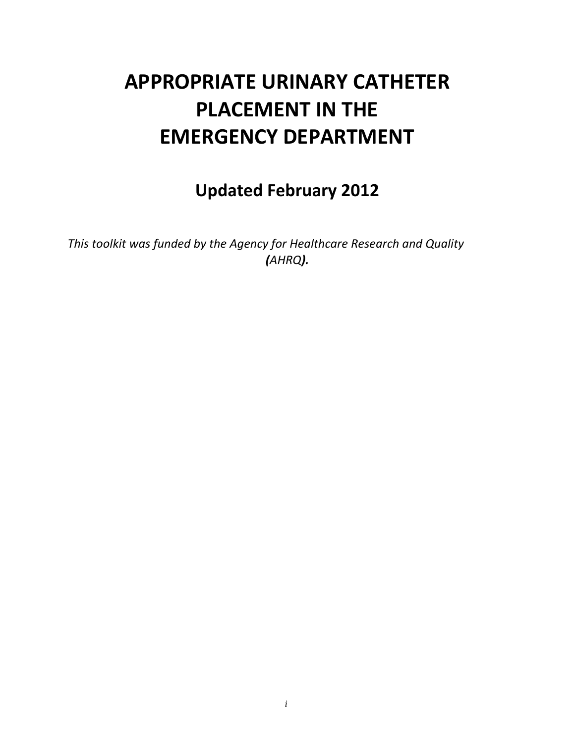# APPROPRIATE URINARY CATHETER PLACEMENT IN THE EMERGENCY DEPARTMENT

## Updated February 2012

*This toolkit was funded by the Agency for Healthcare Research and Quality (AHRQ).*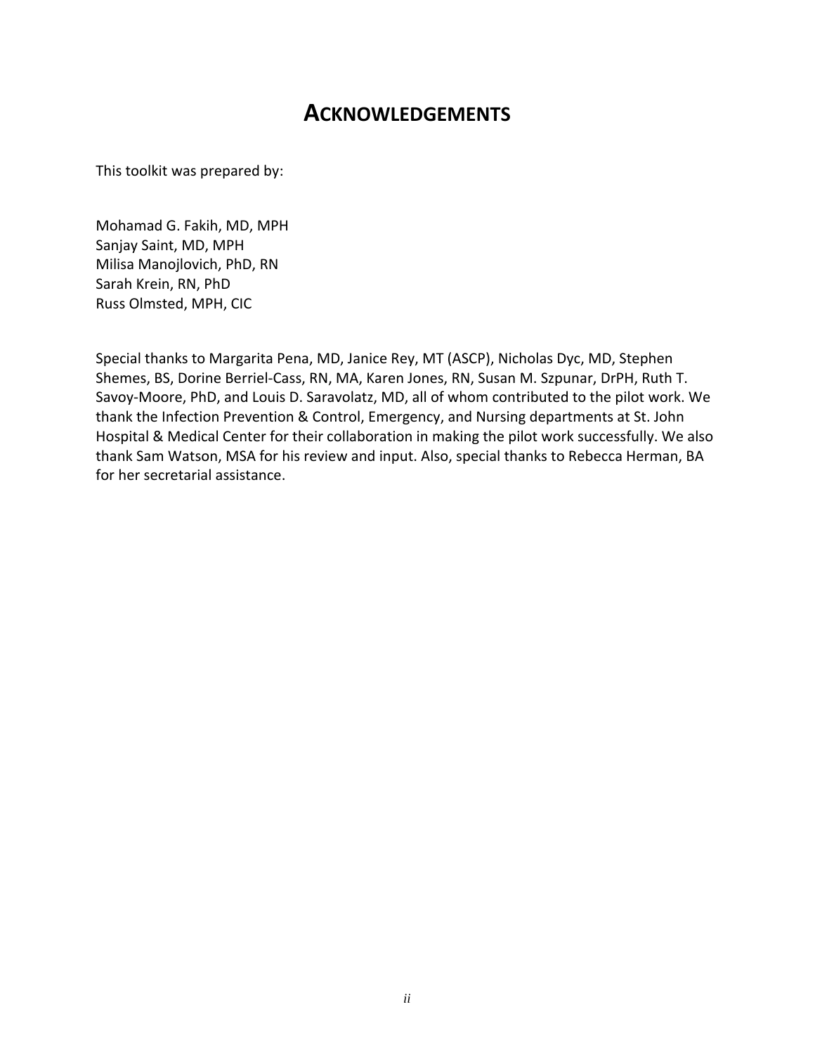# ACKNOWLEDGEMENTS

This toolkit was prepared by:

Mohamad G. Fakih, MD, MPH
Sanjay Saint, MD, MPH
Milisa Manojlovich, PhD, RN
Sarah Krein, RN, PhD
Russ Olmsted, MPH, CIC

Special thanks to Margarita Pena, MD, Janice Rey, MT (ASCP), Nicholas Dyc, MD, Stephen Shemes, BS, Dorine Berriel-Cass, RN, MA, Karen Jones, RN, Susan M. Szpunar, DrPH, Ruth T. Savoy-Moore, PhD, and Louis D. Saravolatz, MD, all of whom contributed to the pilot work. We thank the Infection Prevention & Control, Emergency, and Nursing departments at St. John Hospital & Medical Center for their collaboration in making the pilot work successfully. We also thank Sam Watson, MSA for his review and input. Also, special thanks to Rebecca Herman, BA for her secretarial assistance.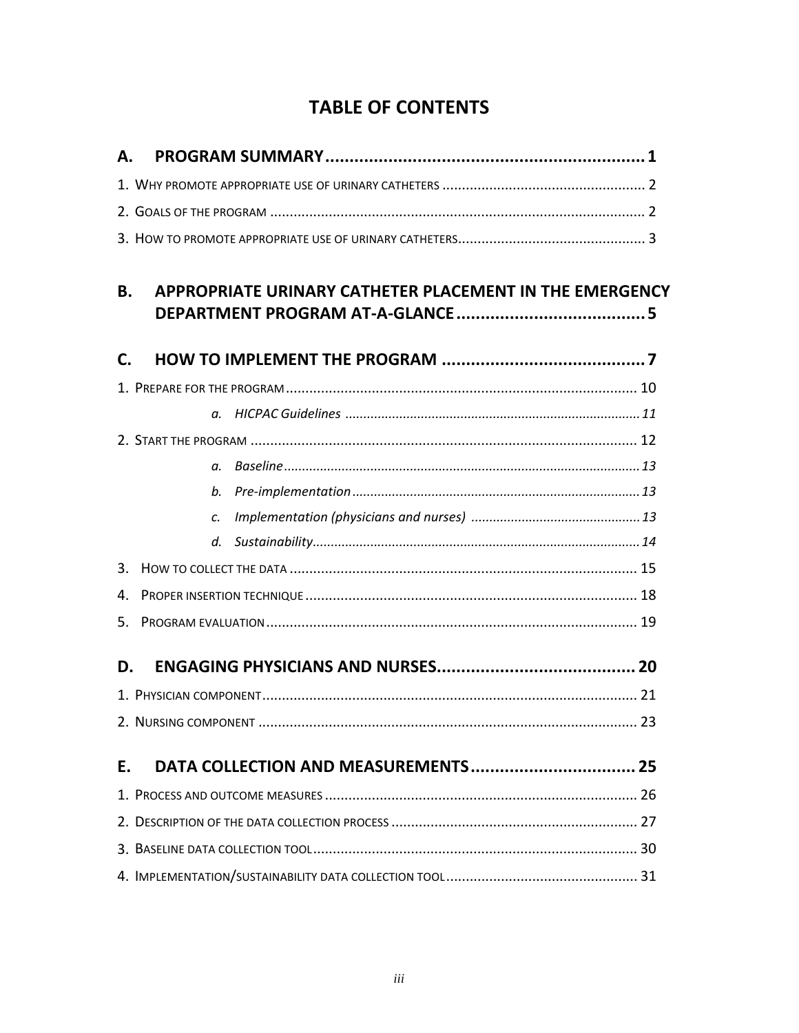# TABLE OF CONTENTS

**A. PROGRAM SUMMARY .................................................................. 1**

1. Why promote appropriate use of urinary catheters .................................................... 2
2. Goals of the program ............................................................................................... 2
3. How to promote appropriate use of urinary catheters................................................ 3

**B. APPROPRIATE URINARY CATHETER PLACEMENT IN THE EMERGENCY DEPARTMENT PROGRAM AT-A-GLANCE ........................................ 5**

**C. HOW TO IMPLEMENT THE PROGRAM .......................................... 7**

1. Prepare for the program ......................................................................................... 10
   - *a. HICPAC Guidelines ................................................................................. 11*
2. Start the program .................................................................................................. 12
   - *a. Baseline .................................................................................................. 13*
   - *b. Pre-implementation ............................................................................... 13*
   - *c. Implementation (physicians and nurses) .............................................. 13*
   - *d. Sustainability .......................................................................................... 14*
3. How to collect the data ........................................................................................ 15
4. Proper insertion technique .................................................................................... 18
5. Program evaluation .............................................................................................. 19

**D. ENGAGING PHYSICIANS AND NURSES.......................................... 20**

1. Physician component ............................................................................................. 21
2. Nursing component ................................................................................................ 23

**E. DATA COLLECTION AND MEASUREMENTS .................................. 25**

1. Process and outcome measures ............................................................................... 26
2. Description of the data collection process ............................................................... 27
3. Baseline data collection tool ................................................................................... 30
4. Implementation/sustainability data collection tool ................................................. 31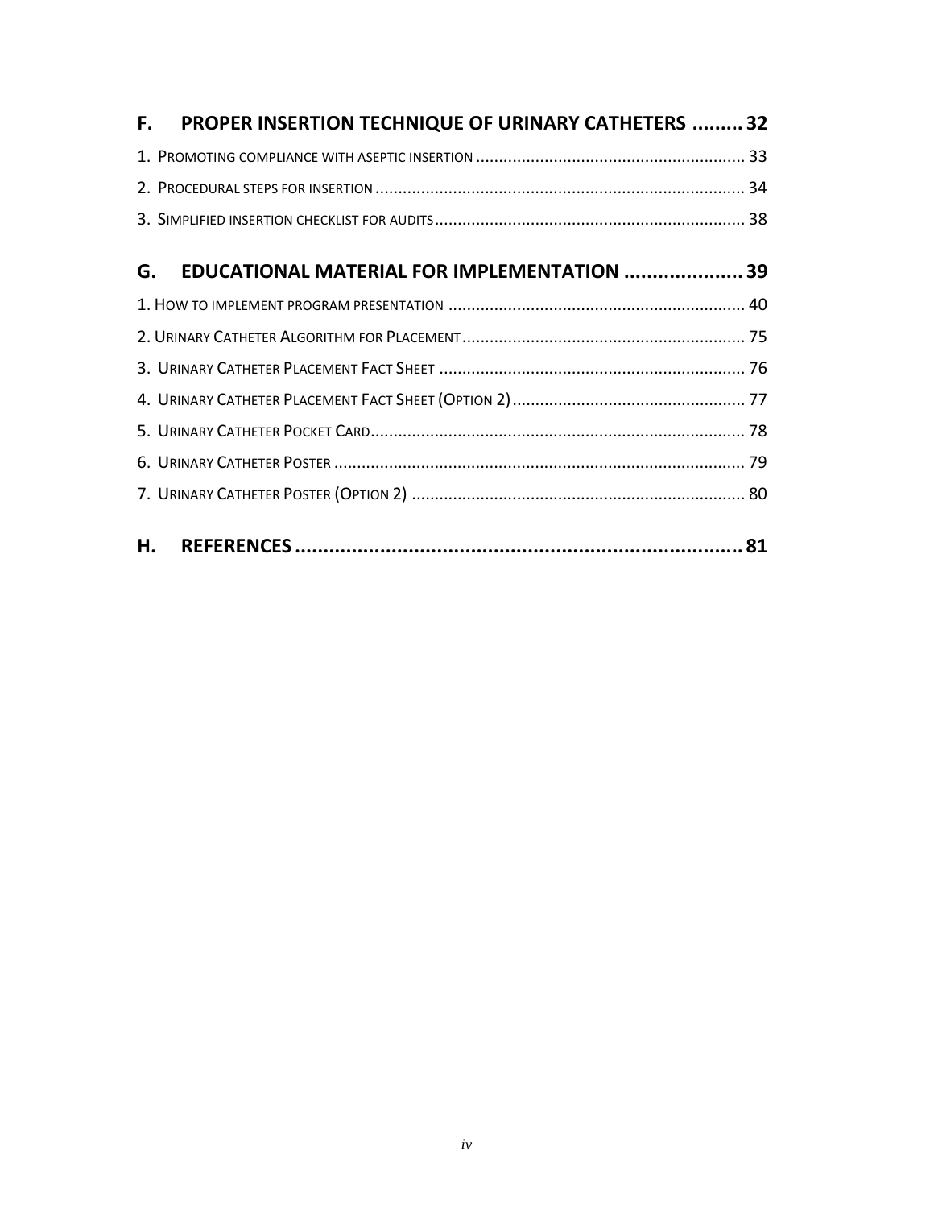**F. PROPER INSERTION TECHNIQUE OF URINARY CATHETERS ......... 32**

1. Promoting compliance with aseptic insertion ........................................................... 33
2. Procedural steps for insertion ................................................................................ 34
3. Simplified insertion checklist for audits ................................................................... 38

**G. EDUCATIONAL MATERIAL FOR IMPLEMENTATION ..................... 39**

1. How to implement program presentation ................................................................ 40
2. Urinary Catheter Algorithm for Placement ............................................................. 75
3. Urinary Catheter Placement Fact Sheet .................................................................. 76
4. Urinary Catheter Placement Fact Sheet (Option 2) .................................................. 77
5. Urinary Catheter Pocket Card ................................................................................. 78
6. Urinary Catheter Poster ......................................................................................... 79
7. Urinary Catheter Poster (Option 2) ........................................................................ 80

**H. REFERENCES ................................................................................. 81**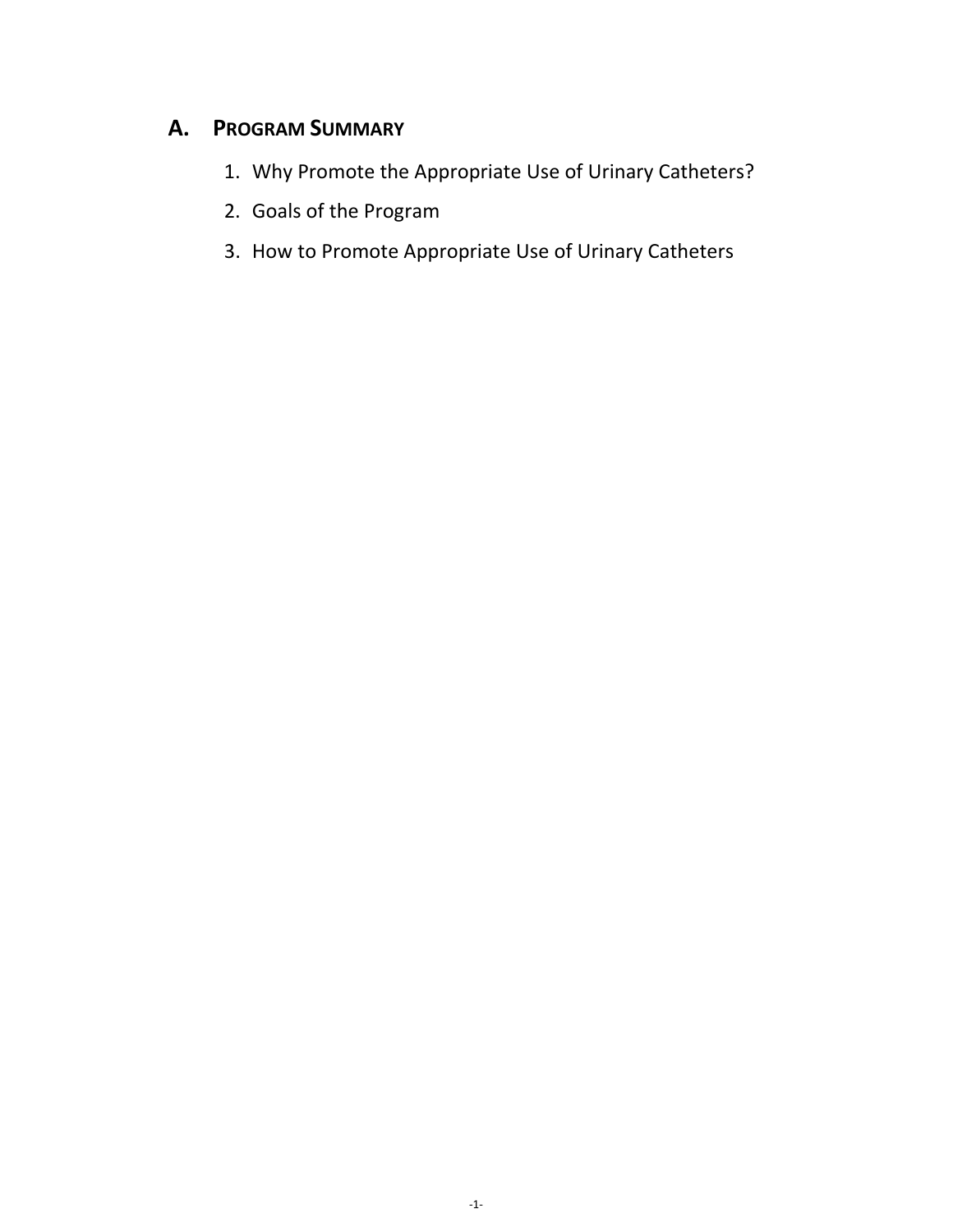## A. Program Summary

1. Why Promote the Appropriate Use of Urinary Catheters?
2. Goals of the Program
3. How to Promote Appropriate Use of Urinary Catheters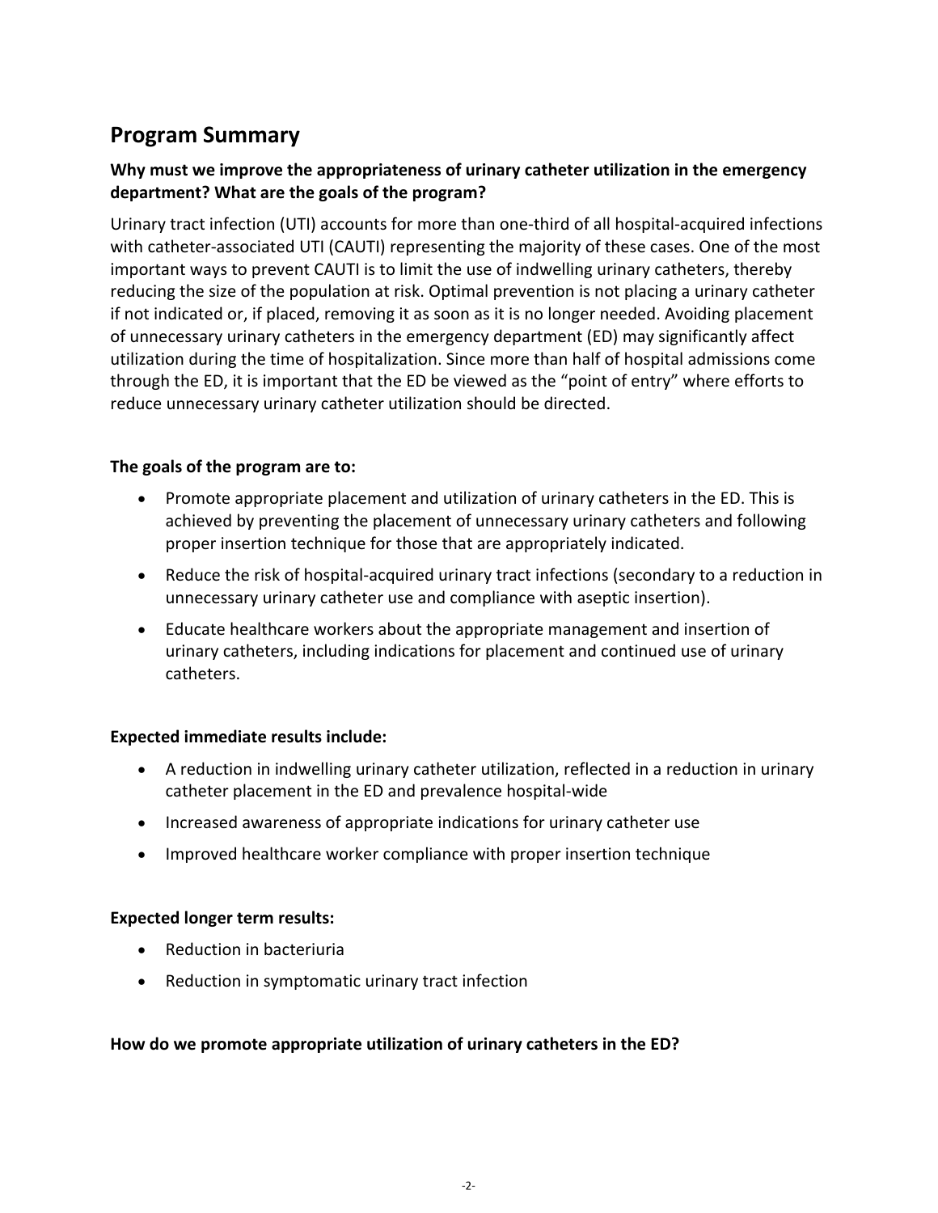## Program Summary

**Why must we improve the appropriateness of urinary catheter utilization in the emergency department? What are the goals of the program?**

Urinary tract infection (UTI) accounts for more than one-third of all hospital-acquired infections with catheter-associated UTI (CAUTI) representing the majority of these cases. One of the most important ways to prevent CAUTI is to limit the use of indwelling urinary catheters, thereby reducing the size of the population at risk. Optimal prevention is not placing a urinary catheter if not indicated or, if placed, removing it as soon as it is no longer needed. Avoiding placement of unnecessary urinary catheters in the emergency department (ED) may significantly affect utilization during the time of hospitalization. Since more than half of hospital admissions come through the ED, it is important that the ED be viewed as the "point of entry" where efforts to reduce unnecessary urinary catheter utilization should be directed.

**The goals of the program are to:**

- Promote appropriate placement and utilization of urinary catheters in the ED. This is achieved by preventing the placement of unnecessary urinary catheters and following proper insertion technique for those that are appropriately indicated.
- Reduce the risk of hospital-acquired urinary tract infections (secondary to a reduction in unnecessary urinary catheter use and compliance with aseptic insertion).
- Educate healthcare workers about the appropriate management and insertion of urinary catheters, including indications for placement and continued use of urinary catheters.

**Expected immediate results include:**

- A reduction in indwelling urinary catheter utilization, reflected in a reduction in urinary catheter placement in the ED and prevalence hospital-wide
- Increased awareness of appropriate indications for urinary catheter use
- Improved healthcare worker compliance with proper insertion technique

**Expected longer term results:**

- Reduction in bacteriuria
- Reduction in symptomatic urinary tract infection

**How do we promote appropriate utilization of urinary catheters in the ED?**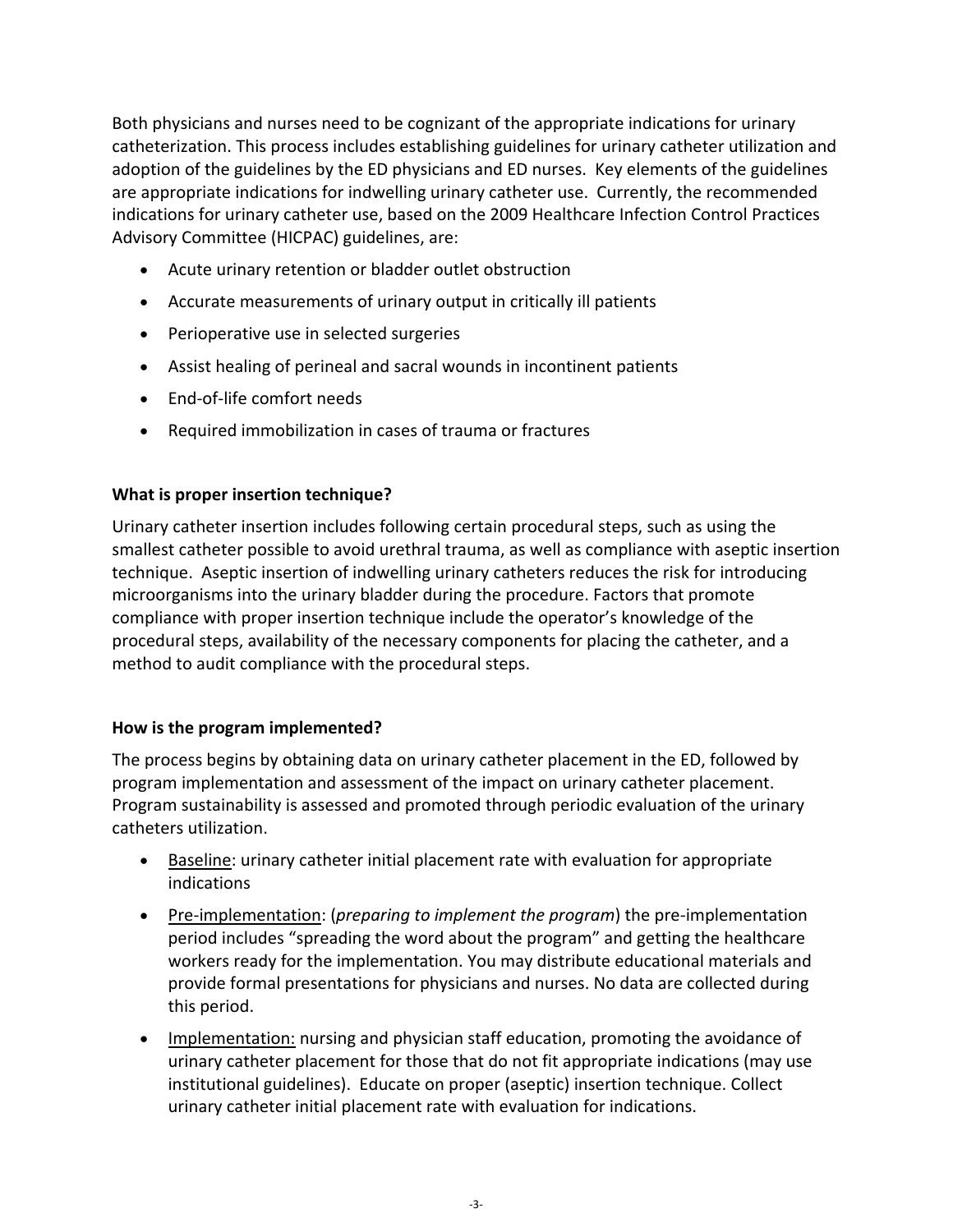Both physicians and nurses need to be cognizant of the appropriate indications for urinary catheterization. This process includes establishing guidelines for urinary catheter utilization and adoption of the guidelines by the ED physicians and ED nurses. Key elements of the guidelines are appropriate indications for indwelling urinary catheter use. Currently, the recommended indications for urinary catheter use, based on the 2009 Healthcare Infection Control Practices Advisory Committee (HICPAC) guidelines, are:

- Acute urinary retention or bladder outlet obstruction
- Accurate measurements of urinary output in critically ill patients
- Perioperative use in selected surgeries
- Assist healing of perineal and sacral wounds in incontinent patients
- End-of-life comfort needs
- Required immobilization in cases of trauma or fractures

**What is proper insertion technique?**

Urinary catheter insertion includes following certain procedural steps, such as using the smallest catheter possible to avoid urethral trauma, as well as compliance with aseptic insertion technique. Aseptic insertion of indwelling urinary catheters reduces the risk for introducing microorganisms into the urinary bladder during the procedure. Factors that promote compliance with proper insertion technique include the operator's knowledge of the procedural steps, availability of the necessary components for placing the catheter, and a method to audit compliance with the procedural steps.

**How is the program implemented?**

The process begins by obtaining data on urinary catheter placement in the ED, followed by program implementation and assessment of the impact on urinary catheter placement. Program sustainability is assessed and promoted through periodic evaluation of the urinary catheters utilization.

- <u>Baseline</u>: urinary catheter initial placement rate with evaluation for appropriate indications
- <u>Pre-implementation</u>: (*preparing to implement the program*) the pre-implementation period includes "spreading the word about the program" and getting the healthcare workers ready for the implementation. You may distribute educational materials and provide formal presentations for physicians and nurses. No data are collected during this period.
- <u>Implementation:</u> nursing and physician staff education, promoting the avoidance of urinary catheter placement for those that do not fit appropriate indications (may use institutional guidelines). Educate on proper (aseptic) insertion technique. Collect urinary catheter initial placement rate with evaluation for indications.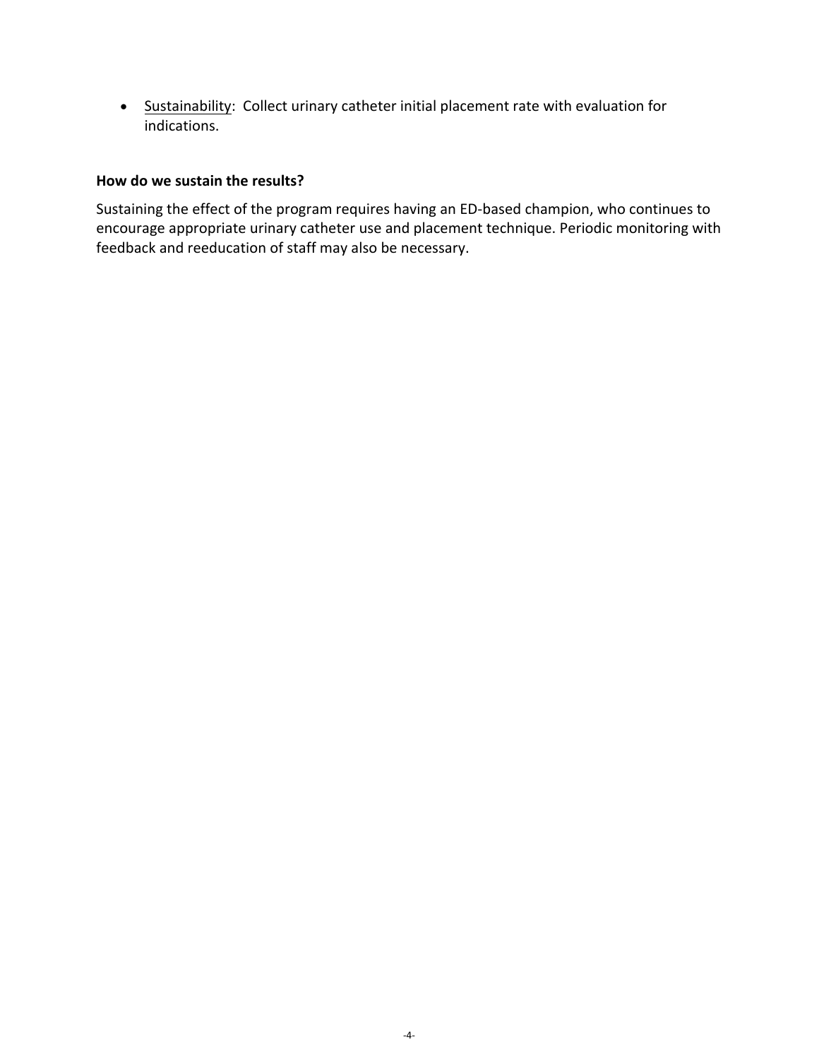- <u>Sustainability</u>: Collect urinary catheter initial placement rate with evaluation for indications.

**How do we sustain the results?**

Sustaining the effect of the program requires having an ED-based champion, who continues to encourage appropriate urinary catheter use and placement technique. Periodic monitoring with feedback and reeducation of staff may also be necessary.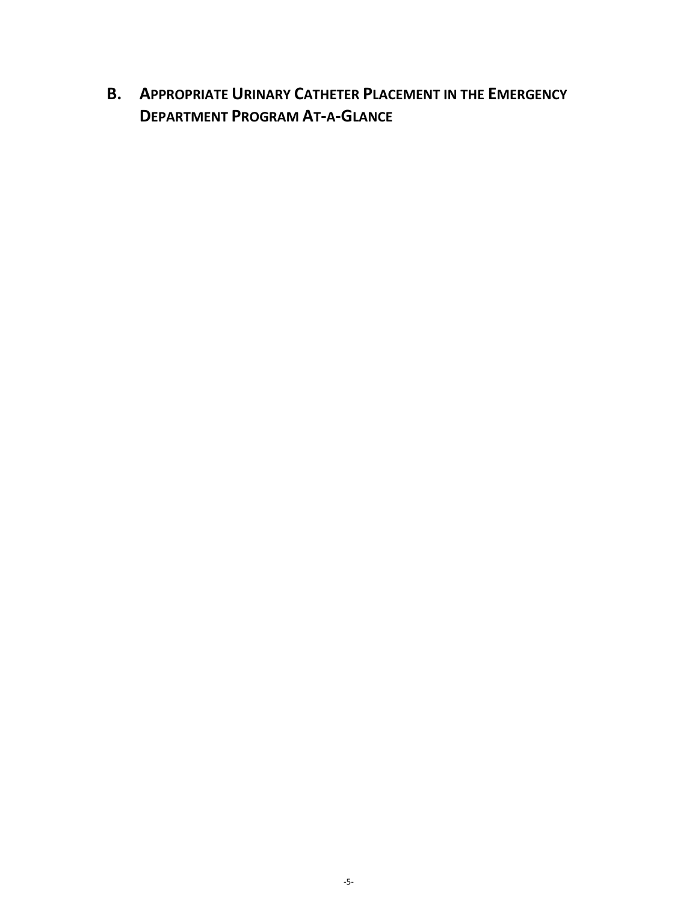## B. Appropriate Urinary Catheter Placement in the Emergency Department Program At-a-Glance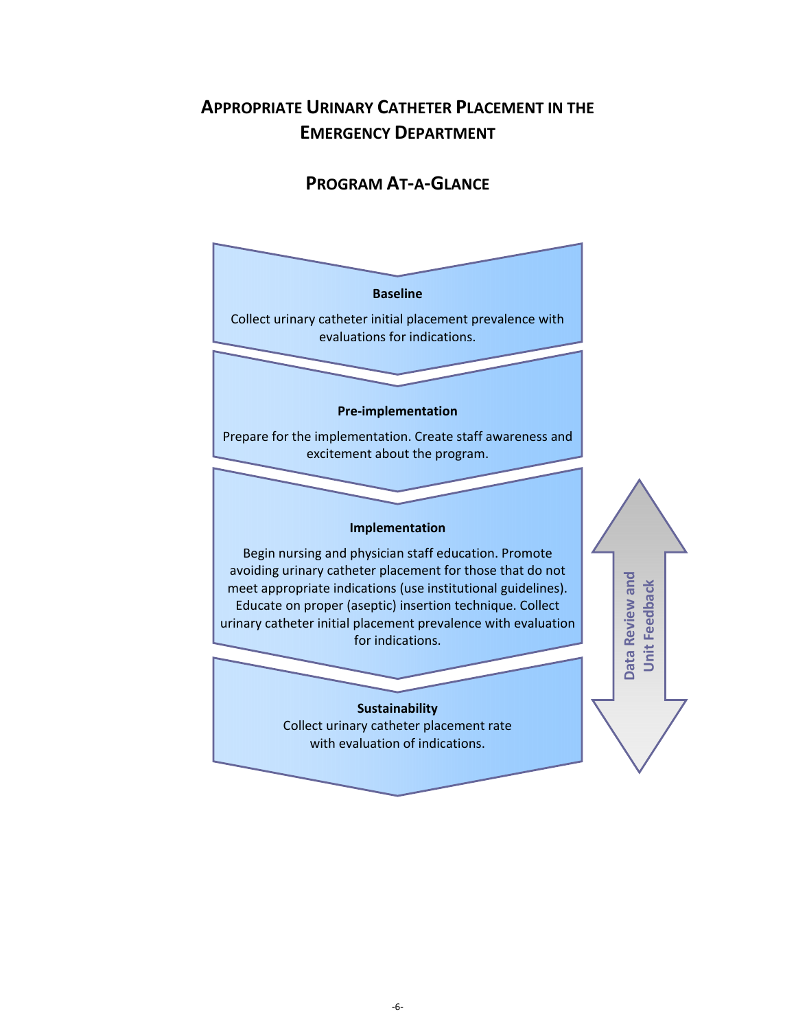# Appropriate Urinary Catheter Placement in the Emergency Department

## Program At-a-Glance

**Baseline**

Collect urinary catheter initial placement prevalence with evaluations for indications.

**Pre-implementation**

Prepare for the implementation. Create staff awareness and excitement about the program.

**Implementation**

Begin nursing and physician staff education. Promote avoiding urinary catheter placement for those that do not meet appropriate indications (use institutional guidelines). Educate on proper (aseptic) insertion technique. Collect urinary catheter initial placement prevalence with evaluation for indications.

**Sustainability**

Collect urinary catheter placement rate with evaluation of indications.

Data Review and Unit Feedback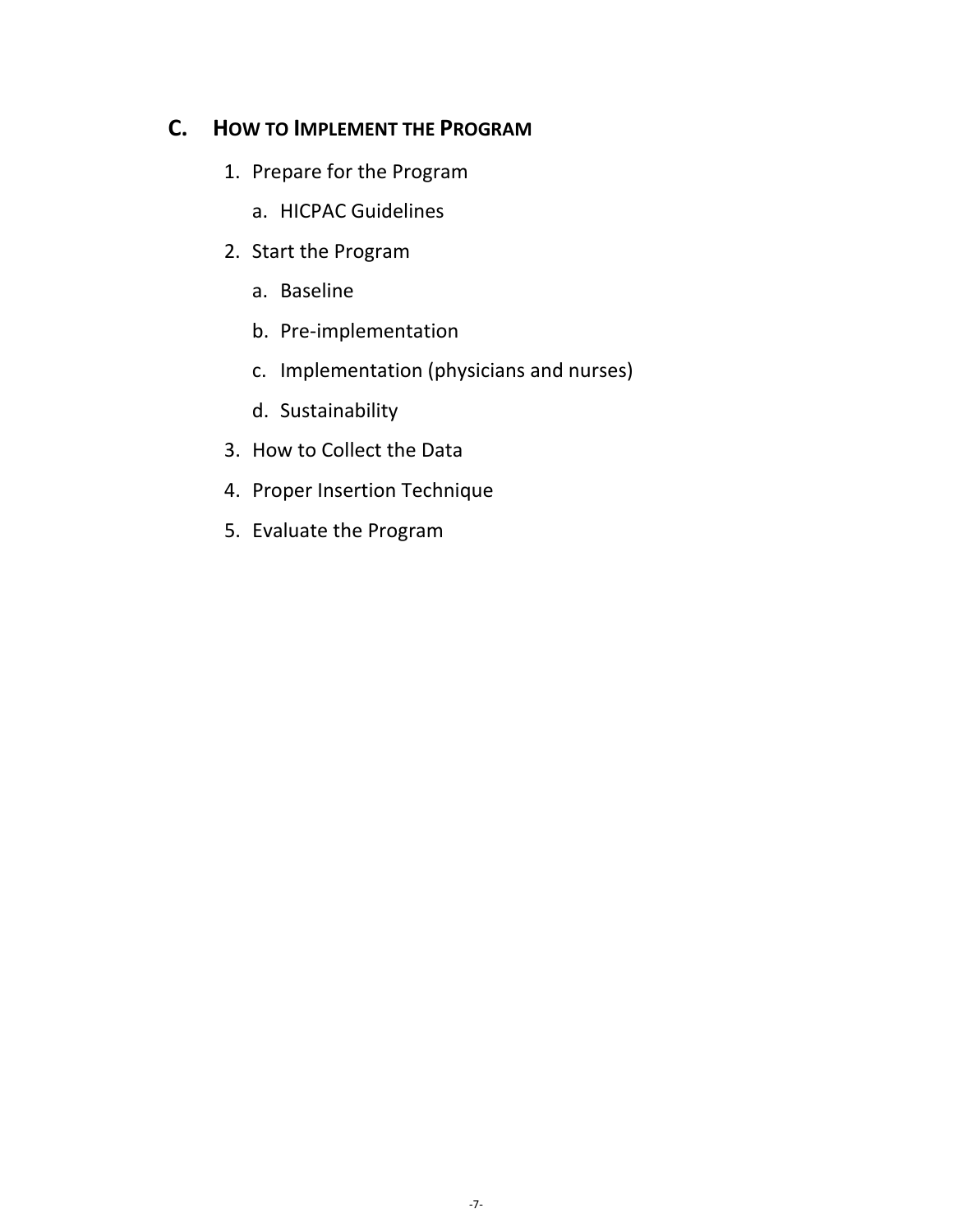## C. How to Implement the Program

1. Prepare for the Program
    a. HICPAC Guidelines
2. Start the Program
    a. Baseline
    b. Pre-implementation
    c. Implementation (physicians and nurses)
    d. Sustainability
3. How to Collect the Data
4. Proper Insertion Technique
5. Evaluate the Program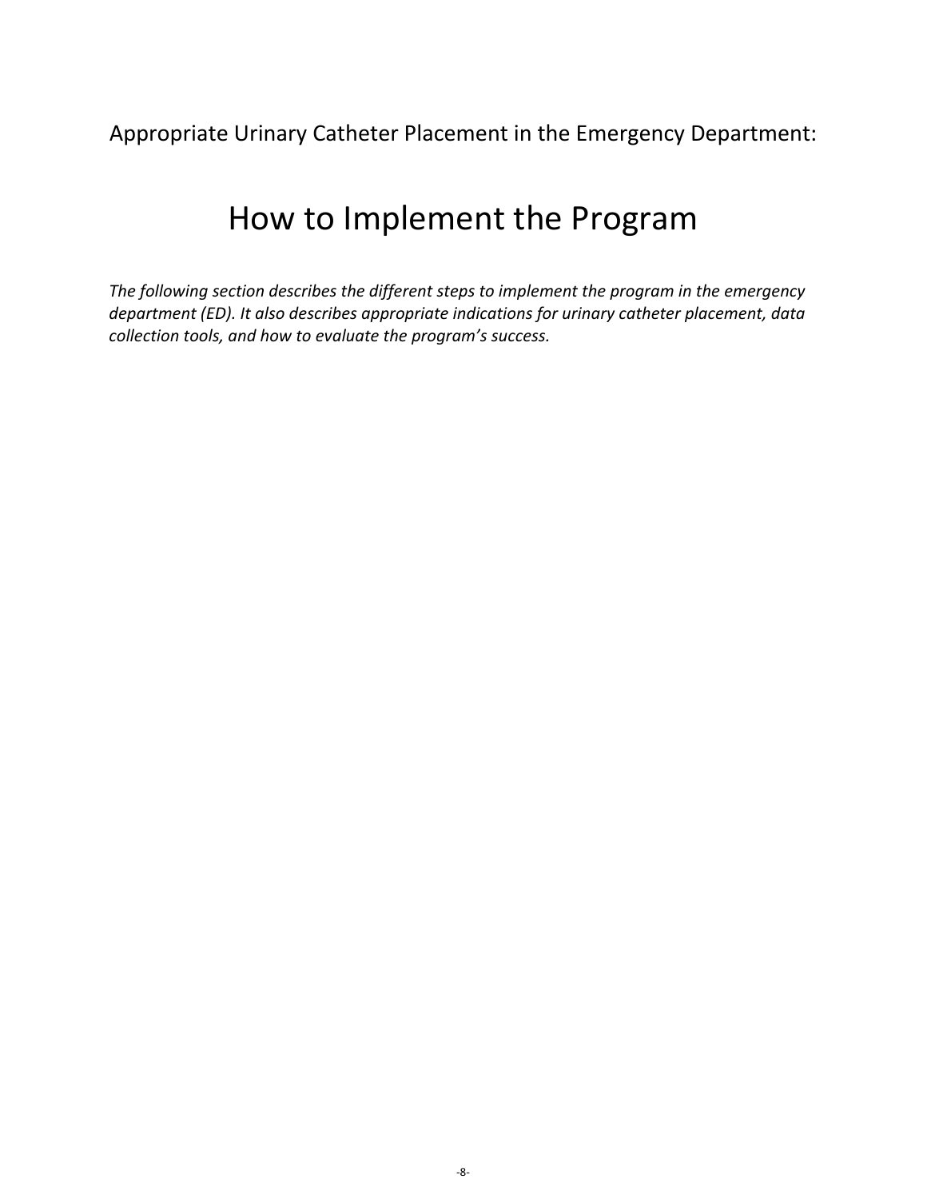Appropriate Urinary Catheter Placement in the Emergency Department:

# How to Implement the Program

*The following section describes the different steps to implement the program in the emergency department (ED). It also describes appropriate indications for urinary catheter placement, data collection tools, and how to evaluate the program's success.*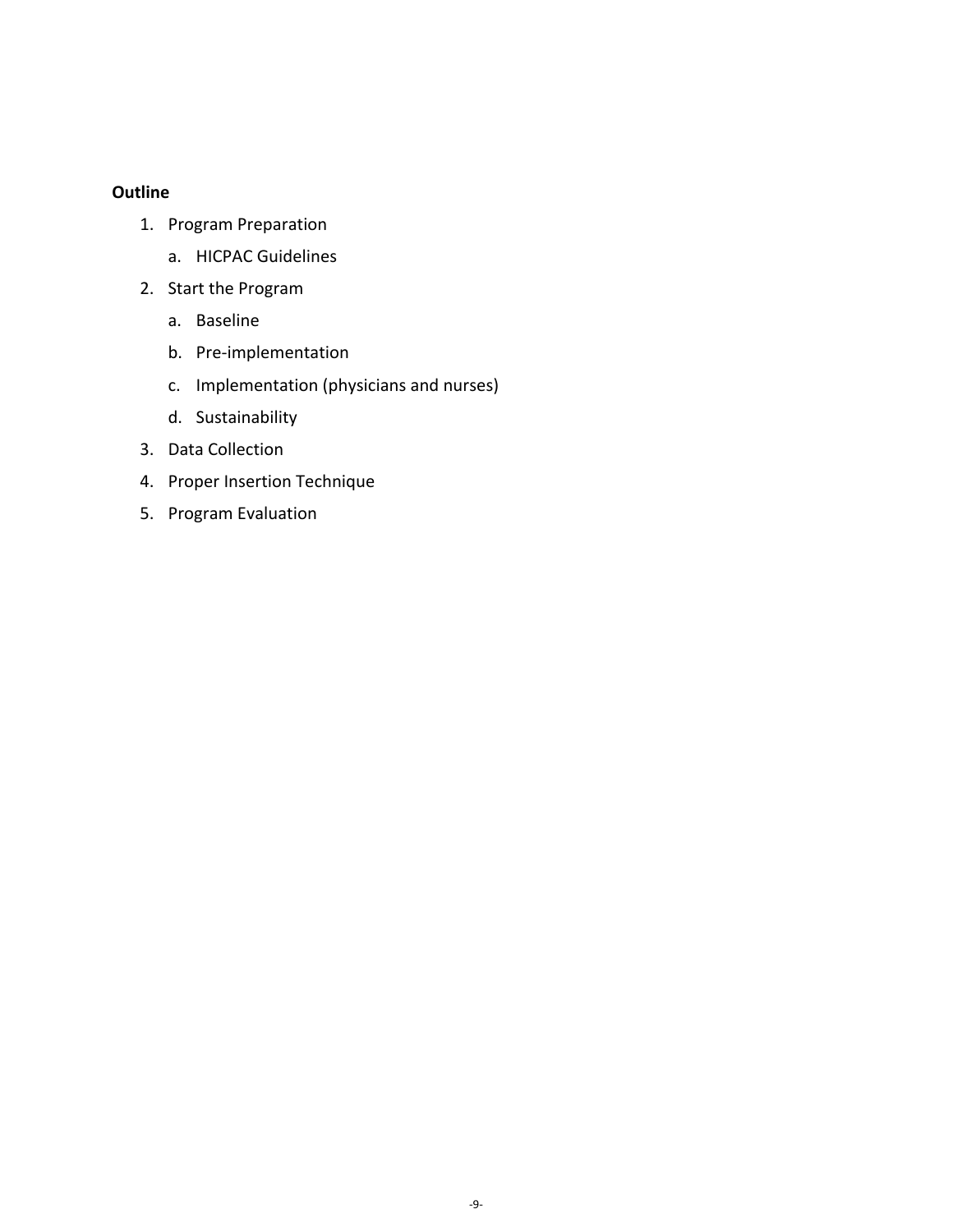**Outline**

1. Program Preparation
   a. HICPAC Guidelines
2. Start the Program
   a. Baseline
   b. Pre-implementation
   c. Implementation (physicians and nurses)
   d. Sustainability
3. Data Collection
4. Proper Insertion Technique
5. Program Evaluation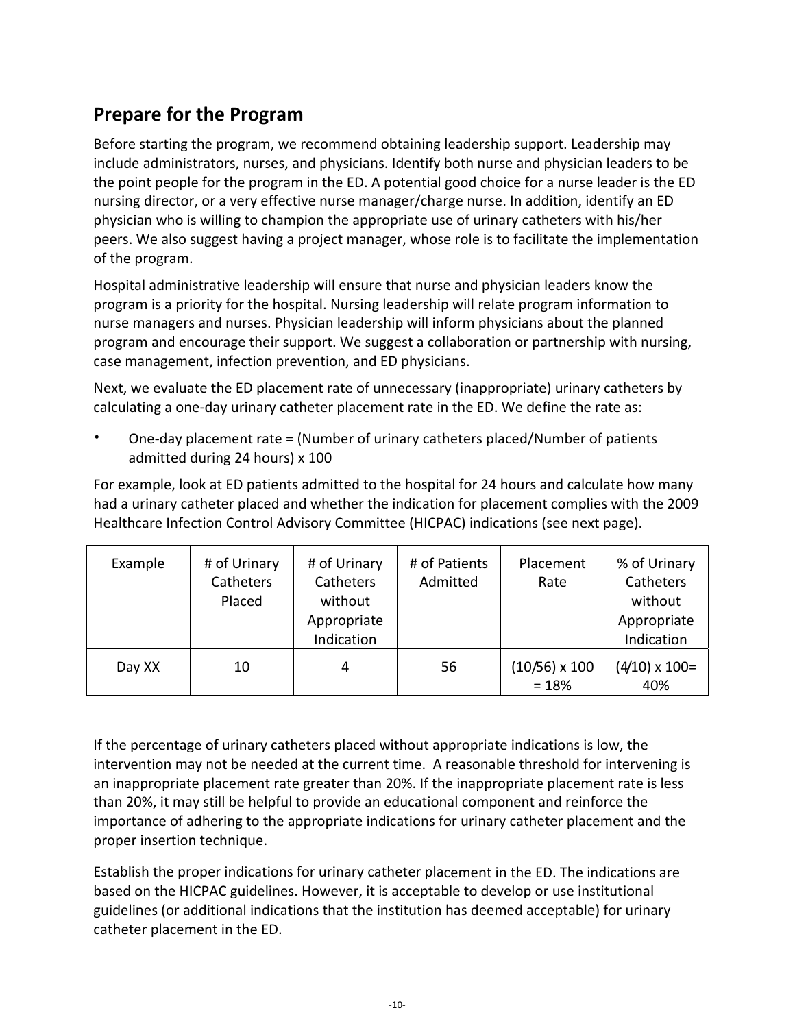## Prepare for the Program

Before starting the program, we recommend obtaining leadership support. Leadership may include administrators, nurses, and physicians. Identify both nurse and physician leaders to be the point people for the program in the ED. A potential good choice for a nurse leader is the ED nursing director, or a very effective nurse manager/charge nurse. In addition, identify an ED physician who is willing to champion the appropriate use of urinary catheters with his/her peers. We also suggest having a project manager, whose role is to facilitate the implementation of the program.

Hospital administrative leadership will ensure that nurse and physician leaders know the program is a priority for the hospital. Nursing leadership will relate program information to nurse managers and nurses. Physician leadership will inform physicians about the planned program and encourage their support. We suggest a collaboration or partnership with nursing, case management, infection prevention, and ED physicians.

Next, we evaluate the ED placement rate of unnecessary (inappropriate) urinary catheters by calculating a one-day urinary catheter placement rate in the ED. We define the rate as:

- One-day placement rate = (Number of urinary catheters placed/Number of patients admitted during 24 hours) x 100

For example, look at ED patients admitted to the hospital for 24 hours and calculate how many had a urinary catheter placed and whether the indication for placement complies with the 2009 Healthcare Infection Control Advisory Committee (HICPAC) indications (see next page).

| Example | # of Urinary Catheters Placed | # of Urinary Catheters without Appropriate Indication | # of Patients Admitted | Placement Rate | % of Urinary Catheters without Appropriate Indication |
|---|---|---|---|---|---|
| Day XX | 10 | 4 | 56 | (10/56) x 100 = 18% | (4/10) x 100= 40% |

If the percentage of urinary catheters placed without appropriate indications is low, the intervention may not be needed at the current time. A reasonable threshold for intervening is an inappropriate placement rate greater than 20%. If the inappropriate placement rate is less than 20%, it may still be helpful to provide an educational component and reinforce the importance of adhering to the appropriate indications for urinary catheter placement and the proper insertion technique.

Establish the proper indications for urinary catheter placement in the ED. The indications are based on the HICPAC guidelines. However, it is acceptable to develop or use institutional guidelines (or additional indications that the institution has deemed acceptable) for urinary catheter placement in the ED.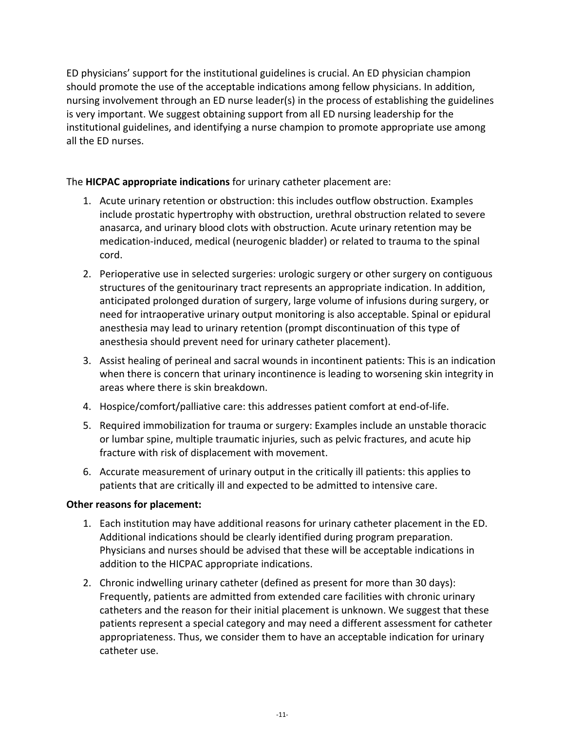ED physicians' support for the institutional guidelines is crucial. An ED physician champion should promote the use of the acceptable indications among fellow physicians. In addition, nursing involvement through an ED nurse leader(s) in the process of establishing the guidelines is very important. We suggest obtaining support from all ED nursing leadership for the institutional guidelines, and identifying a nurse champion to promote appropriate use among all the ED nurses.

The **HICPAC appropriate indications** for urinary catheter placement are:

1. Acute urinary retention or obstruction: this includes outflow obstruction. Examples include prostatic hypertrophy with obstruction, urethral obstruction related to severe anasarca, and urinary blood clots with obstruction. Acute urinary retention may be medication-induced, medical (neurogenic bladder) or related to trauma to the spinal cord.
2. Perioperative use in selected surgeries: urologic surgery or other surgery on contiguous structures of the genitourinary tract represents an appropriate indication. In addition, anticipated prolonged duration of surgery, large volume of infusions during surgery, or need for intraoperative urinary output monitoring is also acceptable. Spinal or epidural anesthesia may lead to urinary retention (prompt discontinuation of this type of anesthesia should prevent need for urinary catheter placement).
3. Assist healing of perineal and sacral wounds in incontinent patients: This is an indication when there is concern that urinary incontinence is leading to worsening skin integrity in areas where there is skin breakdown.
4. Hospice/comfort/palliative care: this addresses patient comfort at end-of-life.
5. Required immobilization for trauma or surgery: Examples include an unstable thoracic or lumbar spine, multiple traumatic injuries, such as pelvic fractures, and acute hip fracture with risk of displacement with movement.
6. Accurate measurement of urinary output in the critically ill patients: this applies to patients that are critically ill and expected to be admitted to intensive care.

**Other reasons for placement:**

1. Each institution may have additional reasons for urinary catheter placement in the ED. Additional indications should be clearly identified during program preparation. Physicians and nurses should be advised that these will be acceptable indications in addition to the HICPAC appropriate indications.
2. Chronic indwelling urinary catheter (defined as present for more than 30 days): Frequently, patients are admitted from extended care facilities with chronic urinary catheters and the reason for their initial placement is unknown. We suggest that these patients represent a special category and may need a different assessment for catheter appropriateness. Thus, we consider them to have an acceptable indication for urinary catheter use.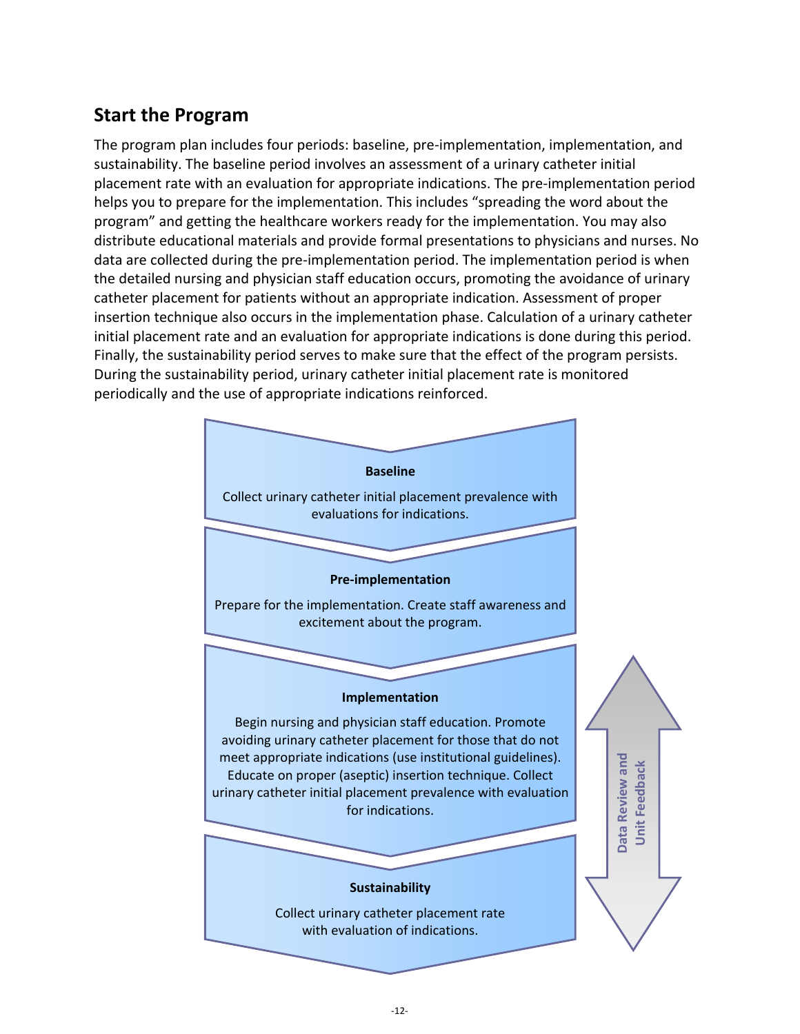## Start the Program

The program plan includes four periods: baseline, pre-implementation, implementation, and sustainability. The baseline period involves an assessment of a urinary catheter initial placement rate with an evaluation for appropriate indications. The pre-implementation period helps you to prepare for the implementation. This includes "spreading the word about the program" and getting the healthcare workers ready for the implementation. You may also distribute educational materials and provide formal presentations to physicians and nurses. No data are collected during the pre-implementation period. The implementation period is when the detailed nursing and physician staff education occurs, promoting the avoidance of urinary catheter placement for patients without an appropriate indication. Assessment of proper insertion technique also occurs in the implementation phase. Calculation of a urinary catheter initial placement rate and an evaluation for appropriate indications is done during this period. Finally, the sustainability period serves to make sure that the effect of the program persists. During the sustainability period, urinary catheter initial placement rate is monitored periodically and the use of appropriate indications reinforced.

**Baseline**

Collect urinary catheter initial placement prevalence with evaluations for indications.

**Pre-implementation**

Prepare for the implementation. Create staff awareness and excitement about the program.

**Implementation**

Begin nursing and physician staff education. Promote avoiding urinary catheter placement for those that do not meet appropriate indications (use institutional guidelines). Educate on proper (aseptic) insertion technique. Collect urinary catheter initial placement prevalence with evaluation for indications.

**Sustainability**

Collect urinary catheter placement rate with evaluation of indications.

Data Review and Unit Feedback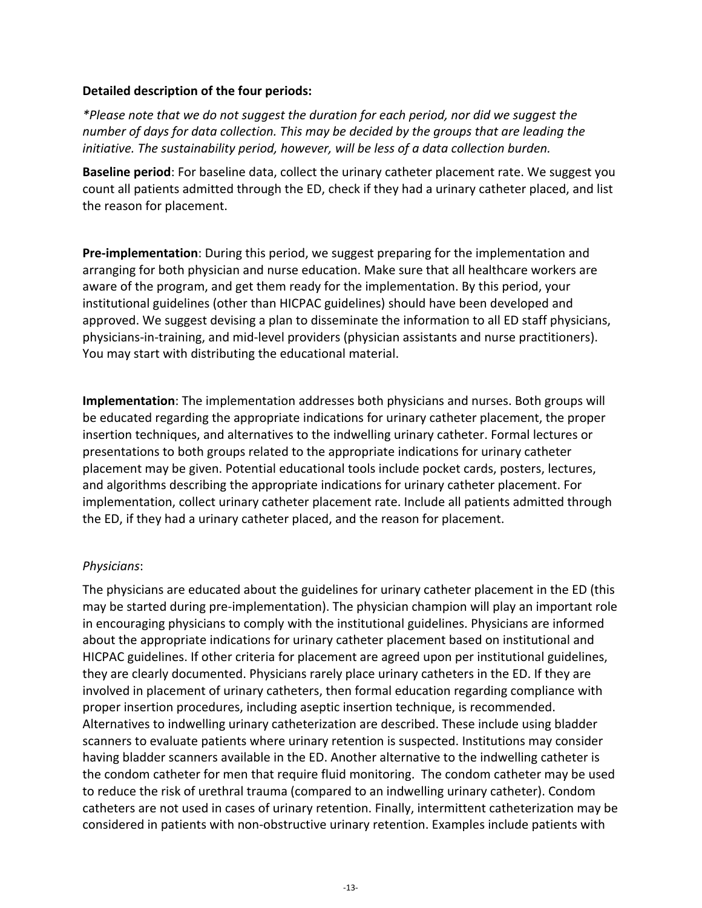**Detailed description of the four periods:**

*\*Please note that we do not suggest the duration for each period, nor did we suggest the number of days for data collection. This may be decided by the groups that are leading the initiative. The sustainability period, however, will be less of a data collection burden.*

**Baseline period**: For baseline data, collect the urinary catheter placement rate. We suggest you count all patients admitted through the ED, check if they had a urinary catheter placed, and list the reason for placement.

**Pre-implementation**: During this period, we suggest preparing for the implementation and arranging for both physician and nurse education. Make sure that all healthcare workers are aware of the program, and get them ready for the implementation. By this period, your institutional guidelines (other than HICPAC guidelines) should have been developed and approved. We suggest devising a plan to disseminate the information to all ED staff physicians, physicians-in-training, and mid-level providers (physician assistants and nurse practitioners). You may start with distributing the educational material.

**Implementation**: The implementation addresses both physicians and nurses. Both groups will be educated regarding the appropriate indications for urinary catheter placement, the proper insertion techniques, and alternatives to the indwelling urinary catheter. Formal lectures or presentations to both groups related to the appropriate indications for urinary catheter placement may be given. Potential educational tools include pocket cards, posters, lectures, and algorithms describing the appropriate indications for urinary catheter placement. For implementation, collect urinary catheter placement rate. Include all patients admitted through the ED, if they had a urinary catheter placed, and the reason for placement.

*Physicians*:

The physicians are educated about the guidelines for urinary catheter placement in the ED (this may be started during pre-implementation). The physician champion will play an important role in encouraging physicians to comply with the institutional guidelines. Physicians are informed about the appropriate indications for urinary catheter placement based on institutional and HICPAC guidelines. If other criteria for placement are agreed upon per institutional guidelines, they are clearly documented. Physicians rarely place urinary catheters in the ED. If they are involved in placement of urinary catheters, then formal education regarding compliance with proper insertion procedures, including aseptic insertion technique, is recommended. Alternatives to indwelling urinary catheterization are described. These include using bladder scanners to evaluate patients where urinary retention is suspected. Institutions may consider having bladder scanners available in the ED. Another alternative to the indwelling catheter is the condom catheter for men that require fluid monitoring. The condom catheter may be used to reduce the risk of urethral trauma (compared to an indwelling urinary catheter). Condom catheters are not used in cases of urinary retention. Finally, intermittent catheterization may be considered in patients with non-obstructive urinary retention. Examples include patients with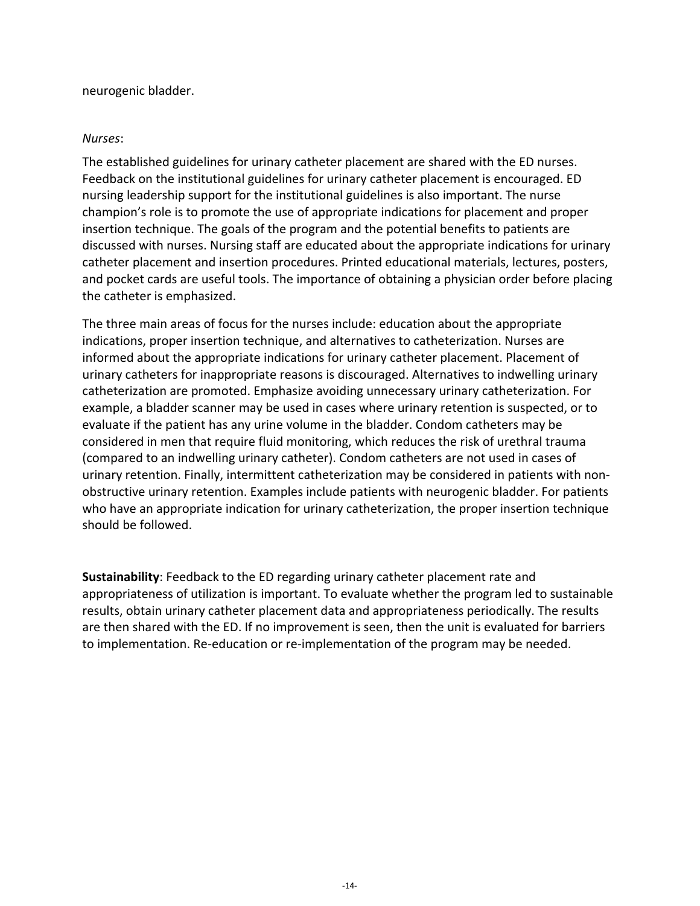neurogenic bladder.

*Nurses*:

The established guidelines for urinary catheter placement are shared with the ED nurses. Feedback on the institutional guidelines for urinary catheter placement is encouraged. ED nursing leadership support for the institutional guidelines is also important. The nurse champion's role is to promote the use of appropriate indications for placement and proper insertion technique. The goals of the program and the potential benefits to patients are discussed with nurses. Nursing staff are educated about the appropriate indications for urinary catheter placement and insertion procedures. Printed educational materials, lectures, posters, and pocket cards are useful tools. The importance of obtaining a physician order before placing the catheter is emphasized.

The three main areas of focus for the nurses include: education about the appropriate indications, proper insertion technique, and alternatives to catheterization. Nurses are informed about the appropriate indications for urinary catheter placement. Placement of urinary catheters for inappropriate reasons is discouraged. Alternatives to indwelling urinary catheterization are promoted. Emphasize avoiding unnecessary urinary catheterization. For example, a bladder scanner may be used in cases where urinary retention is suspected, or to evaluate if the patient has any urine volume in the bladder. Condom catheters may be considered in men that require fluid monitoring, which reduces the risk of urethral trauma (compared to an indwelling urinary catheter). Condom catheters are not used in cases of urinary retention. Finally, intermittent catheterization may be considered in patients with non-obstructive urinary retention. Examples include patients with neurogenic bladder. For patients who have an appropriate indication for urinary catheterization, the proper insertion technique should be followed.

**Sustainability**: Feedback to the ED regarding urinary catheter placement rate and appropriateness of utilization is important. To evaluate whether the program led to sustainable results, obtain urinary catheter placement data and appropriateness periodically. The results are then shared with the ED. If no improvement is seen, then the unit is evaluated for barriers to implementation. Re-education or re-implementation of the program may be needed.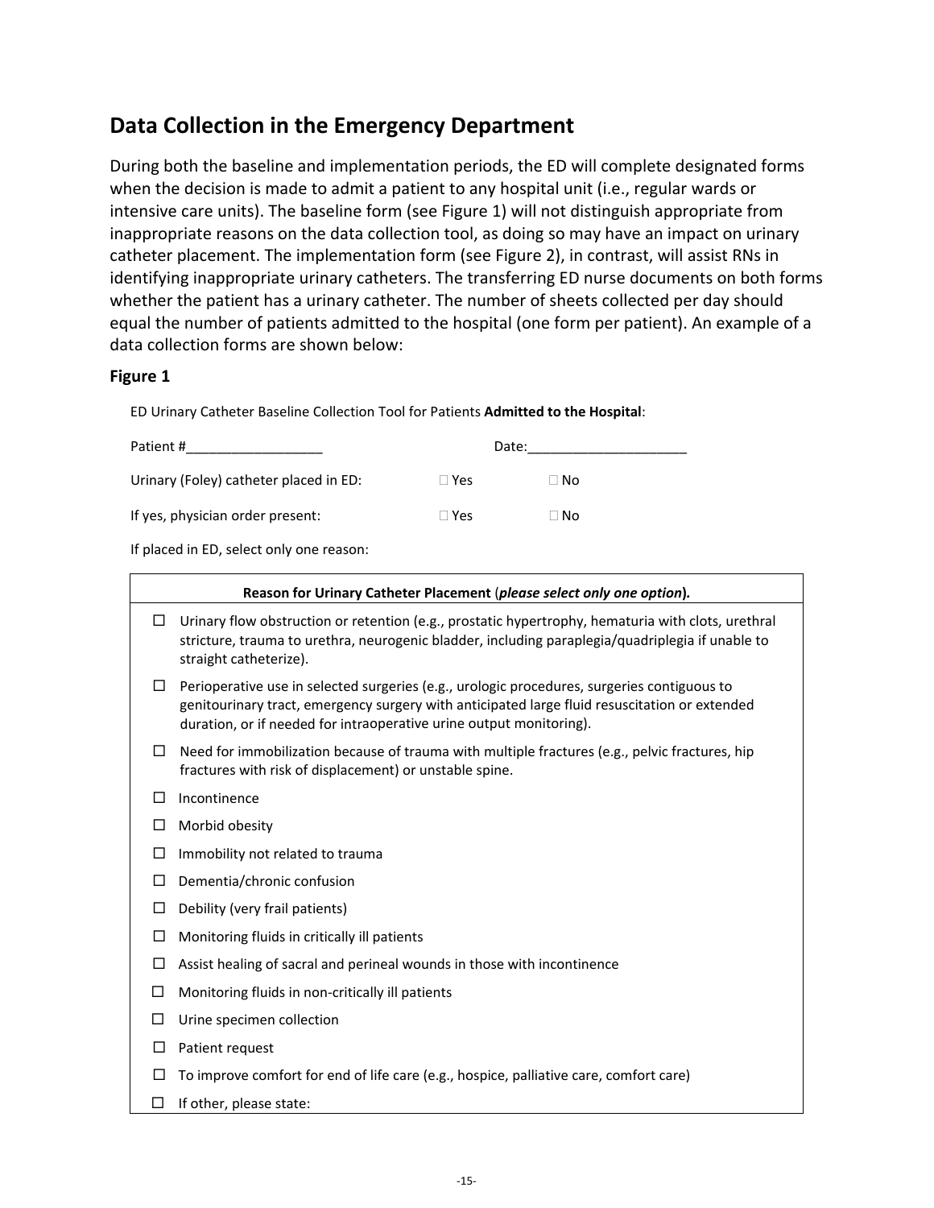## Data Collection in the Emergency Department

During both the baseline and implementation periods, the ED will complete designated forms when the decision is made to admit a patient to any hospital unit (i.e., regular wards or intensive care units). The baseline form (see Figure 1) will not distinguish appropriate from inappropriate reasons on the data collection tool, as doing so may have an impact on urinary catheter placement. The implementation form (see Figure 2), in contrast, will assist RNs in identifying inappropriate urinary catheters. The transferring ED nurse documents on both forms whether the patient has a urinary catheter. The number of sheets collected per day should equal the number of patients admitted to the hospital (one form per patient). An example of a data collection forms are shown below:

### Figure 1

ED Urinary Catheter Baseline Collection Tool for Patients **Admitted to the Hospital**:

Patient #__________________ Date:_____________________

Urinary (Foley) catheter placed in ED: ☐ Yes ☐ No

If yes, physician order present: ☐ Yes ☐ No

If placed in ED, select only one reason:

| | **Reason for Urinary Catheter Placement** (***please select only one option*).** |
|---|---|
| ☐ | Urinary flow obstruction or retention (e.g., prostatic hypertrophy, hematuria with clots, urethral stricture, trauma to urethra, neurogenic bladder, including paraplegia/quadriplegia if unable to straight catheterize). |
| ☐ | Perioperative use in selected surgeries (e.g., urologic procedures, surgeries contiguous to genitourinary tract, emergency surgery with anticipated large fluid resuscitation or extended duration, or if needed for intraoperative urine output monitoring). |
| ☐ | Need for immobilization because of trauma with multiple fractures (e.g., pelvic fractures, hip fractures with risk of displacement) or unstable spine. |
| ☐ | Incontinence |
| ☐ | Morbid obesity |
| ☐ | Immobility not related to trauma |
| ☐ | Dementia/chronic confusion |
| ☐ | Debility (very frail patients) |
| ☐ | Monitoring fluids in critically ill patients |
| ☐ | Assist healing of sacral and perineal wounds in those with incontinence |
| ☐ | Monitoring fluids in non-critically ill patients |
| ☐ | Urine specimen collection |
| ☐ | Patient request |
| ☐ | To improve comfort for end of life care (e.g., hospice, palliative care, comfort care) |
| ☐ | If other, please state: |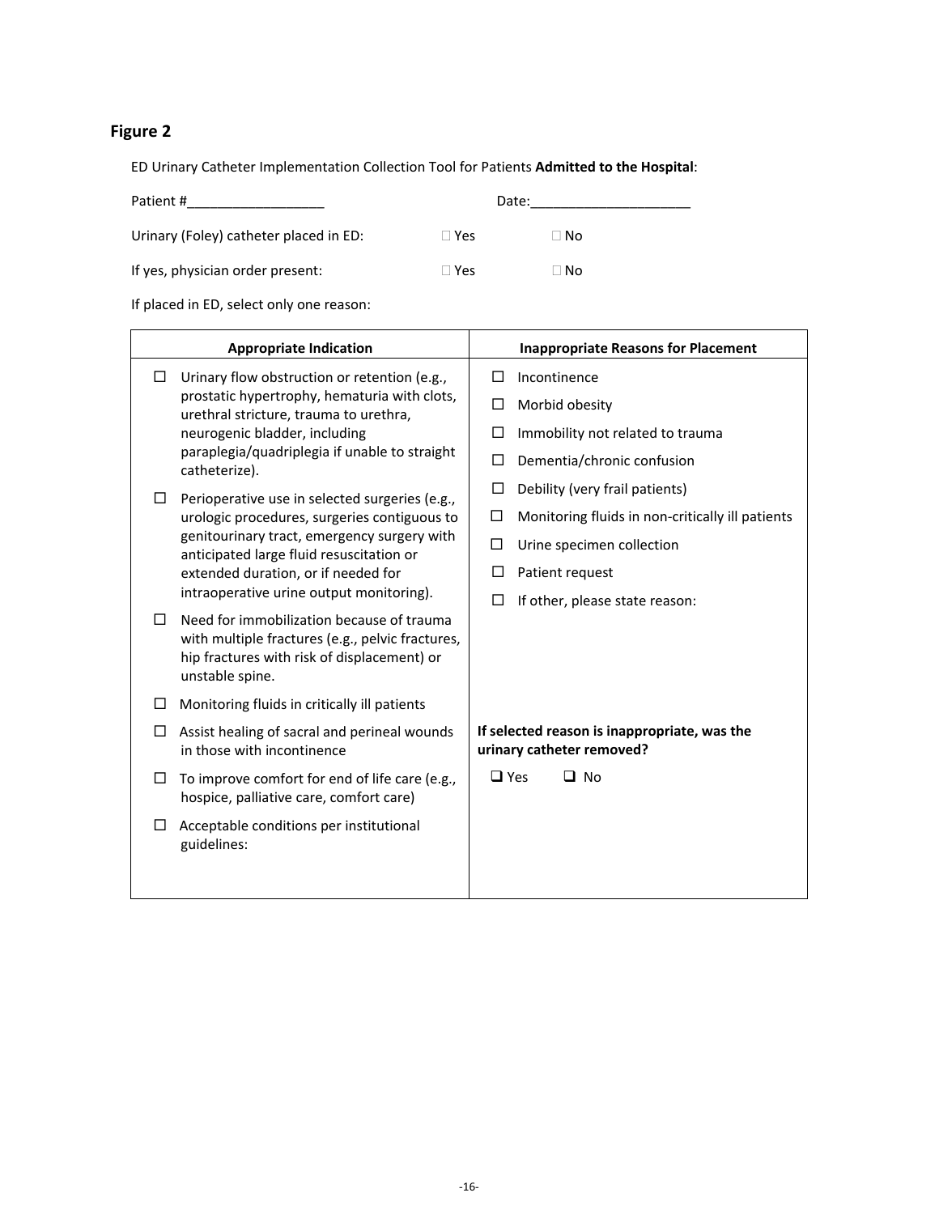## Figure 2

ED Urinary Catheter Implementation Collection Tool for Patients **Admitted to the Hospital**:

Patient #__________________ Date:_____________________

Urinary (Foley) catheter placed in ED: ☐ Yes ☐ No

If yes, physician order present: ☐ Yes ☐ No

If placed in ED, select only one reason:

| Appropriate Indication | Inappropriate Reasons for Placement |
|---|---|
| ☐ Urinary flow obstruction or retention (e.g., prostatic hypertrophy, hematuria with clots, urethral stricture, trauma to urethra, neurogenic bladder, including paraplegia/quadriplegia if unable to straight catheterize).<br>☐ Perioperative use in selected surgeries (e.g., urologic procedures, surgeries contiguous to genitourinary tract, emergency surgery with anticipated large fluid resuscitation or extended duration, or if needed for intraoperative urine output monitoring).<br>☐ Need for immobilization because of trauma with multiple fractures (e.g., pelvic fractures, hip fractures with risk of displacement) or unstable spine.<br>☐ Monitoring fluids in critically ill patients<br>☐ Assist healing of sacral and perineal wounds in those with incontinence<br>☐ To improve comfort for end of life care (e.g., hospice, palliative care, comfort care)<br>☐ Acceptable conditions per institutional guidelines: | ☐ Incontinence<br>☐ Morbid obesity<br>☐ Immobility not related to trauma<br>☐ Dementia/chronic confusion<br>☐ Debility (very frail patients)<br>☐ Monitoring fluids in non-critically ill patients<br>☐ Urine specimen collection<br>☐ Patient request<br>☐ If other, please state reason:<br><br>**If selected reason is inappropriate, was the urinary catheter removed?**<br>☐ Yes ☐ No |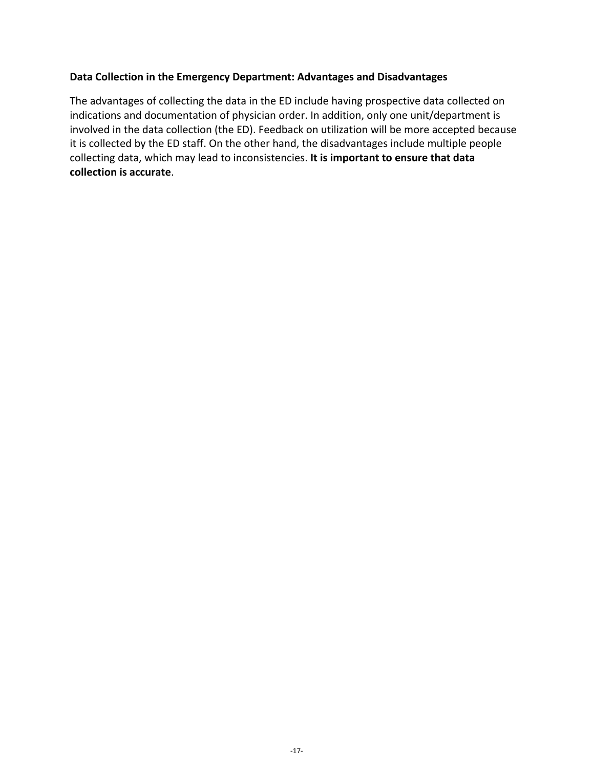**Data Collection in the Emergency Department: Advantages and Disadvantages**

The advantages of collecting the data in the ED include having prospective data collected on indications and documentation of physician order. In addition, only one unit/department is involved in the data collection (the ED). Feedback on utilization will be more accepted because it is collected by the ED staff. On the other hand, the disadvantages include multiple people collecting data, which may lead to inconsistencies. **It is important to ensure that data collection is accurate**.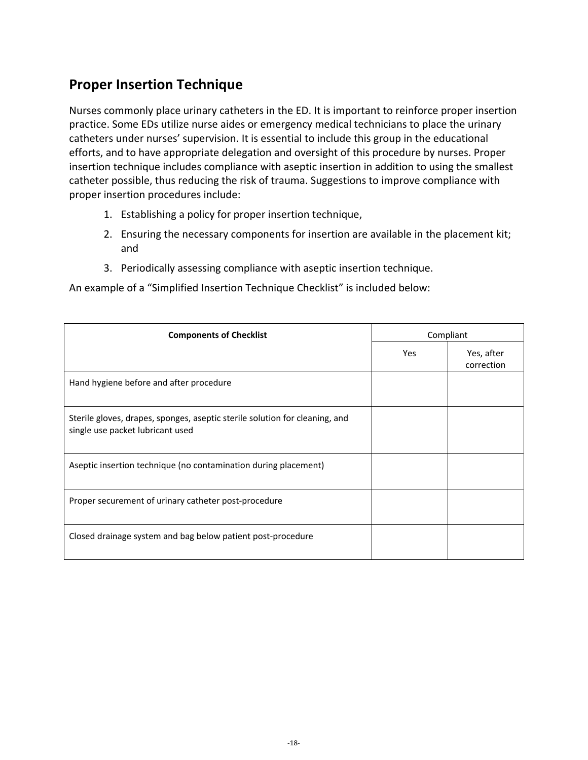## Proper Insertion Technique

Nurses commonly place urinary catheters in the ED. It is important to reinforce proper insertion practice. Some EDs utilize nurse aides or emergency medical technicians to place the urinary catheters under nurses' supervision. It is essential to include this group in the educational efforts, and to have appropriate delegation and oversight of this procedure by nurses. Proper insertion technique includes compliance with aseptic insertion in addition to using the smallest catheter possible, thus reducing the risk of trauma. Suggestions to improve compliance with proper insertion procedures include:

1. Establishing a policy for proper insertion technique,
2. Ensuring the necessary components for insertion are available in the placement kit; and
3. Periodically assessing compliance with aseptic insertion technique.

An example of a "Simplified Insertion Technique Checklist" is included below:

| **Components of Checklist** | Compliant | |
|---|---|---|
| | Yes | Yes, after correction |
| Hand hygiene before and after procedure | | |
| Sterile gloves, drapes, sponges, aseptic sterile solution for cleaning, and single use packet lubricant used | | |
| Aseptic insertion technique (no contamination during placement) | | |
| Proper securement of urinary catheter post-procedure | | |
| Closed drainage system and bag below patient post-procedure | | |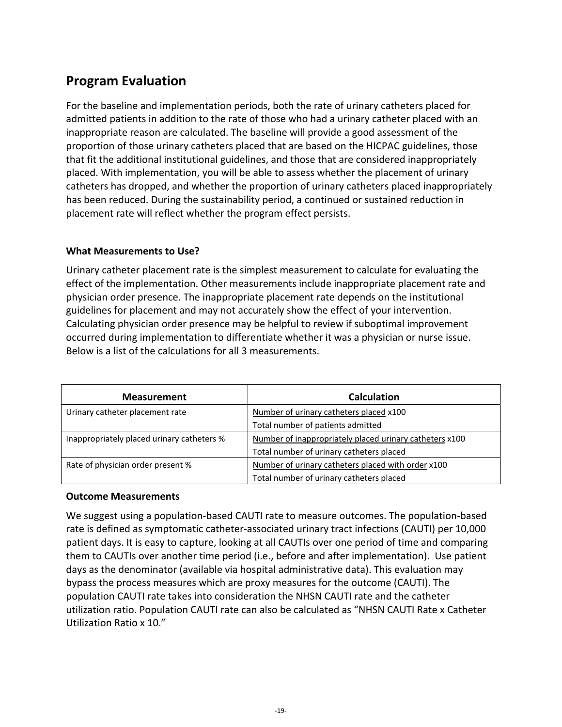## Program Evaluation

For the baseline and implementation periods, both the rate of urinary catheters placed for admitted patients in addition to the rate of those who had a urinary catheter placed with an inappropriate reason are calculated. The baseline will provide a good assessment of the proportion of those urinary catheters placed that are based on the HICPAC guidelines, those that fit the additional institutional guidelines, and those that are considered inappropriately placed. With implementation, you will be able to assess whether the placement of urinary catheters has dropped, and whether the proportion of urinary catheters placed inappropriately has been reduced. During the sustainability period, a continued or sustained reduction in placement rate will reflect whether the program effect persists.

### What Measurements to Use?

Urinary catheter placement rate is the simplest measurement to calculate for evaluating the effect of the implementation. Other measurements include inappropriate placement rate and physician order presence. The inappropriate placement rate depends on the institutional guidelines for placement and may not accurately show the effect of your intervention. Calculating physician order presence may be helpful to review if suboptimal improvement occurred during implementation to differentiate whether it was a physician or nurse issue. Below is a list of the calculations for all 3 measurements.

| Measurement | Calculation |
| --- | --- |
| Urinary catheter placement rate | Number of urinary catheters placed x100 / Total number of patients admitted |
| Inappropriately placed urinary catheters % | Number of inappropriately placed urinary catheters x100 / Total number of urinary catheters placed |
| Rate of physician order present % | Number of urinary catheters placed with order x100 / Total number of urinary catheters placed |

### Outcome Measurements

We suggest using a population-based CAUTI rate to measure outcomes. The population-based rate is defined as symptomatic catheter-associated urinary tract infections (CAUTI) per 10,000 patient days. It is easy to capture, looking at all CAUTIs over one period of time and comparing them to CAUTIs over another time period (i.e., before and after implementation). Use patient days as the denominator (available via hospital administrative data). This evaluation may bypass the process measures which are proxy measures for the outcome (CAUTI). The population CAUTI rate takes into consideration the NHSN CAUTI rate and the catheter utilization ratio. Population CAUTI rate can also be calculated as "NHSN CAUTI Rate x Catheter Utilization Ratio x 10."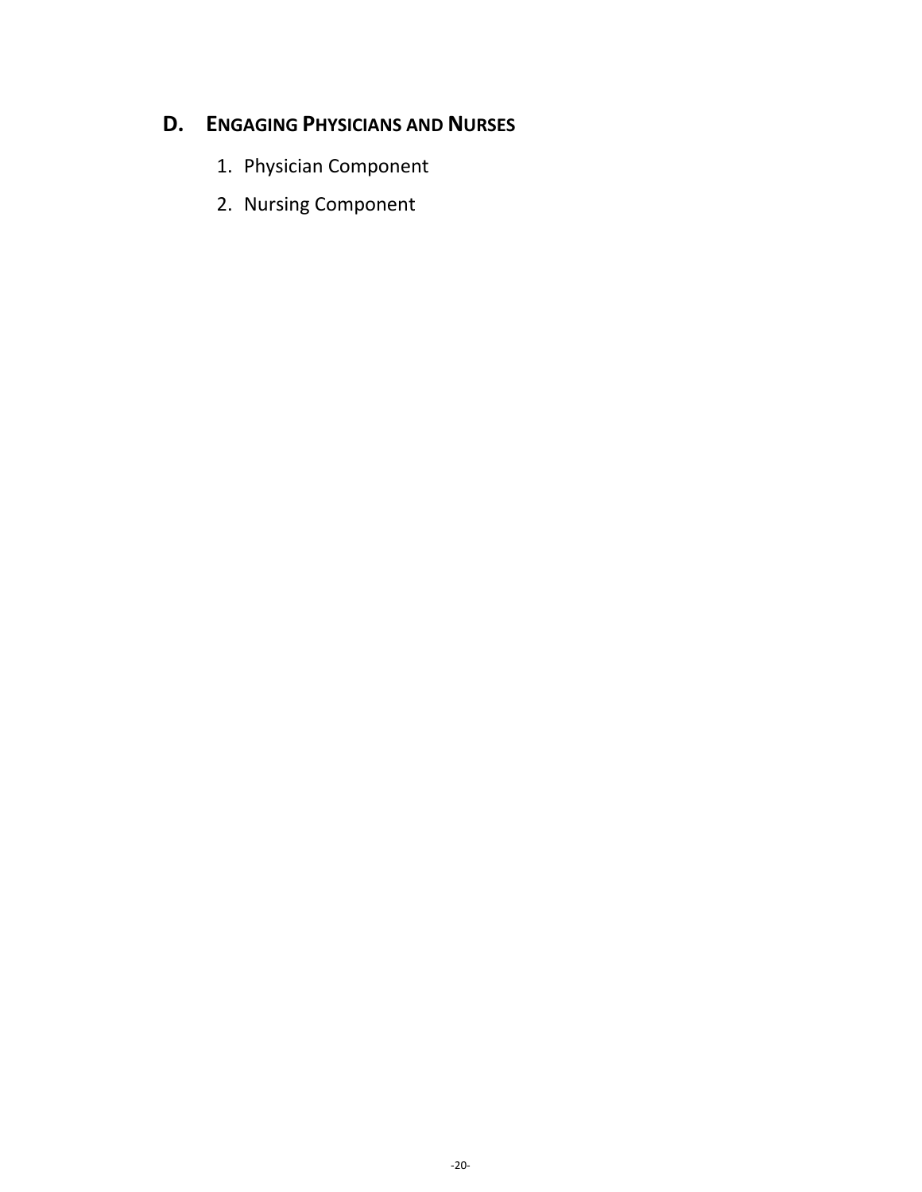## D. ENGAGING PHYSICIANS AND NURSES

1. Physician Component

2. Nursing Component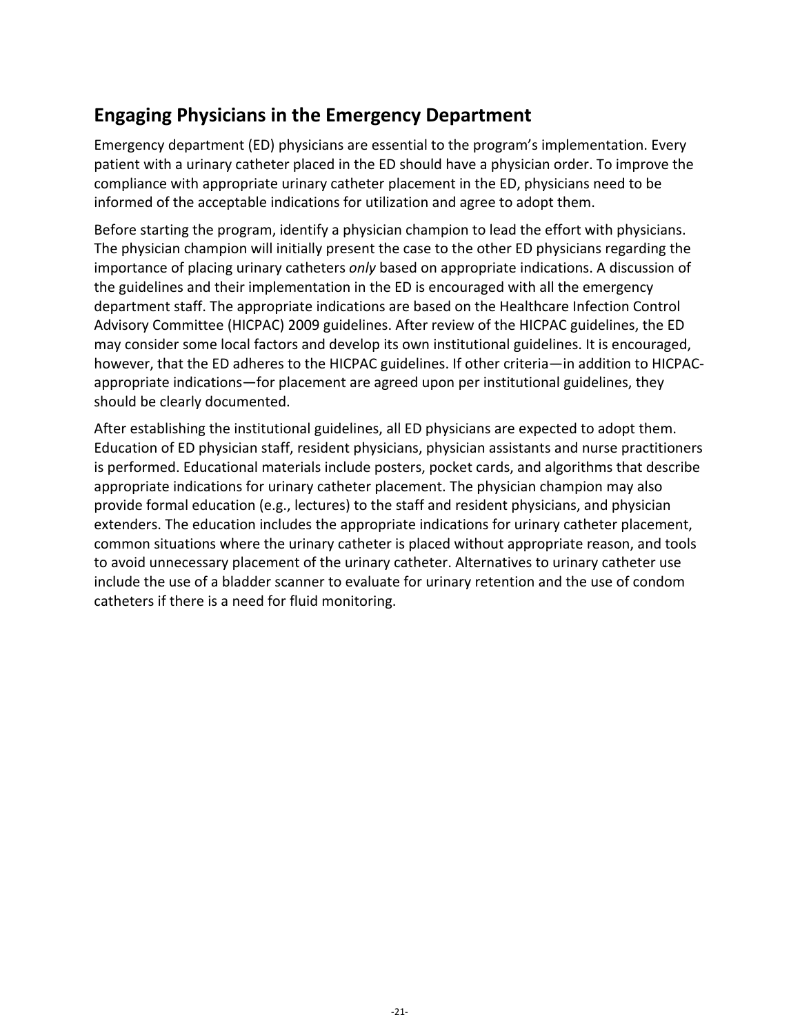## Engaging Physicians in the Emergency Department

Emergency department (ED) physicians are essential to the program's implementation. Every patient with a urinary catheter placed in the ED should have a physician order. To improve the compliance with appropriate urinary catheter placement in the ED, physicians need to be informed of the acceptable indications for utilization and agree to adopt them.

Before starting the program, identify a physician champion to lead the effort with physicians. The physician champion will initially present the case to the other ED physicians regarding the importance of placing urinary catheters *only* based on appropriate indications. A discussion of the guidelines and their implementation in the ED is encouraged with all the emergency department staff. The appropriate indications are based on the Healthcare Infection Control Advisory Committee (HICPAC) 2009 guidelines. After review of the HICPAC guidelines, the ED may consider some local factors and develop its own institutional guidelines. It is encouraged, however, that the ED adheres to the HICPAC guidelines. If other criteria—in addition to HICPAC-appropriate indications—for placement are agreed upon per institutional guidelines, they should be clearly documented.

After establishing the institutional guidelines, all ED physicians are expected to adopt them. Education of ED physician staff, resident physicians, physician assistants and nurse practitioners is performed. Educational materials include posters, pocket cards, and algorithms that describe appropriate indications for urinary catheter placement. The physician champion may also provide formal education (e.g., lectures) to the staff and resident physicians, and physician extenders. The education includes the appropriate indications for urinary catheter placement, common situations where the urinary catheter is placed without appropriate reason, and tools to avoid unnecessary placement of the urinary catheter. Alternatives to urinary catheter use include the use of a bladder scanner to evaluate for urinary retention and the use of condom catheters if there is a need for fluid monitoring.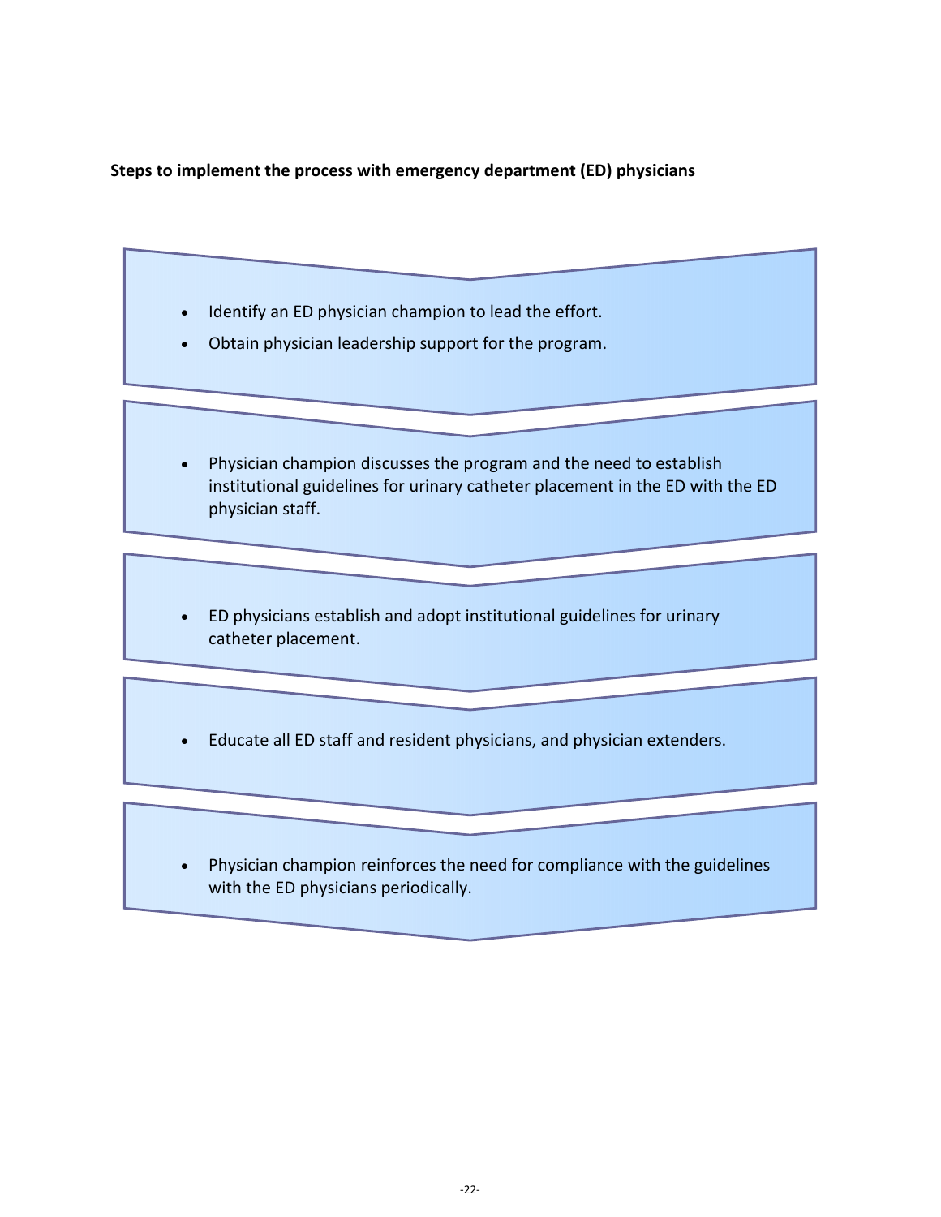**Steps to implement the process with emergency department (ED) physicians**

- Identify an ED physician champion to lead the effort.
- Obtain physician leadership support for the program.

- Physician champion discusses the program and the need to establish institutional guidelines for urinary catheter placement in the ED with the ED physician staff.

- ED physicians establish and adopt institutional guidelines for urinary catheter placement.

- Educate all ED staff and resident physicians, and physician extenders.

- Physician champion reinforces the need for compliance with the guidelines with the ED physicians periodically.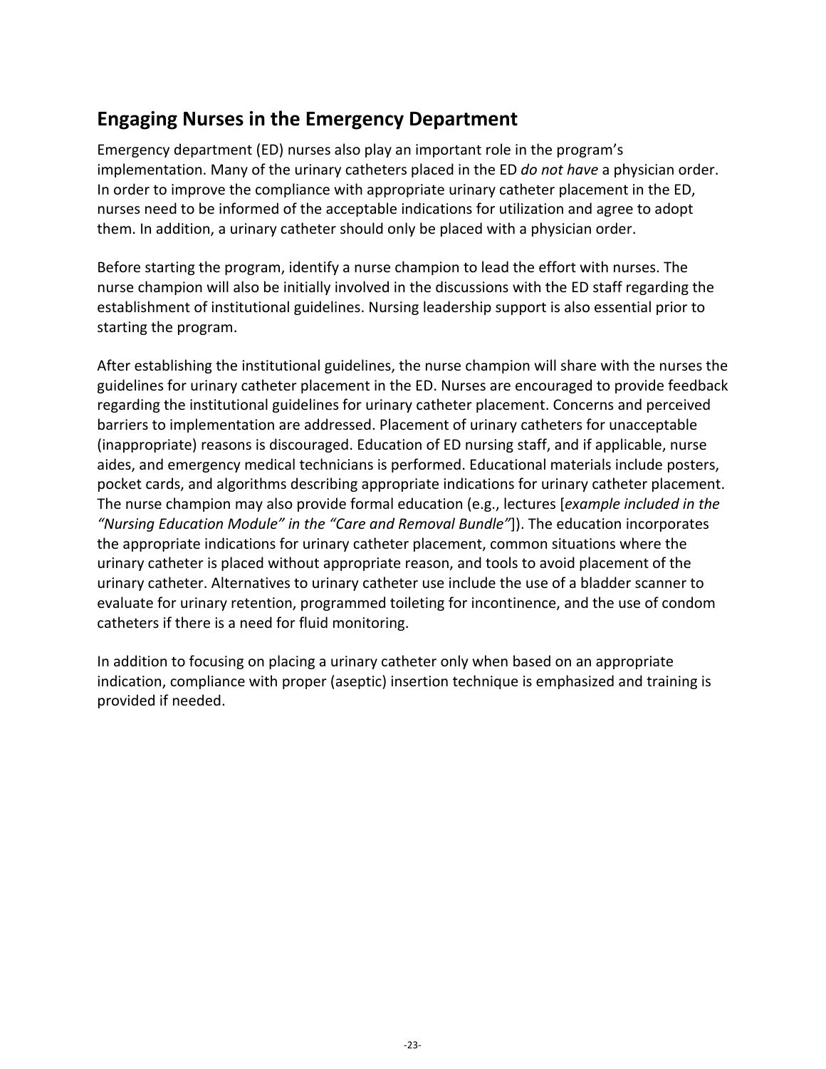## Engaging Nurses in the Emergency Department

Emergency department (ED) nurses also play an important role in the program's implementation. Many of the urinary catheters placed in the ED *do not have* a physician order. In order to improve the compliance with appropriate urinary catheter placement in the ED, nurses need to be informed of the acceptable indications for utilization and agree to adopt them. In addition, a urinary catheter should only be placed with a physician order.

Before starting the program, identify a nurse champion to lead the effort with nurses. The nurse champion will also be initially involved in the discussions with the ED staff regarding the establishment of institutional guidelines. Nursing leadership support is also essential prior to starting the program.

After establishing the institutional guidelines, the nurse champion will share with the nurses the guidelines for urinary catheter placement in the ED. Nurses are encouraged to provide feedback regarding the institutional guidelines for urinary catheter placement. Concerns and perceived barriers to implementation are addressed. Placement of urinary catheters for unacceptable (inappropriate) reasons is discouraged. Education of ED nursing staff, and if applicable, nurse aides, and emergency medical technicians is performed. Educational materials include posters, pocket cards, and algorithms describing appropriate indications for urinary catheter placement. The nurse champion may also provide formal education (e.g., lectures [*example included in the "Nursing Education Module" in the "Care and Removal Bundle"*]). The education incorporates the appropriate indications for urinary catheter placement, common situations where the urinary catheter is placed without appropriate reason, and tools to avoid placement of the urinary catheter. Alternatives to urinary catheter use include the use of a bladder scanner to evaluate for urinary retention, programmed toileting for incontinence, and the use of condom catheters if there is a need for fluid monitoring.

In addition to focusing on placing a urinary catheter only when based on an appropriate indication, compliance with proper (aseptic) insertion technique is emphasized and training is provided if needed.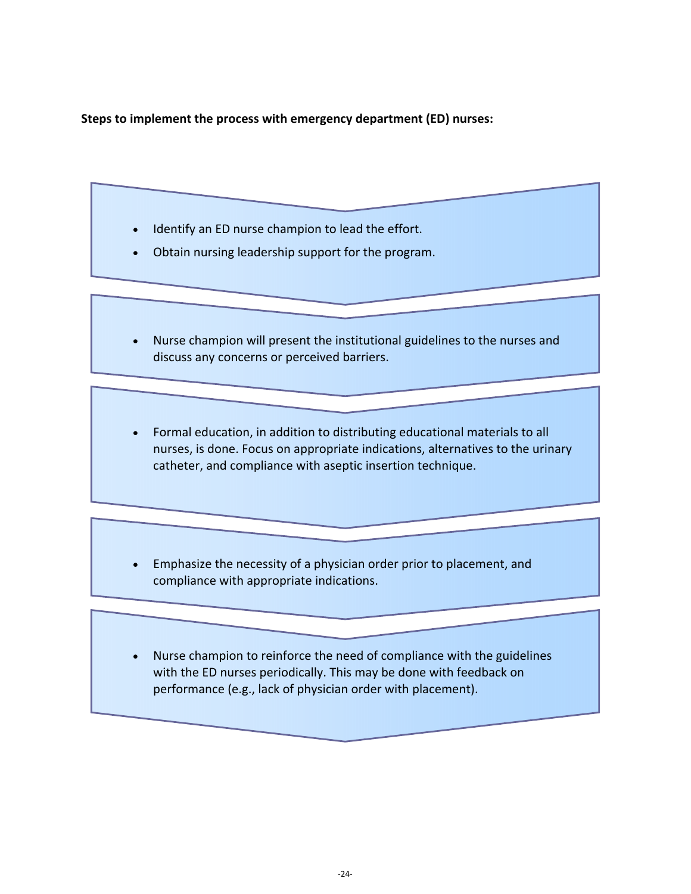**Steps to implement the process with emergency department (ED) nurses:**

- Identify an ED nurse champion to lead the effort.
- Obtain nursing leadership support for the program.

- Nurse champion will present the institutional guidelines to the nurses and discuss any concerns or perceived barriers.

- Formal education, in addition to distributing educational materials to all nurses, is done. Focus on appropriate indications, alternatives to the urinary catheter, and compliance with aseptic insertion technique.

- Emphasize the necessity of a physician order prior to placement, and compliance with appropriate indications.

- Nurse champion to reinforce the need of compliance with the guidelines with the ED nurses periodically. This may be done with feedback on performance (e.g., lack of physician order with placement).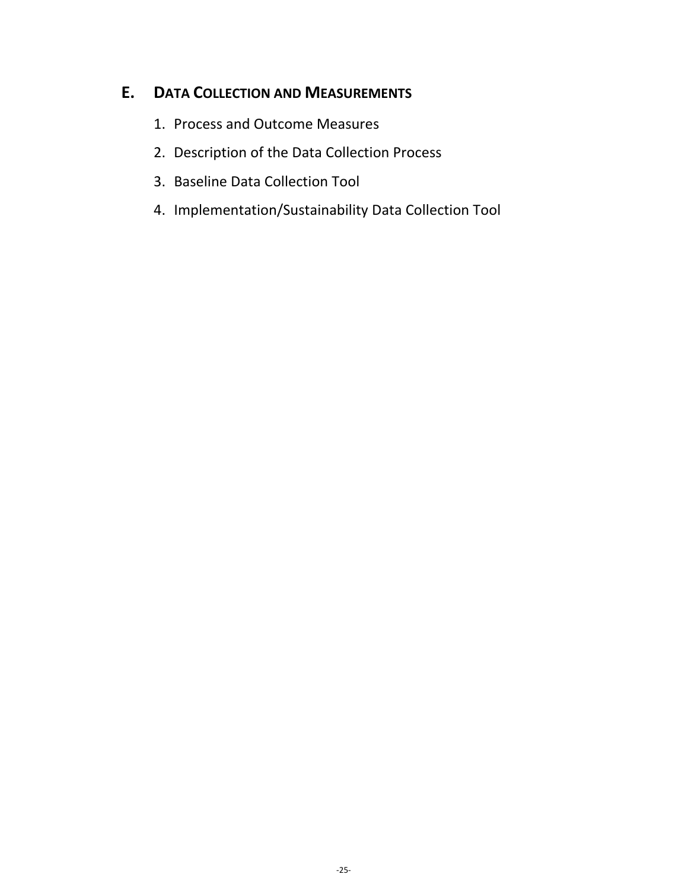## E. DATA COLLECTION AND MEASUREMENTS

1. Process and Outcome Measures
2. Description of the Data Collection Process
3. Baseline Data Collection Tool
4. Implementation/Sustainability Data Collection Tool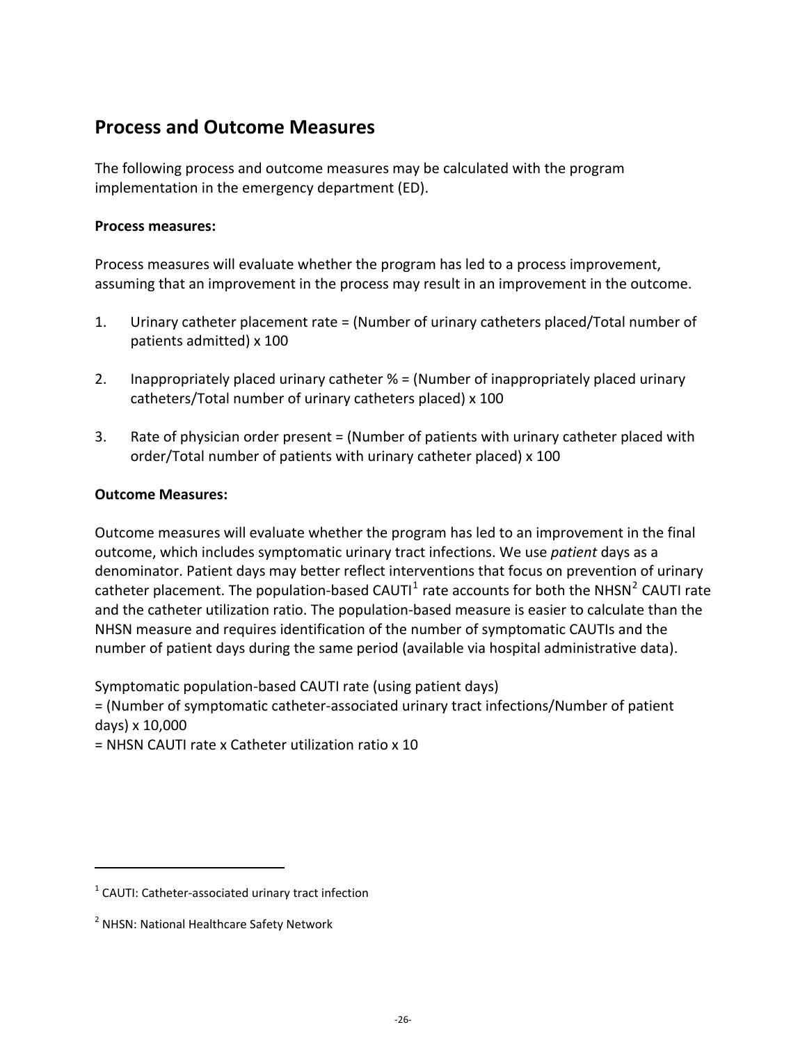## Process and Outcome Measures

The following process and outcome measures may be calculated with the program implementation in the emergency department (ED).

**Process measures:**

Process measures will evaluate whether the program has led to a process improvement, assuming that an improvement in the process may result in an improvement in the outcome.

1. Urinary catheter placement rate = (Number of urinary catheters placed/Total number of patients admitted) x 100

2. Inappropriately placed urinary catheter % = (Number of inappropriately placed urinary catheters/Total number of urinary catheters placed) x 100

3. Rate of physician order present = (Number of patients with urinary catheter placed with order/Total number of patients with urinary catheter placed) x 100

**Outcome Measures:**

Outcome measures will evaluate whether the program has led to an improvement in the final outcome, which includes symptomatic urinary tract infections. We use *patient* days as a denominator. Patient days may better reflect interventions that focus on prevention of urinary catheter placement. The population-based CAUTI[1] rate accounts for both the NHSN[2] CAUTI rate and the catheter utilization ratio. The population-based measure is easier to calculate than the NHSN measure and requires identification of the number of symptomatic CAUTIs and the number of patient days during the same period (available via hospital administrative data).

Symptomatic population-based CAUTI rate (using patient days)
= (Number of symptomatic catheter-associated urinary tract infections/Number of patient days) x 10,000
= NHSN CAUTI rate x Catheter utilization ratio x 10

---

[1] CAUTI: Catheter-associated urinary tract infection

[2] NHSN: National Healthcare Safety Network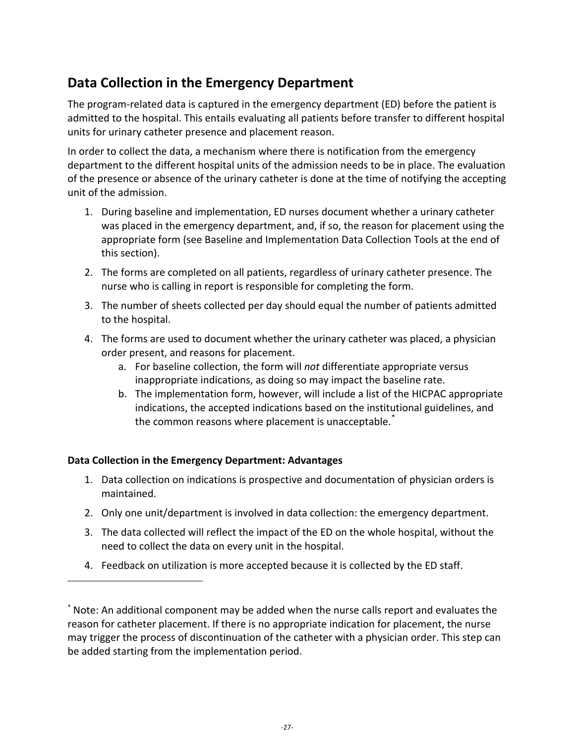## Data Collection in the Emergency Department

The program-related data is captured in the emergency department (ED) before the patient is admitted to the hospital. This entails evaluating all patients before transfer to different hospital units for urinary catheter presence and placement reason.

In order to collect the data, a mechanism where there is notification from the emergency department to the different hospital units of the admission needs to be in place. The evaluation of the presence or absence of the urinary catheter is done at the time of notifying the accepting unit of the admission.

1. During baseline and implementation, ED nurses document whether a urinary catheter was placed in the emergency department, and, if so, the reason for placement using the appropriate form (see Baseline and Implementation Data Collection Tools at the end of this section).
2. The forms are completed on all patients, regardless of urinary catheter presence. The nurse who is calling in report is responsible for completing the form.
3. The number of sheets collected per day should equal the number of patients admitted to the hospital.
4. The forms are used to document whether the urinary catheter was placed, a physician order present, and reasons for placement.
    a. For baseline collection, the form will *not* differentiate appropriate versus inappropriate indications, as doing so may impact the baseline rate.
    b. The implementation form, however, will include a list of the HICPAC appropriate indications, the accepted indications based on the institutional guidelines, and the common reasons where placement is unacceptable.*

**Data Collection in the Emergency Department: Advantages**

1. Data collection on indications is prospective and documentation of physician orders is maintained.
2. Only one unit/department is involved in data collection: the emergency department.
3. The data collected will reflect the impact of the ED on the whole hospital, without the need to collect the data on every unit in the hospital.
4. Feedback on utilization is more accepted because it is collected by the ED staff.

---

* Note: An additional component may be added when the nurse calls report and evaluates the reason for catheter placement. If there is no appropriate indication for placement, the nurse may trigger the process of discontinuation of the catheter with a physician order. This step can be added starting from the implementation period.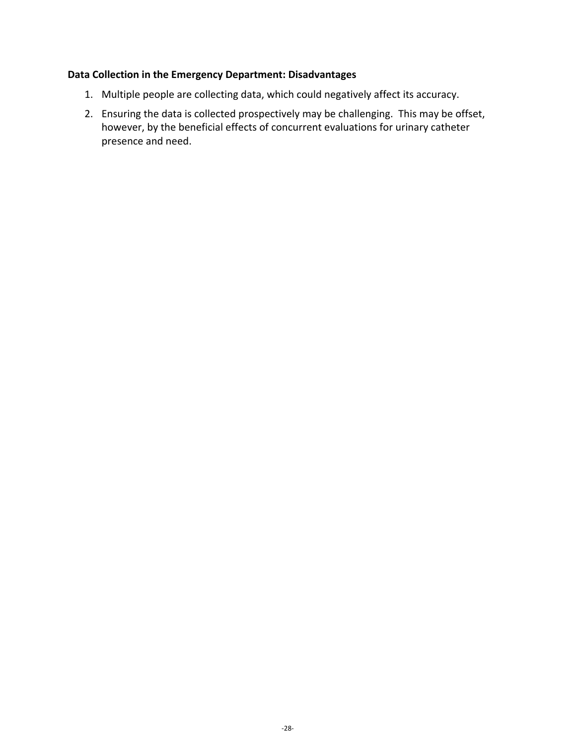**Data Collection in the Emergency Department: Disadvantages**

1. Multiple people are collecting data, which could negatively affect its accuracy.
2. Ensuring the data is collected prospectively may be challenging. This may be offset, however, by the beneficial effects of concurrent evaluations for urinary catheter presence and need.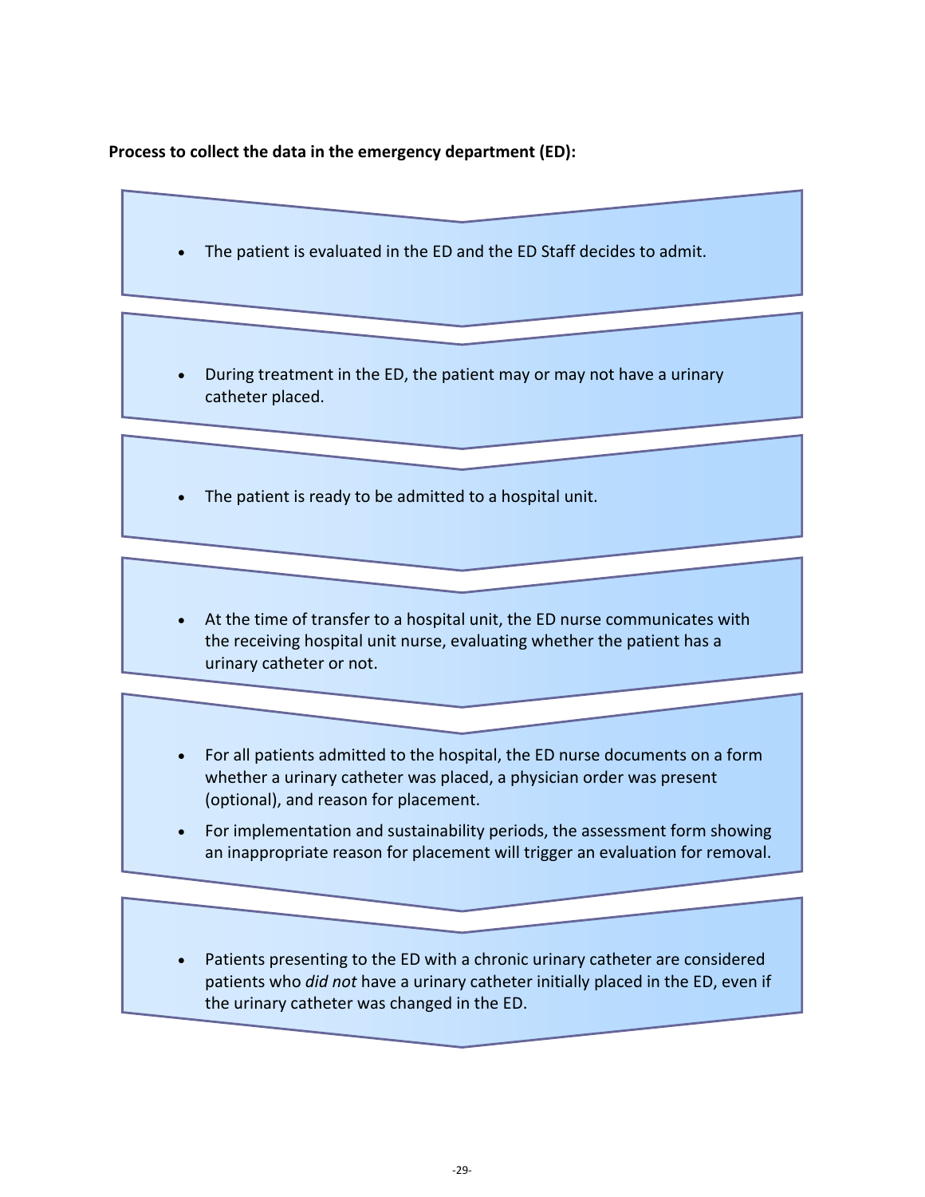**Process to collect the data in the emergency department (ED):**

- The patient is evaluated in the ED and the ED Staff decides to admit.

- During treatment in the ED, the patient may or may not have a urinary catheter placed.

- The patient is ready to be admitted to a hospital unit.

- At the time of transfer to a hospital unit, the ED nurse communicates with the receiving hospital unit nurse, evaluating whether the patient has a urinary catheter or not.

- For all patients admitted to the hospital, the ED nurse documents on a form whether a urinary catheter was placed, a physician order was present (optional), and reason for placement.
- For implementation and sustainability periods, the assessment form showing an inappropriate reason for placement will trigger an evaluation for removal.

- Patients presenting to the ED with a chronic urinary catheter are considered patients who *did not* have a urinary catheter initially placed in the ED, even if the urinary catheter was changed in the ED.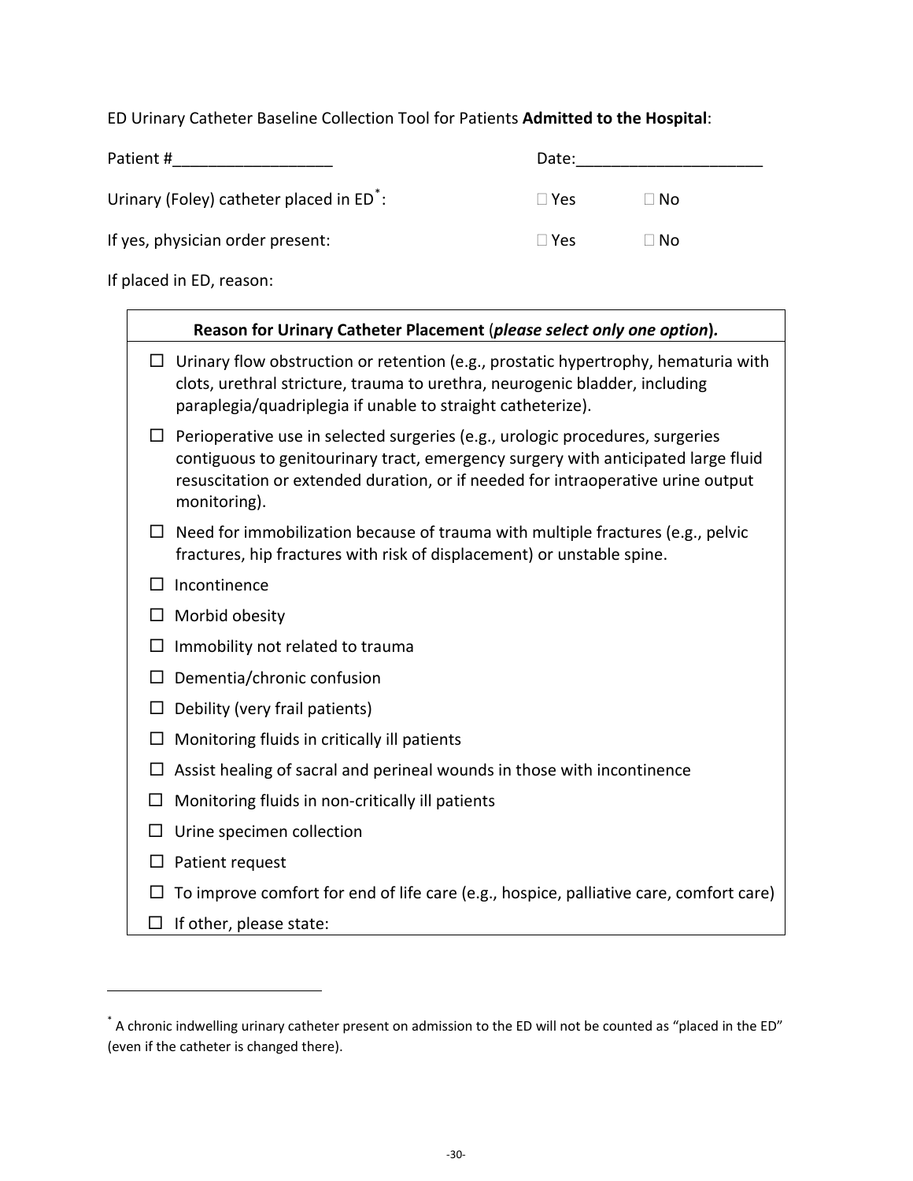ED Urinary Catheter Baseline Collection Tool for Patients **Admitted to the Hospital**:

Patient #__________________ Date:_____________________

Urinary (Foley) catheter placed in ED[*]: ☐ Yes ☐ No

If yes, physician order present: ☐ Yes ☐ No

If placed in ED, reason:

| **Reason for Urinary Catheter Placement** (***please select only one option***)**.** |
|---|
| ☐ Urinary flow obstruction or retention (e.g., prostatic hypertrophy, hematuria with clots, urethral stricture, trauma to urethra, neurogenic bladder, including paraplegia/quadriplegia if unable to straight catheterize). |
| ☐ Perioperative use in selected surgeries (e.g., urologic procedures, surgeries contiguous to genitourinary tract, emergency surgery with anticipated large fluid resuscitation or extended duration, or if needed for intraoperative urine output monitoring). |
| ☐ Need for immobilization because of trauma with multiple fractures (e.g., pelvic fractures, hip fractures with risk of displacement) or unstable spine. |
| ☐ Incontinence |
| ☐ Morbid obesity |
| ☐ Immobility not related to trauma |
| ☐ Dementia/chronic confusion |
| ☐ Debility (very frail patients) |
| ☐ Monitoring fluids in critically ill patients |
| ☐ Assist healing of sacral and perineal wounds in those with incontinence |
| ☐ Monitoring fluids in non-critically ill patients |
| ☐ Urine specimen collection |
| ☐ Patient request |
| ☐ To improve comfort for end of life care (e.g., hospice, palliative care, comfort care) |
| ☐ If other, please state: |

[*] A chronic indwelling urinary catheter present on admission to the ED will not be counted as "placed in the ED" (even if the catheter is changed there).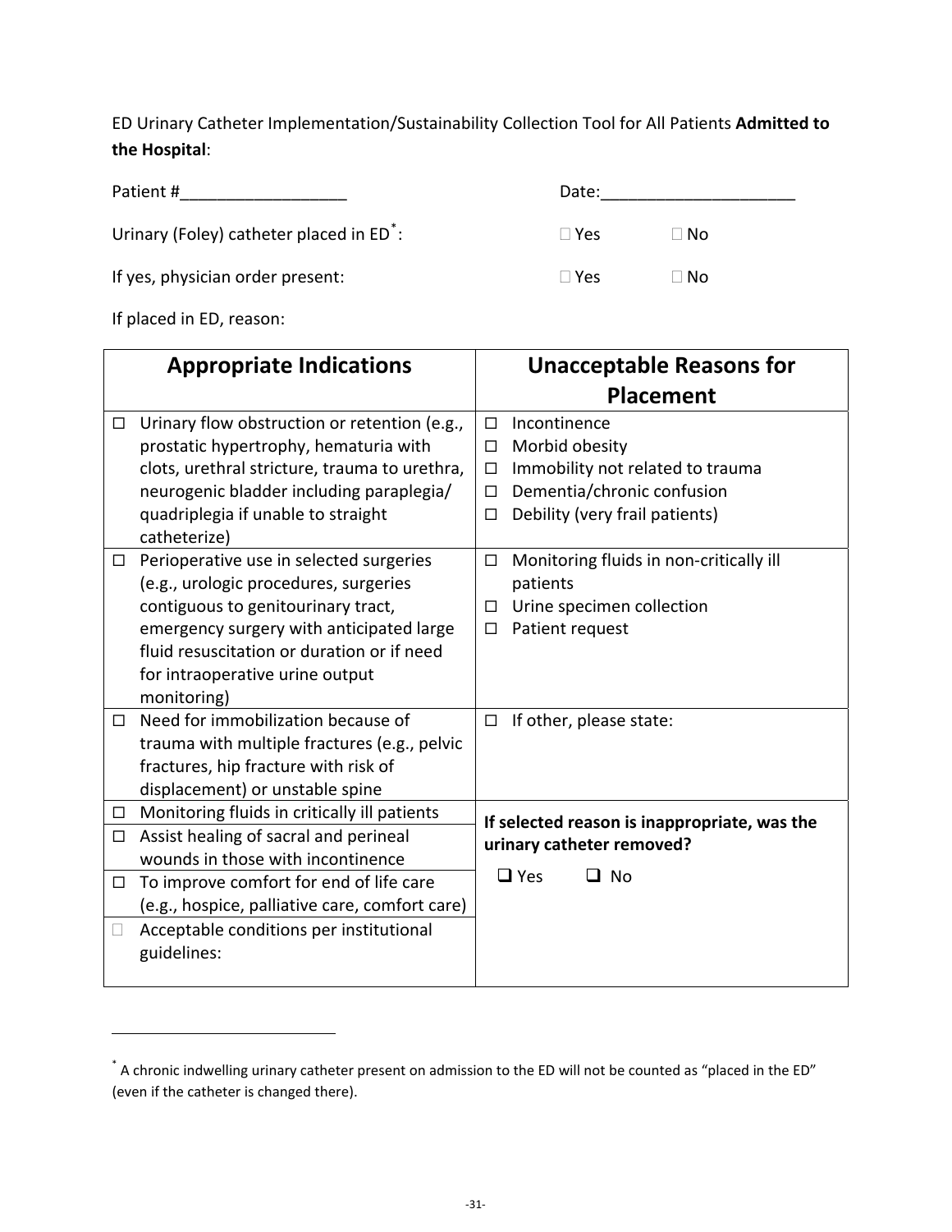ED Urinary Catheter Implementation/Sustainability Collection Tool for All Patients **Admitted to the Hospital**:

Patient #__________________ Date:_____________________

Urinary (Foley) catheter placed in ED*: ☐ Yes ☐ No

If yes, physician order present: ☐ Yes ☐ No

If placed in ED, reason:

| Appropriate Indications | Unacceptable Reasons for Placement |
|---|---|
| ☐ Urinary flow obstruction or retention (e.g., prostatic hypertrophy, hematuria with clots, urethral stricture, trauma to urethra, neurogenic bladder including paraplegia/ quadriplegia if unable to straight catheterize) | ☐ Incontinence<br>☐ Morbid obesity<br>☐ Immobility not related to trauma<br>☐ Dementia/chronic confusion<br>☐ Debility (very frail patients) |
| ☐ Perioperative use in selected surgeries (e.g., urologic procedures, surgeries contiguous to genitourinary tract, emergency surgery with anticipated large fluid resuscitation or duration or if need for intraoperative urine output monitoring) | ☐ Monitoring fluids in non-critically ill patients<br>☐ Urine specimen collection<br>☐ Patient request |
| ☐ Need for immobilization because of trauma with multiple fractures (e.g., pelvic fractures, hip fracture with risk of displacement) or unstable spine | ☐ If other, please state: |
| ☐ Monitoring fluids in critically ill patients<br>☐ Assist healing of sacral and perineal wounds in those with incontinence<br>☐ To improve comfort for end of life care (e.g., hospice, palliative care, comfort care)<br>☐ Acceptable conditions per institutional guidelines: | **If selected reason is inappropriate, was the urinary catheter removed?**<br>☐ Yes ☐ No |

* A chronic indwelling urinary catheter present on admission to the ED will not be counted as "placed in the ED" (even if the catheter is changed there).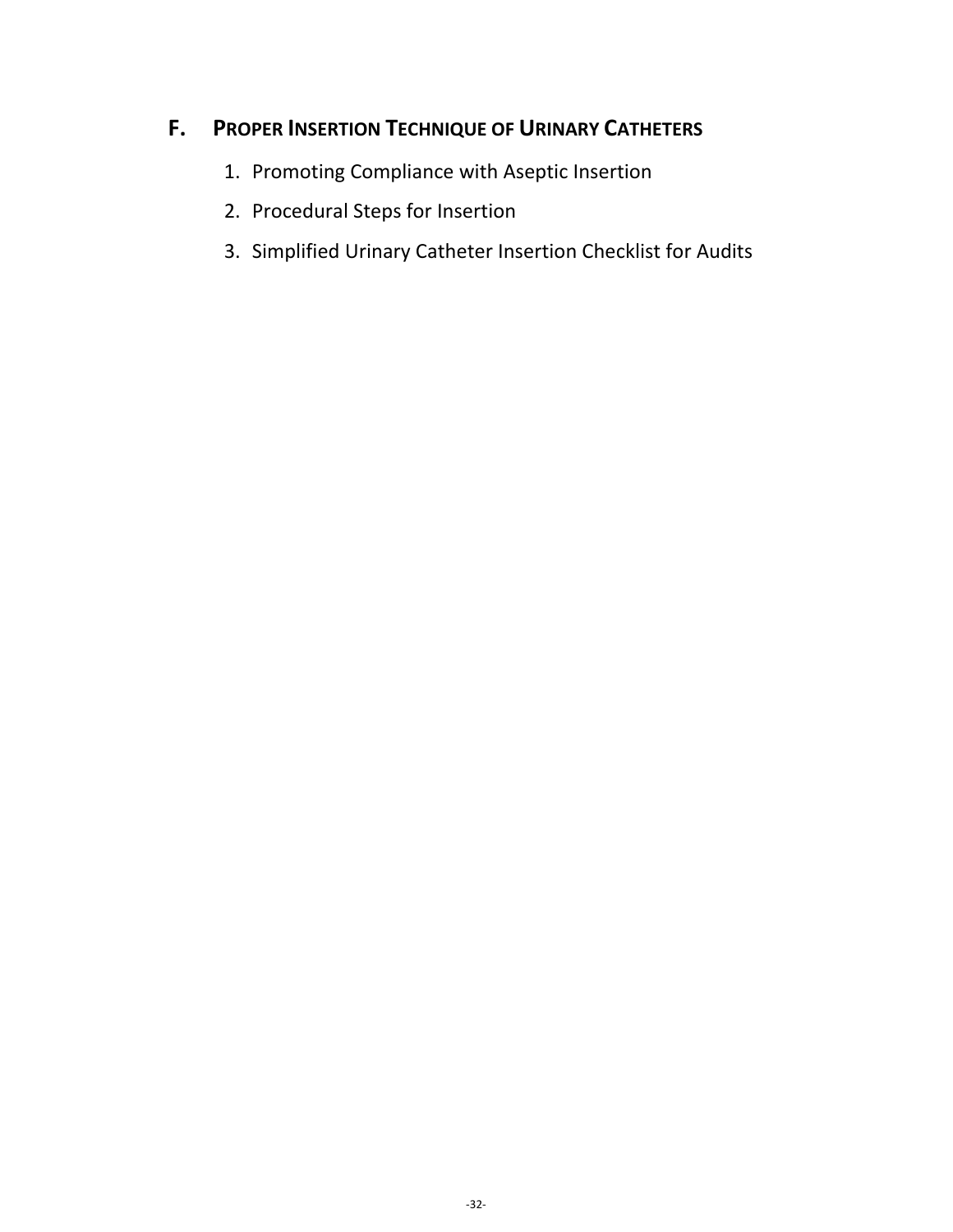## F. PROPER INSERTION TECHNIQUE OF URINARY CATHETERS

1. Promoting Compliance with Aseptic Insertion
2. Procedural Steps for Insertion
3. Simplified Urinary Catheter Insertion Checklist for Audits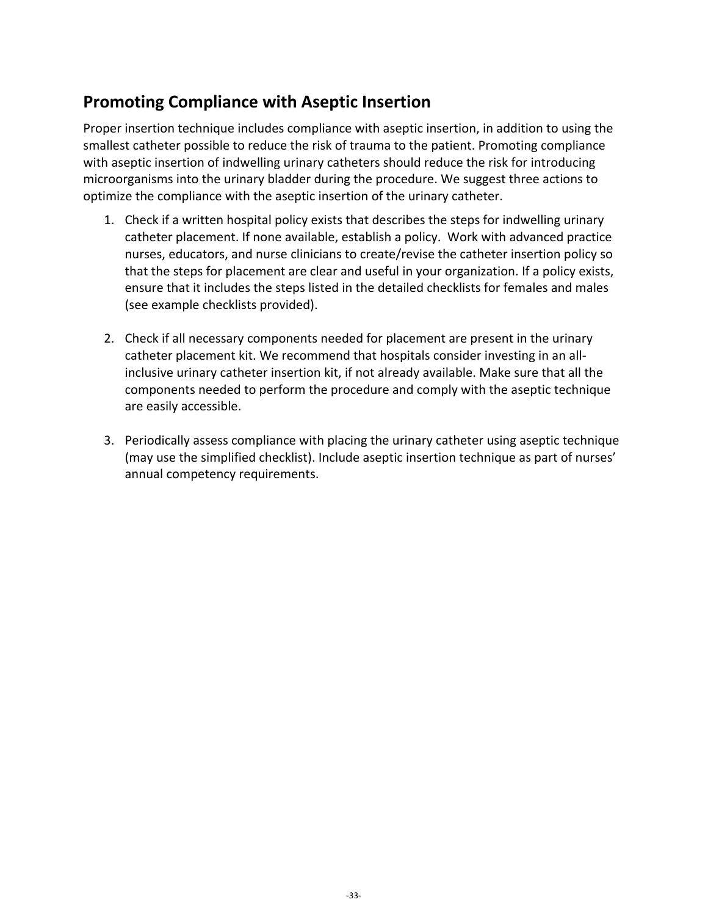## Promoting Compliance with Aseptic Insertion

Proper insertion technique includes compliance with aseptic insertion, in addition to using the smallest catheter possible to reduce the risk of trauma to the patient. Promoting compliance with aseptic insertion of indwelling urinary catheters should reduce the risk for introducing microorganisms into the urinary bladder during the procedure. We suggest three actions to optimize the compliance with the aseptic insertion of the urinary catheter.

1. Check if a written hospital policy exists that describes the steps for indwelling urinary catheter placement. If none available, establish a policy. Work with advanced practice nurses, educators, and nurse clinicians to create/revise the catheter insertion policy so that the steps for placement are clear and useful in your organization. If a policy exists, ensure that it includes the steps listed in the detailed checklists for females and males (see example checklists provided).

2. Check if all necessary components needed for placement are present in the urinary catheter placement kit. We recommend that hospitals consider investing in an all-inclusive urinary catheter insertion kit, if not already available. Make sure that all the components needed to perform the procedure and comply with the aseptic technique are easily accessible.

3. Periodically assess compliance with placing the urinary catheter using aseptic technique (may use the simplified checklist). Include aseptic insertion technique as part of nurses' annual competency requirements.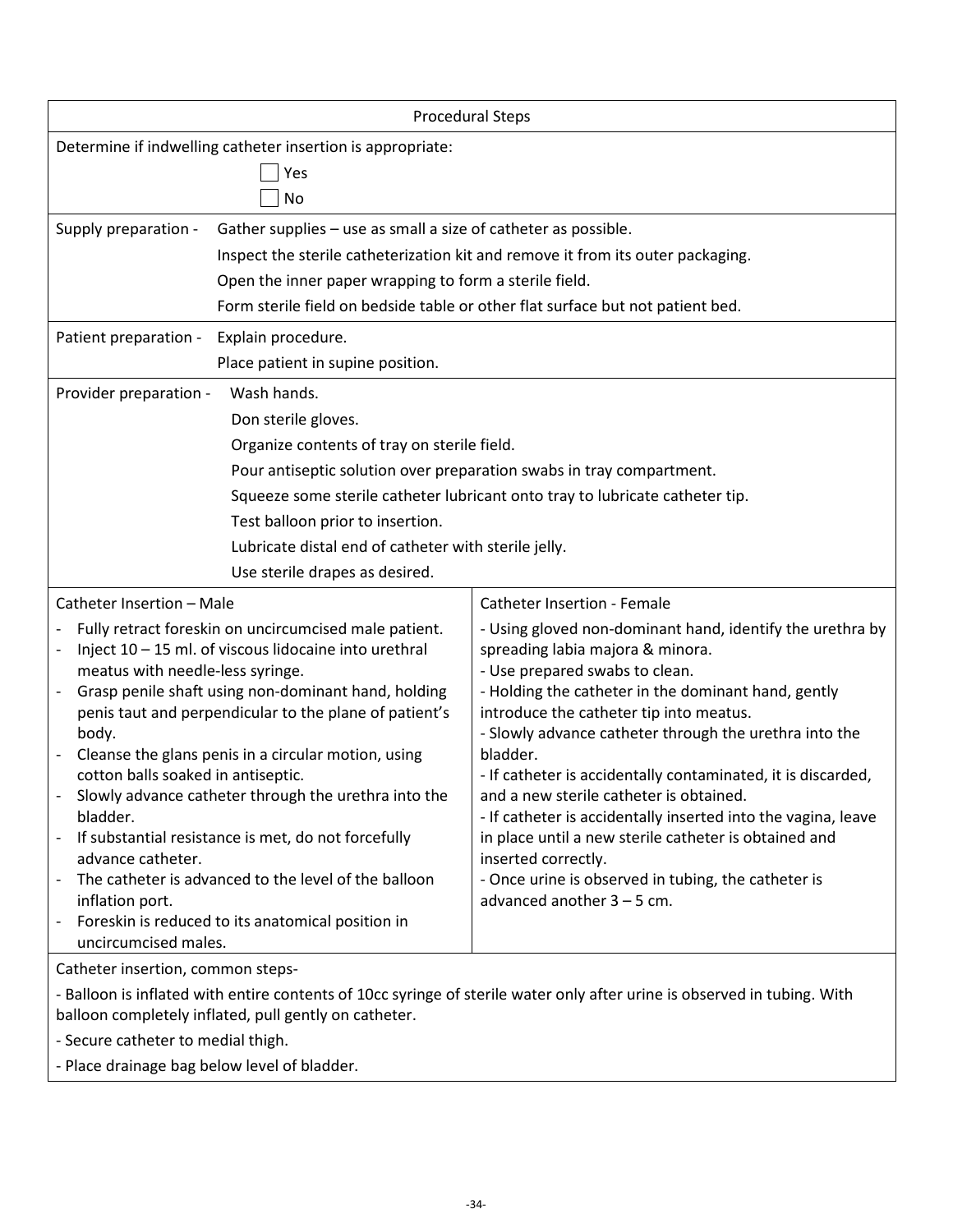| Procedural Steps | |
|---|---|
| Determine if indwelling catheter insertion is appropriate:<br>☐ Yes<br>☐ No | |
| Supply preparation - Gather supplies – use as small a size of catheter as possible.<br>Inspect the sterile catheterization kit and remove it from its outer packaging.<br>Open the inner paper wrapping to form a sterile field.<br>Form sterile field on bedside table or other flat surface but not patient bed. | |
| Patient preparation - Explain procedure.<br>Place patient in supine position. | |
| Provider preparation - Wash hands.<br>Don sterile gloves.<br>Organize contents of tray on sterile field.<br>Pour antiseptic solution over preparation swabs in tray compartment.<br>Squeeze some sterile catheter lubricant onto tray to lubricate catheter tip.<br>Test balloon prior to insertion.<br>Lubricate distal end of catheter with sterile jelly.<br>Use sterile drapes as desired. | |
| Catheter Insertion – Male | Catheter Insertion - Female |
| - Fully retract foreskin on uncircumcised male patient.<br>- Inject 10 – 15 ml. of viscous lidocaine into urethral meatus with needle-less syringe.<br>- Grasp penile shaft using non-dominant hand, holding penis taut and perpendicular to the plane of patient's body.<br>- Cleanse the glans penis in a circular motion, using cotton balls soaked in antiseptic.<br>- Slowly advance catheter through the urethra into the bladder.<br>- If substantial resistance is met, do not forcefully advance catheter.<br>- The catheter is advanced to the level of the balloon inflation port.<br>- Foreskin is reduced to its anatomical position in uncircumcised males. | - Using gloved non-dominant hand, identify the urethra by spreading labia majora & minora.<br>- Use prepared swabs to clean.<br>- Holding the catheter in the dominant hand, gently introduce the catheter tip into meatus.<br>- Slowly advance catheter through the urethra into the bladder.<br>- If catheter is accidentally contaminated, it is discarded, and a new sterile catheter is obtained.<br>- If catheter is accidentally inserted into the vagina, leave in place until a new sterile catheter is obtained and inserted correctly.<br>- Once urine is observed in tubing, the catheter is advanced another 3 – 5 cm. |
| Catheter insertion, common steps-<br>- Balloon is inflated with entire contents of 10cc syringe of sterile water only after urine is observed in tubing. With balloon completely inflated, pull gently on catheter.<br>- Secure catheter to medial thigh.<br>- Place drainage bag below level of bladder. | |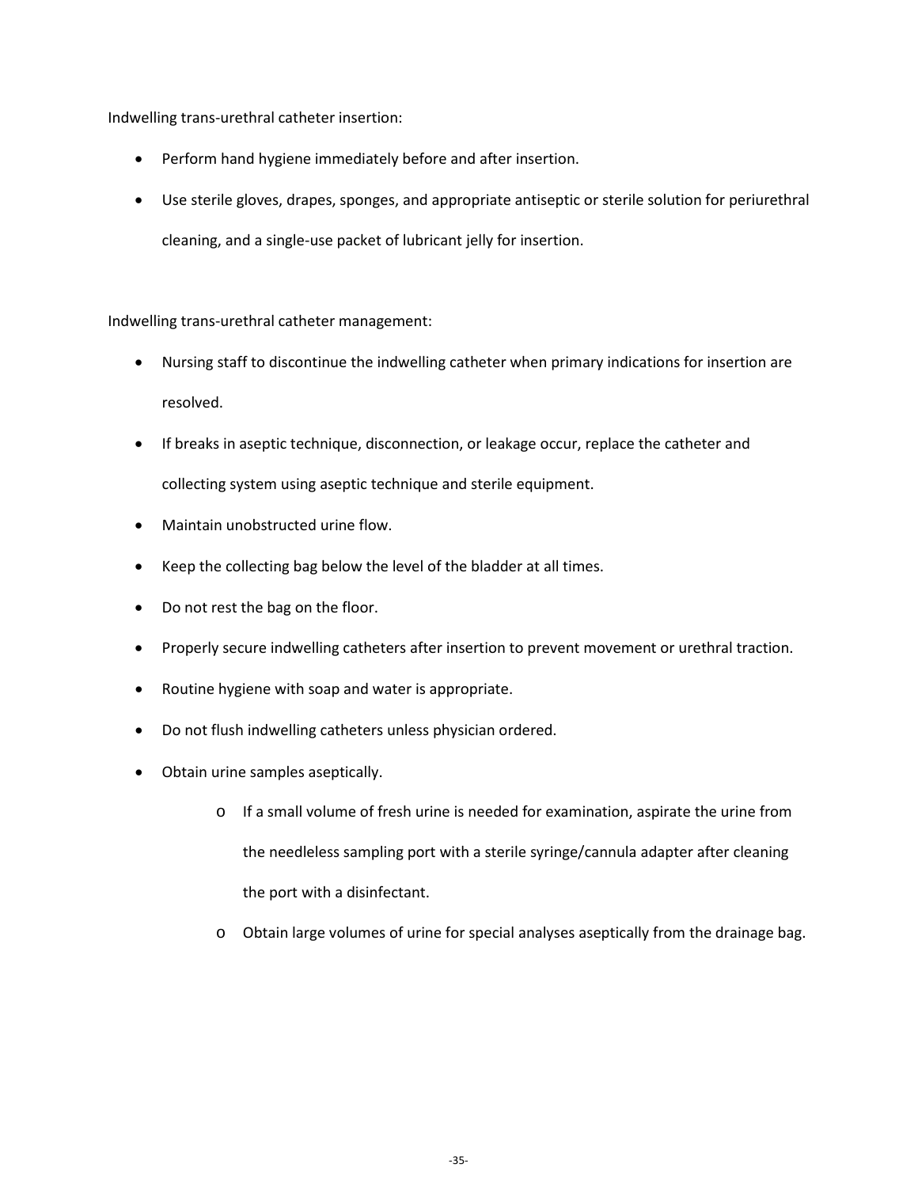Indwelling trans-urethral catheter insertion:

- Perform hand hygiene immediately before and after insertion.
- Use sterile gloves, drapes, sponges, and appropriate antiseptic or sterile solution for periurethral cleaning, and a single-use packet of lubricant jelly for insertion.

Indwelling trans-urethral catheter management:

- Nursing staff to discontinue the indwelling catheter when primary indications for insertion are resolved.
- If breaks in aseptic technique, disconnection, or leakage occur, replace the catheter and collecting system using aseptic technique and sterile equipment.
- Maintain unobstructed urine flow.
- Keep the collecting bag below the level of the bladder at all times.
- Do not rest the bag on the floor.
- Properly secure indwelling catheters after insertion to prevent movement or urethral traction.
- Routine hygiene with soap and water is appropriate.
- Do not flush indwelling catheters unless physician ordered.
- Obtain urine samples aseptically.
    - If a small volume of fresh urine is needed for examination, aspirate the urine from the needleless sampling port with a sterile syringe/cannula adapter after cleaning the port with a disinfectant.
    - Obtain large volumes of urine for special analyses aseptically from the drainage bag.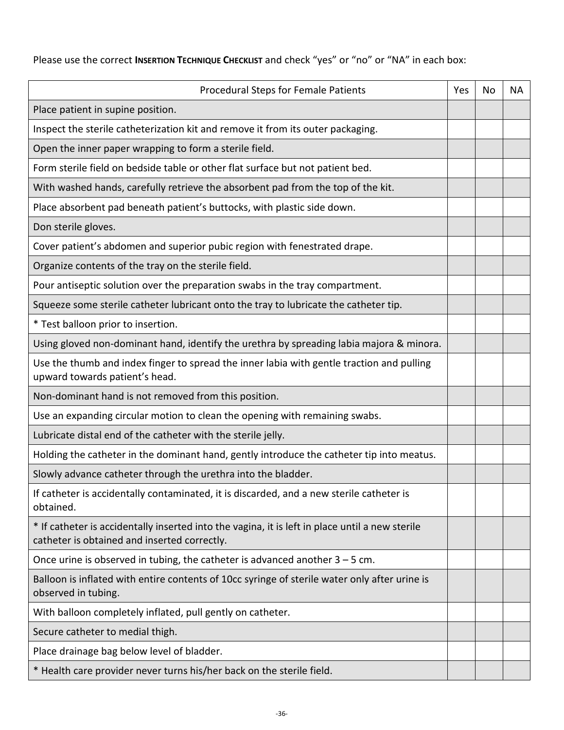Please use the correct **INSERTION TECHNIQUE CHECKLIST** and check "yes" or "no" or "NA" in each box:

| Procedural Steps for Female Patients | Yes | No | NA |
|---|---|---|---|
| Place patient in supine position. | | | |
| Inspect the sterile catheterization kit and remove it from its outer packaging. | | | |
| Open the inner paper wrapping to form a sterile field. | | | |
| Form sterile field on bedside table or other flat surface but not patient bed. | | | |
| With washed hands, carefully retrieve the absorbent pad from the top of the kit. | | | |
| Place absorbent pad beneath patient's buttocks, with plastic side down. | | | |
| Don sterile gloves. | | | |
| Cover patient's abdomen and superior pubic region with fenestrated drape. | | | |
| Organize contents of the tray on the sterile field. | | | |
| Pour antiseptic solution over the preparation swabs in the tray compartment. | | | |
| Squeeze some sterile catheter lubricant onto the tray to lubricate the catheter tip. | | | |
| * Test balloon prior to insertion. | | | |
| Using gloved non-dominant hand, identify the urethra by spreading labia majora & minora. | | | |
| Use the thumb and index finger to spread the inner labia with gentle traction and pulling upward towards patient's head. | | | |
| Non-dominant hand is not removed from this position. | | | |
| Use an expanding circular motion to clean the opening with remaining swabs. | | | |
| Lubricate distal end of the catheter with the sterile jelly. | | | |
| Holding the catheter in the dominant hand, gently introduce the catheter tip into meatus. | | | |
| Slowly advance catheter through the urethra into the bladder. | | | |
| If catheter is accidentally contaminated, it is discarded, and a new sterile catheter is obtained. | | | |
| * If catheter is accidentally inserted into the vagina, it is left in place until a new sterile catheter is obtained and inserted correctly. | | | |
| Once urine is observed in tubing, the catheter is advanced another 3 – 5 cm. | | | |
| Balloon is inflated with entire contents of 10cc syringe of sterile water only after urine is observed in tubing. | | | |
| With balloon completely inflated, pull gently on catheter. | | | |
| Secure catheter to medial thigh. | | | |
| Place drainage bag below level of bladder. | | | |
| * Health care provider never turns his/her back on the sterile field. | | | |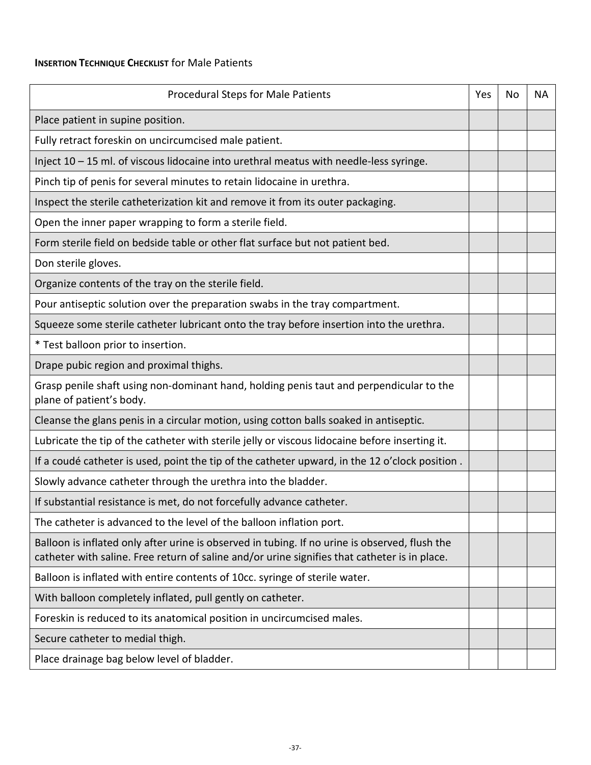**INSERTION TECHNIQUE CHECKLIST** for Male Patients

| Procedural Steps for Male Patients | Yes | No | NA |
|---|---|---|---|
| Place patient in supine position. | | | |
| Fully retract foreskin on uncircumcised male patient. | | | |
| Inject 10 – 15 ml. of viscous lidocaine into urethral meatus with needle-less syringe. | | | |
| Pinch tip of penis for several minutes to retain lidocaine in urethra. | | | |
| Inspect the sterile catheterization kit and remove it from its outer packaging. | | | |
| Open the inner paper wrapping to form a sterile field. | | | |
| Form sterile field on bedside table or other flat surface but not patient bed. | | | |
| Don sterile gloves. | | | |
| Organize contents of the tray on the sterile field. | | | |
| Pour antiseptic solution over the preparation swabs in the tray compartment. | | | |
| Squeeze some sterile catheter lubricant onto the tray before insertion into the urethra. | | | |
| * Test balloon prior to insertion. | | | |
| Drape pubic region and proximal thighs. | | | |
| Grasp penile shaft using non-dominant hand, holding penis taut and perpendicular to the plane of patient's body. | | | |
| Cleanse the glans penis in a circular motion, using cotton balls soaked in antiseptic. | | | |
| Lubricate the tip of the catheter with sterile jelly or viscous lidocaine before inserting it. | | | |
| If a coudé catheter is used, point the tip of the catheter upward, in the 12 o'clock position . | | | |
| Slowly advance catheter through the urethra into the bladder. | | | |
| If substantial resistance is met, do not forcefully advance catheter. | | | |
| The catheter is advanced to the level of the balloon inflation port. | | | |
| Balloon is inflated only after urine is observed in tubing. If no urine is observed, flush the catheter with saline. Free return of saline and/or urine signifies that catheter is in place. | | | |
| Balloon is inflated with entire contents of 10cc. syringe of sterile water. | | | |
| With balloon completely inflated, pull gently on catheter. | | | |
| Foreskin is reduced to its anatomical position in uncircumcised males. | | | |
| Secure catheter to medial thigh. | | | |
| Place drainage bag below level of bladder. | | | |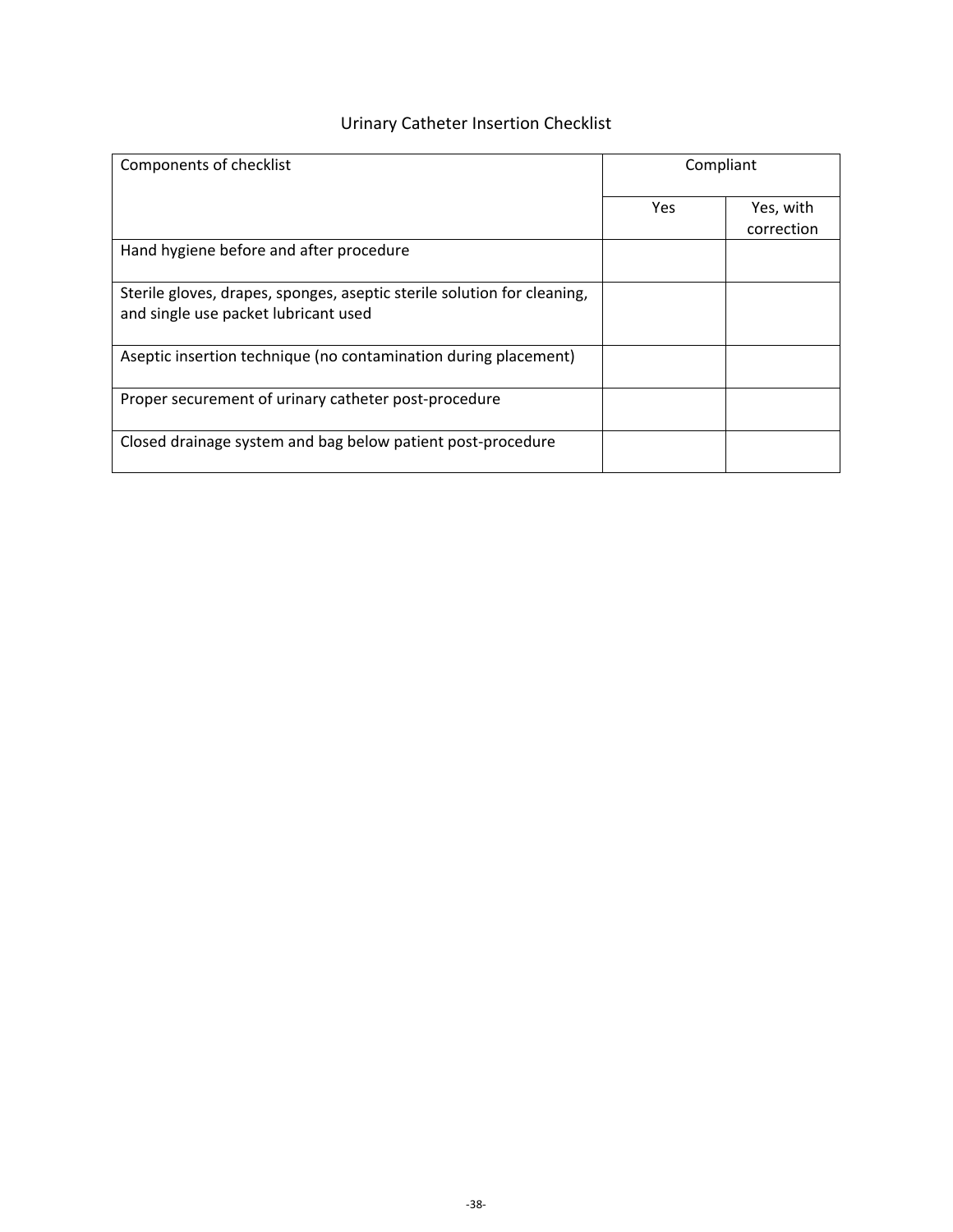# Urinary Catheter Insertion Checklist

| Components of checklist | Compliant | |
|---|---|---|
| | Yes | Yes, with correction |
| Hand hygiene before and after procedure | | |
| Sterile gloves, drapes, sponges, aseptic sterile solution for cleaning, and single use packet lubricant used | | |
| Aseptic insertion technique (no contamination during placement) | | |
| Proper securement of urinary catheter post-procedure | | |
| Closed drainage system and bag below patient post-procedure | | |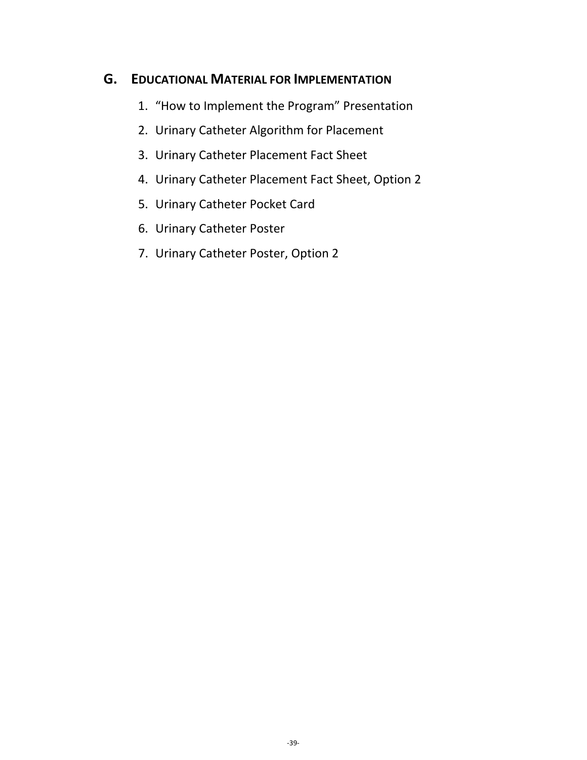## G. EDUCATIONAL MATERIAL FOR IMPLEMENTATION

1. “How to Implement the Program” Presentation
2. Urinary Catheter Algorithm for Placement
3. Urinary Catheter Placement Fact Sheet
4. Urinary Catheter Placement Fact Sheet, Option 2
5. Urinary Catheter Pocket Card
6. Urinary Catheter Poster
7. Urinary Catheter Poster, Option 2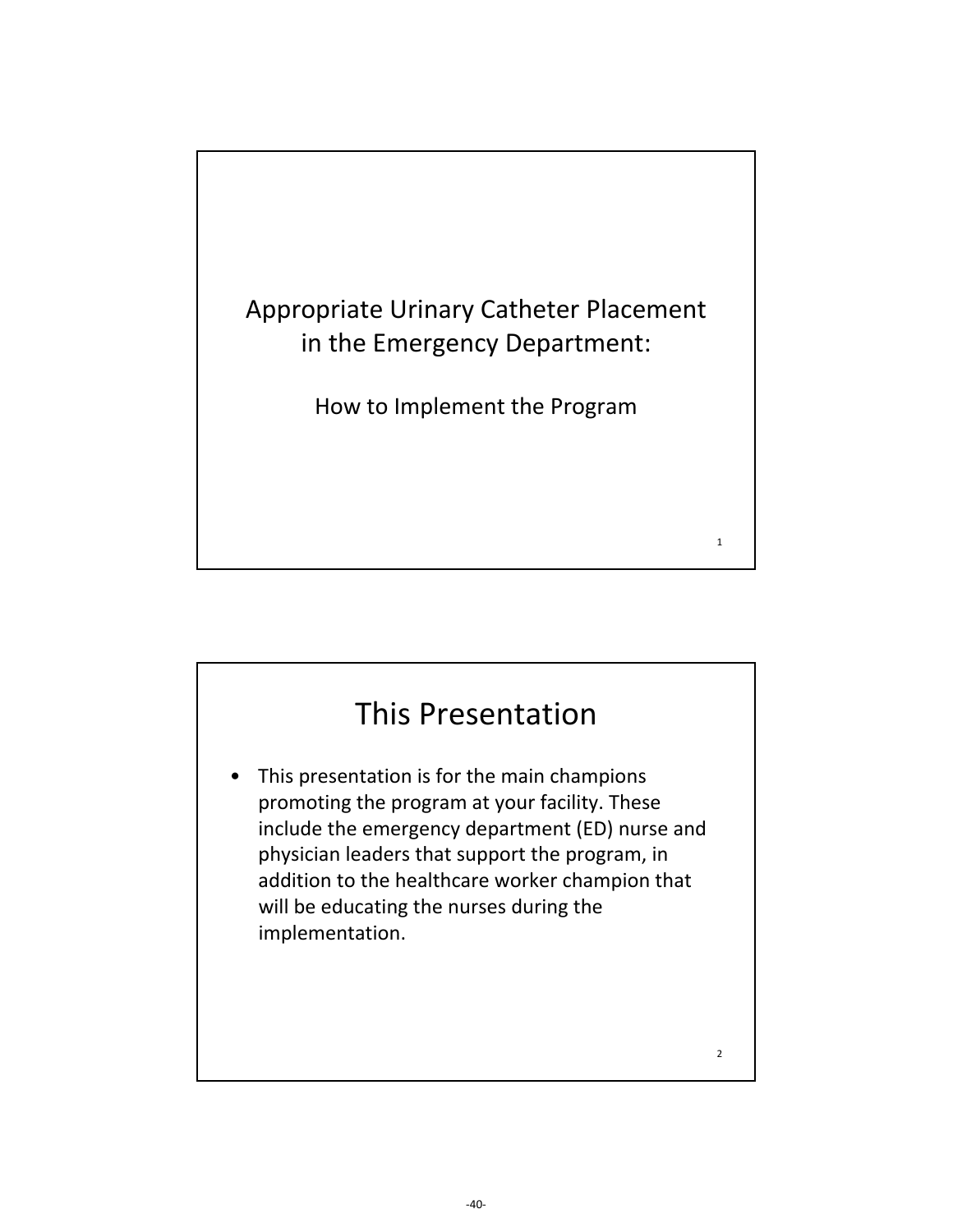# Appropriate Urinary Catheter Placement in the Emergency Department:

How to Implement the Program

## This Presentation

- This presentation is for the main champions promoting the program at your facility. These include the emergency department (ED) nurse and physician leaders that support the program, in addition to the healthcare worker champion that will be educating the nurses during the implementation.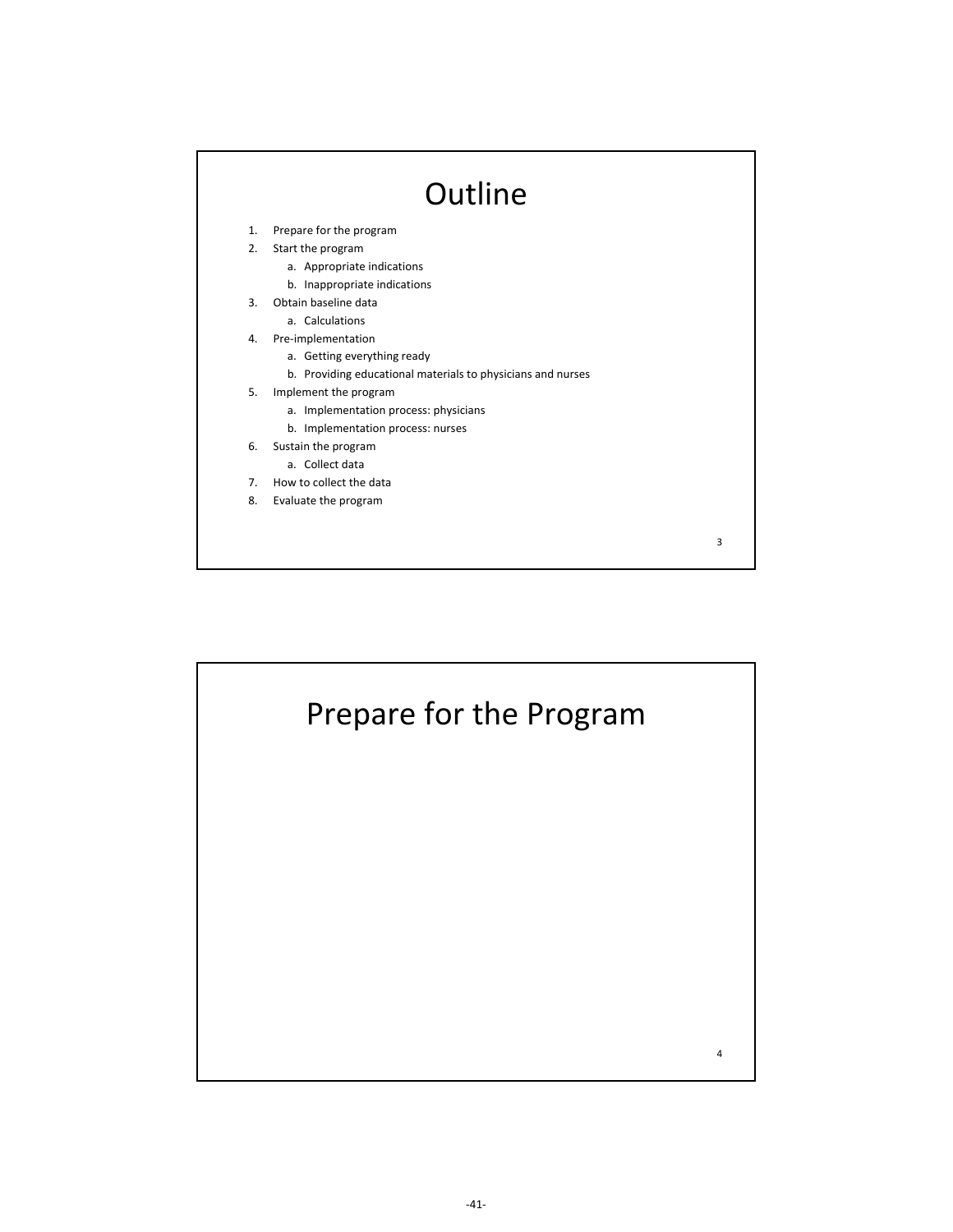# Outline

1. Prepare for the program
2. Start the program
   a. Appropriate indications
   b. Inappropriate indications
3. Obtain baseline data
   a. Calculations
4. Pre-implementation
   a. Getting everything ready
   b. Providing educational materials to physicians and nurses
5. Implement the program
   a. Implementation process: physicians
   b. Implementation process: nurses
6. Sustain the program
   a. Collect data
7. How to collect the data
8. Evaluate the program

# Prepare for the Program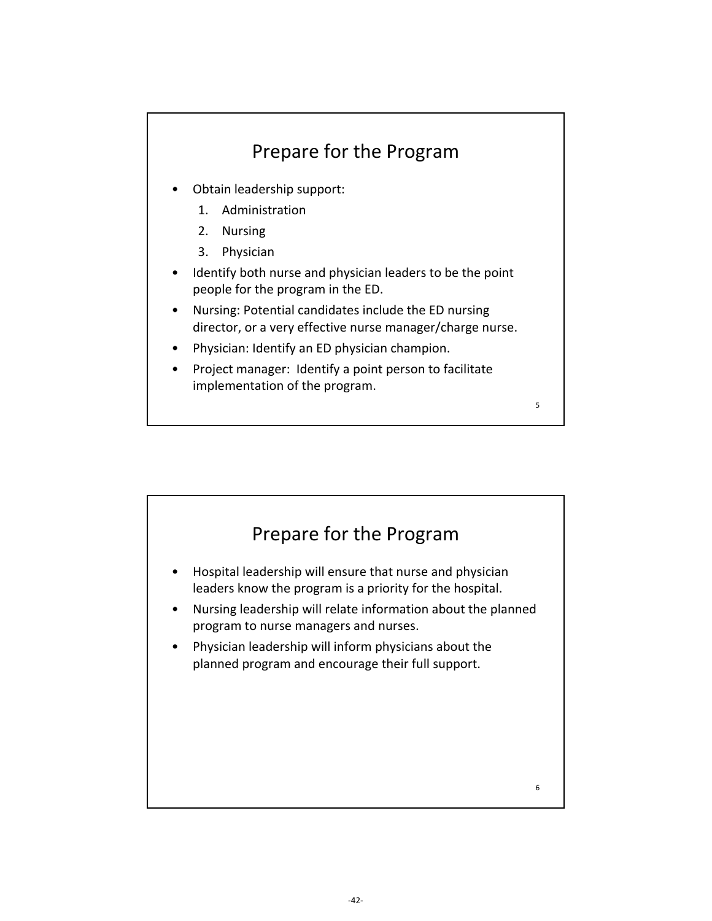## Prepare for the Program

- Obtain leadership support:
  1. Administration
  2. Nursing
  3. Physician
- Identify both nurse and physician leaders to be the point people for the program in the ED.
- Nursing: Potential candidates include the ED nursing director, or a very effective nurse manager/charge nurse.
- Physician: Identify an ED physician champion.
- Project manager: Identify a point person to facilitate implementation of the program.

## Prepare for the Program

- Hospital leadership will ensure that nurse and physician leaders know the program is a priority for the hospital.
- Nursing leadership will relate information about the planned program to nurse managers and nurses.
- Physician leadership will inform physicians about the planned program and encourage their full support.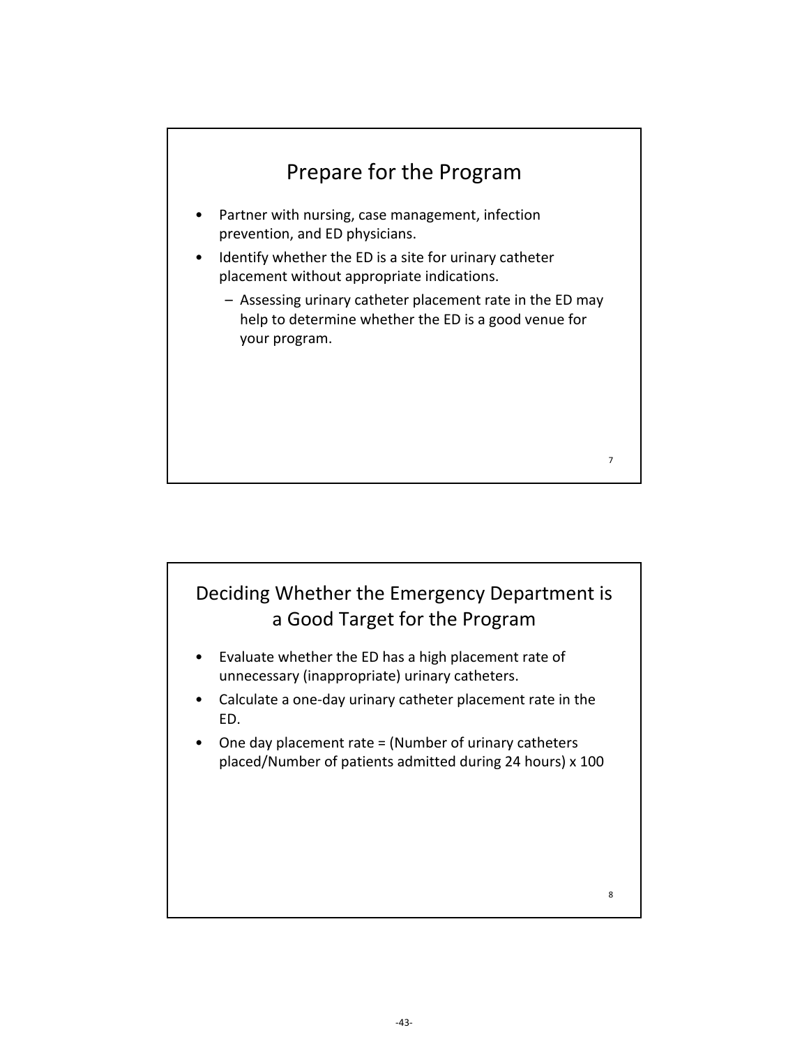## Prepare for the Program

- Partner with nursing, case management, infection prevention, and ED physicians.
- Identify whether the ED is a site for urinary catheter placement without appropriate indications.
  - Assessing urinary catheter placement rate in the ED may help to determine whether the ED is a good venue for your program.

## Deciding Whether the Emergency Department is a Good Target for the Program

- Evaluate whether the ED has a high placement rate of unnecessary (inappropriate) urinary catheters.
- Calculate a one-day urinary catheter placement rate in the ED.
- One day placement rate = (Number of urinary catheters placed/Number of patients admitted during 24 hours) x 100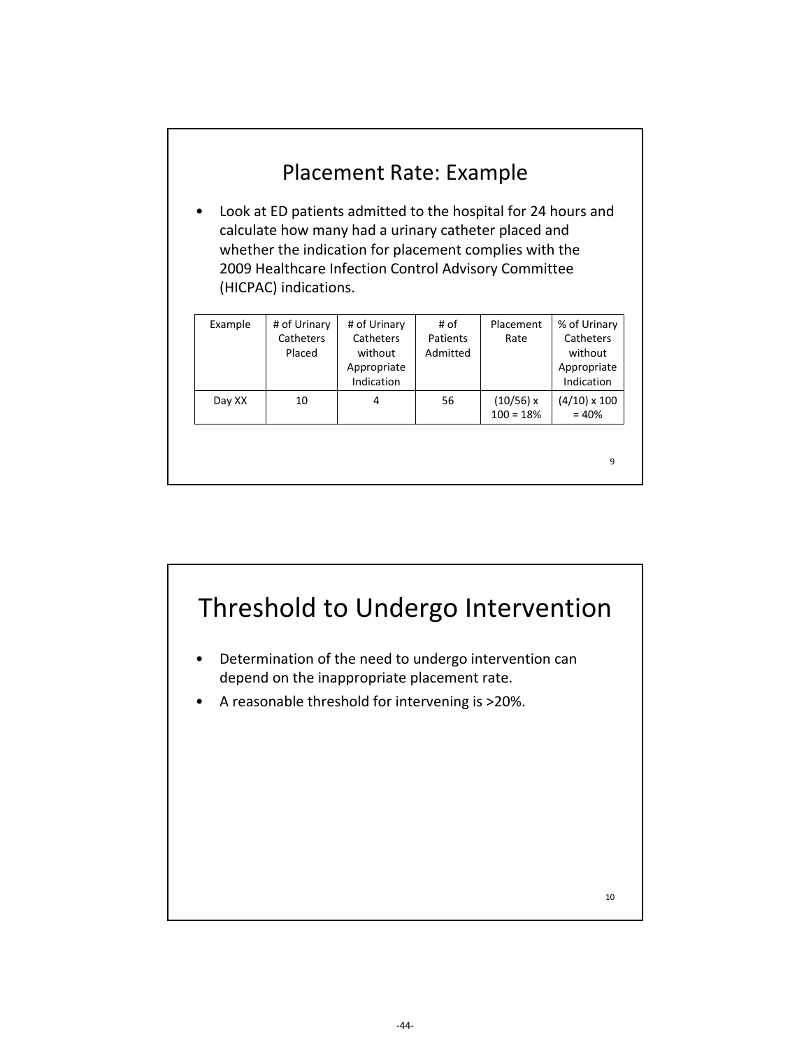## Placement Rate: Example

- Look at ED patients admitted to the hospital for 24 hours and calculate how many had a urinary catheter placed and whether the indication for placement complies with the 2009 Healthcare Infection Control Advisory Committee (HICPAC) indications.

| Example | # of Urinary Catheters Placed | # of Urinary Catheters without Appropriate Indication | # of Patients Admitted | Placement Rate | % of Urinary Catheters without Appropriate Indication |
|---|---|---|---|---|---|
| Day XX | 10 | 4 | 56 | (10/56) x 100 = 18% | (4/10) x 100 = 40% |

## Threshold to Undergo Intervention

- Determination of the need to undergo intervention can depend on the inappropriate placement rate.
- A reasonable threshold for intervening is >20%.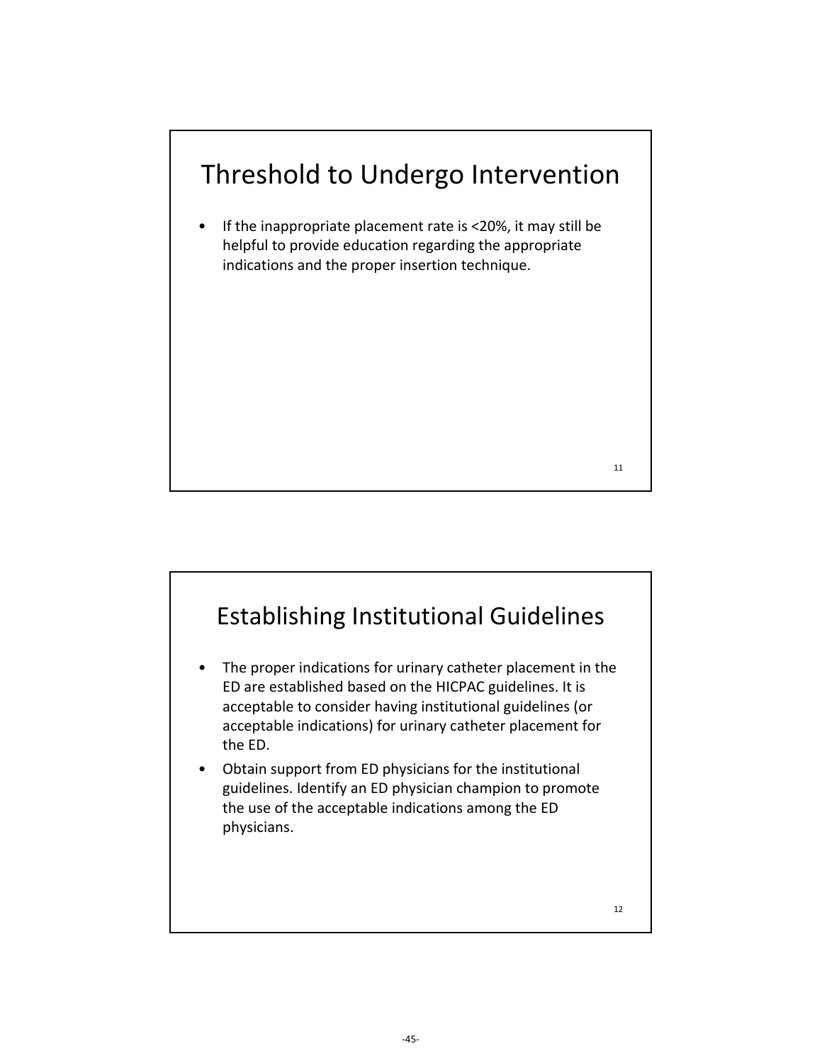## Threshold to Undergo Intervention

- If the inappropriate placement rate is <20%, it may still be helpful to provide education regarding the appropriate indications and the proper insertion technique.

## Establishing Institutional Guidelines

- The proper indications for urinary catheter placement in the ED are established based on the HICPAC guidelines. It is acceptable to consider having institutional guidelines (or acceptable indications) for urinary catheter placement for the ED.
- Obtain support from ED physicians for the institutional guidelines. Identify an ED physician champion to promote the use of the acceptable indications among the ED physicians.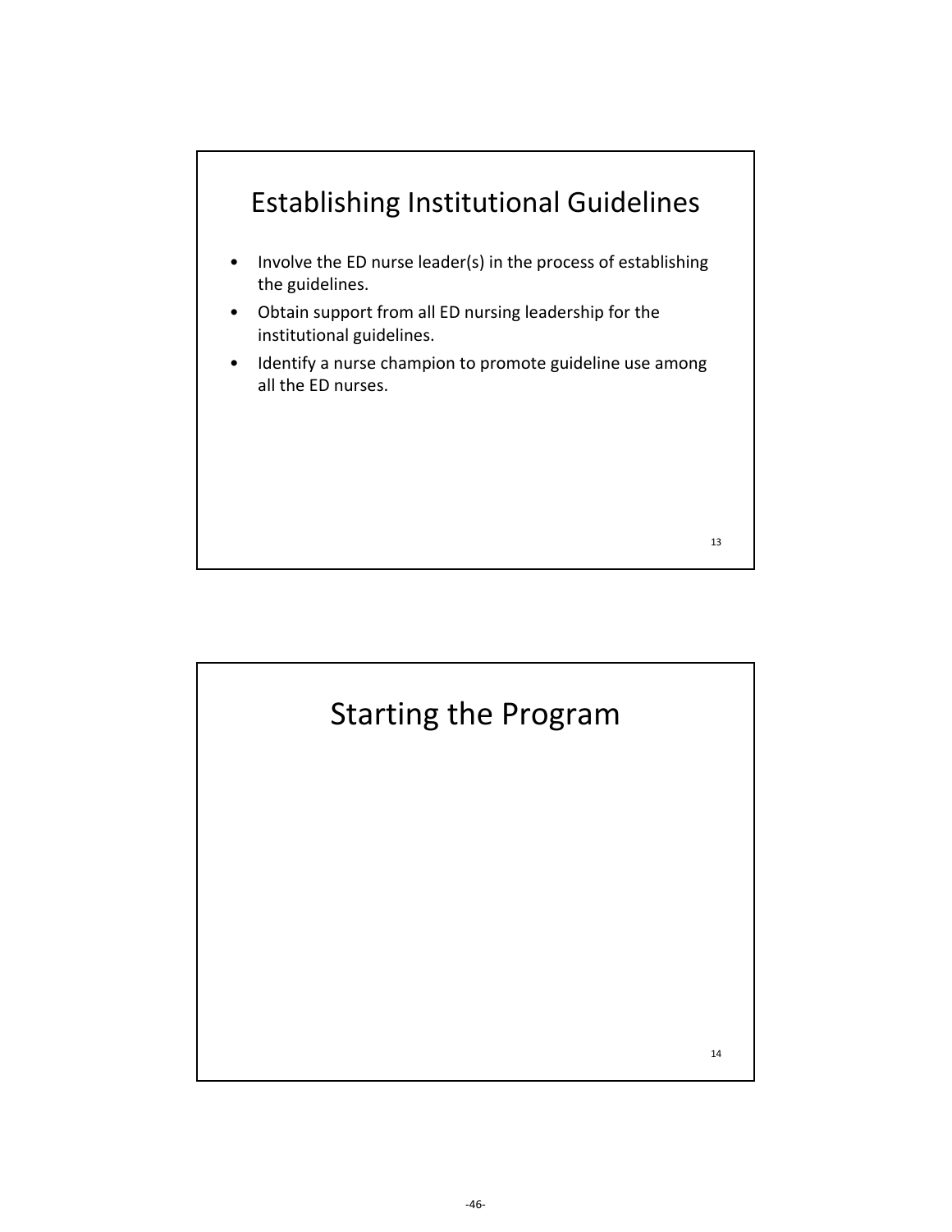## Establishing Institutional Guidelines

- Involve the ED nurse leader(s) in the process of establishing the guidelines.
- Obtain support from all ED nursing leadership for the institutional guidelines.
- Identify a nurse champion to promote guideline use among all the ED nurses.

## Starting the Program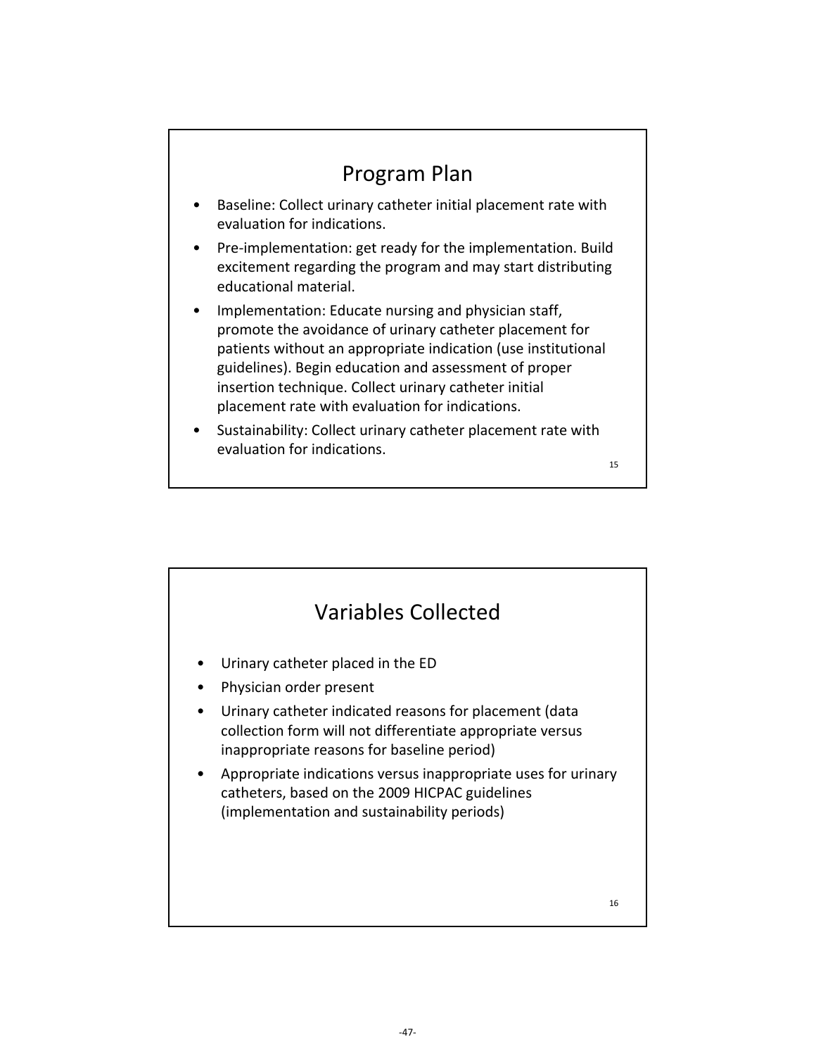## Program Plan

- Baseline: Collect urinary catheter initial placement rate with evaluation for indications.
- Pre-implementation: get ready for the implementation. Build excitement regarding the program and may start distributing educational material.
- Implementation: Educate nursing and physician staff, promote the avoidance of urinary catheter placement for patients without an appropriate indication (use institutional guidelines). Begin education and assessment of proper insertion technique. Collect urinary catheter initial placement rate with evaluation for indications.
- Sustainability: Collect urinary catheter placement rate with evaluation for indications.

15

## Variables Collected

- Urinary catheter placed in the ED
- Physician order present
- Urinary catheter indicated reasons for placement (data collection form will not differentiate appropriate versus inappropriate reasons for baseline period)
- Appropriate indications versus inappropriate uses for urinary catheters, based on the 2009 HICPAC guidelines (implementation and sustainability periods)

16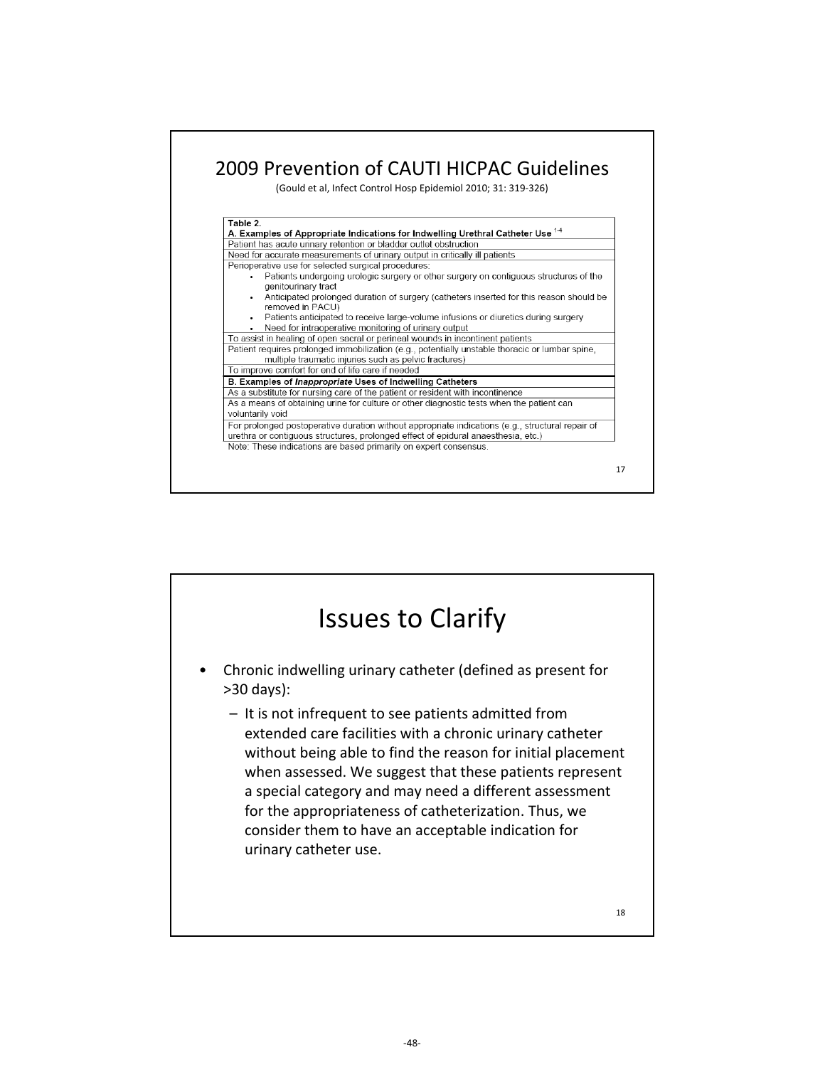## 2009 Prevention of CAUTI HICPAC Guidelines

(Gould et al, Infect Control Hosp Epidemiol 2010; 31: 319-326)

| Table 2. |
|---|
| **A. Examples of Appropriate Indications for Indwelling Urethral Catheter Use [1-4]** |
| Patient has acute urinary retention or bladder outlet obstruction |
| Need for accurate measurements of urinary output in critically ill patients |
| Perioperative use for selected surgical procedures: <br>• Patients undergoing urologic surgery or other surgery on contiguous structures of the genitourinary tract <br>• Anticipated prolonged duration of surgery (catheters inserted for this reason should be removed in PACU) <br>• Patients anticipated to receive large-volume infusions or diuretics during surgery <br>• Need for intraoperative monitoring of urinary output |
| To assist in healing of open sacral or perineal wounds in incontinent patients |
| Patient requires prolonged immobilization (e.g., potentially unstable thoracic or lumbar spine, multiple traumatic injuries such as pelvic fractures) |
| To improve comfort for end of life care if needed |
| **B. Examples of *Inappropriate* Uses of Indwelling Catheters** |
| As a substitute for nursing care of the patient or resident with incontinence |
| As a means of obtaining urine for culture or other diagnostic tests when the patient can voluntarily void |
| For prolonged postoperative duration without appropriate indications (e.g., structural repair of urethra or contiguous structures, prolonged effect of epidural anaesthesia, etc.) |

Note: These indications are based primarily on expert consensus.

## Issues to Clarify

- Chronic indwelling urinary catheter (defined as present for >30 days):
  - It is not infrequent to see patients admitted from extended care facilities with a chronic urinary catheter without being able to find the reason for initial placement when assessed. We suggest that these patients represent a special category and may need a different assessment for the appropriateness of catheterization. Thus, we consider them to have an acceptable indication for urinary catheter use.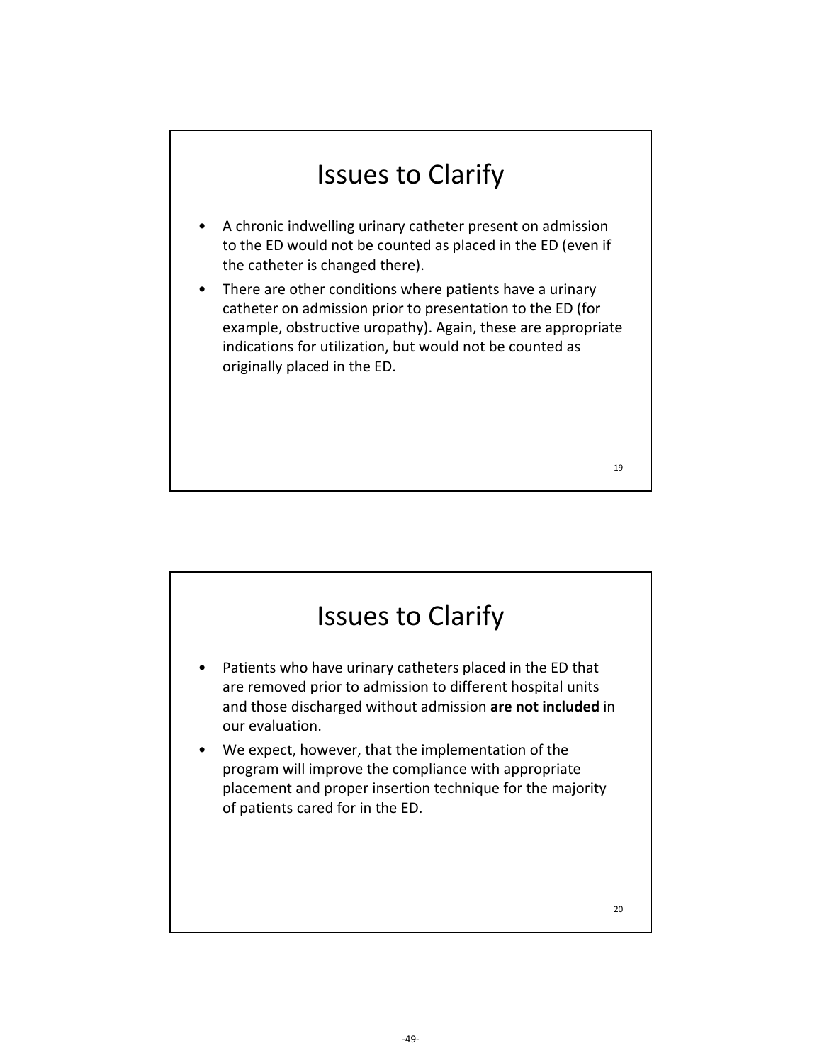## Issues to Clarify

- A chronic indwelling urinary catheter present on admission to the ED would not be counted as placed in the ED (even if the catheter is changed there).
- There are other conditions where patients have a urinary catheter on admission prior to presentation to the ED (for example, obstructive uropathy). Again, these are appropriate indications for utilization, but would not be counted as originally placed in the ED.

## Issues to Clarify

- Patients who have urinary catheters placed in the ED that are removed prior to admission to different hospital units and those discharged without admission **are not included** in our evaluation.
- We expect, however, that the implementation of the program will improve the compliance with appropriate placement and proper insertion technique for the majority of patients cared for in the ED.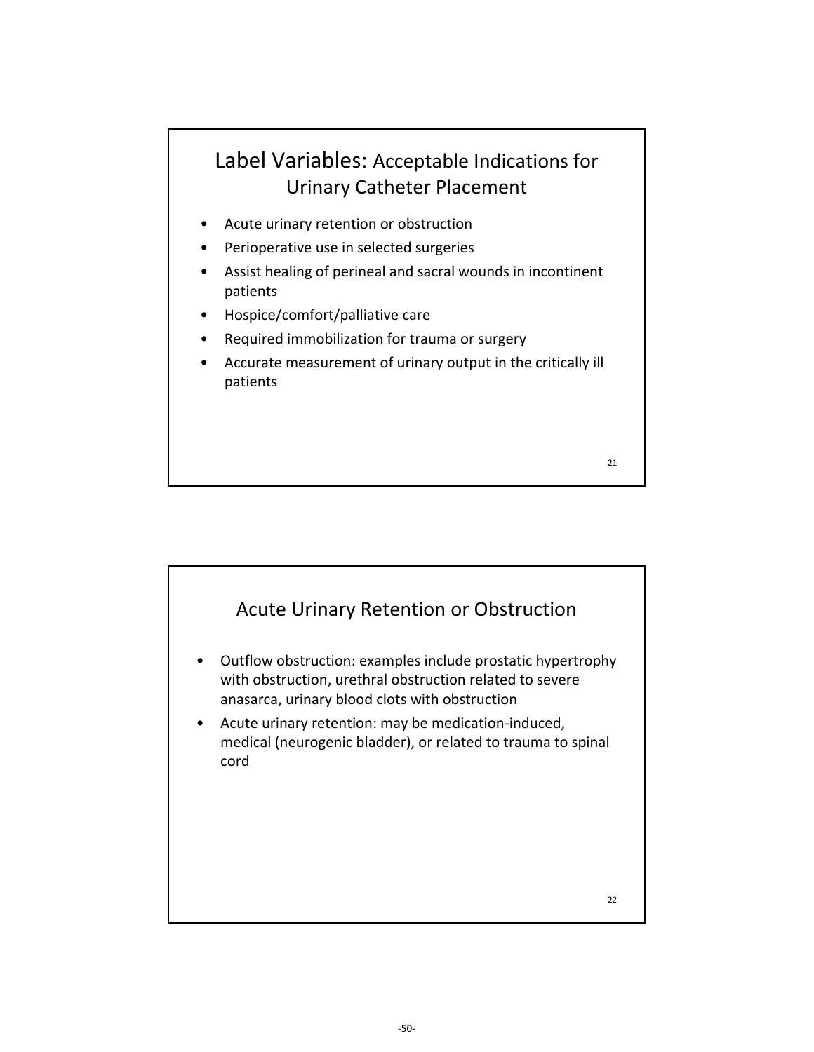## Label Variables: Acceptable Indications for Urinary Catheter Placement

- Acute urinary retention or obstruction
- Perioperative use in selected surgeries
- Assist healing of perineal and sacral wounds in incontinent patients
- Hospice/comfort/palliative care
- Required immobilization for trauma or surgery
- Accurate measurement of urinary output in the critically ill patients

## Acute Urinary Retention or Obstruction

- Outflow obstruction: examples include prostatic hypertrophy with obstruction, urethral obstruction related to severe anasarca, urinary blood clots with obstruction
- Acute urinary retention: may be medication-induced, medical (neurogenic bladder), or related to trauma to spinal cord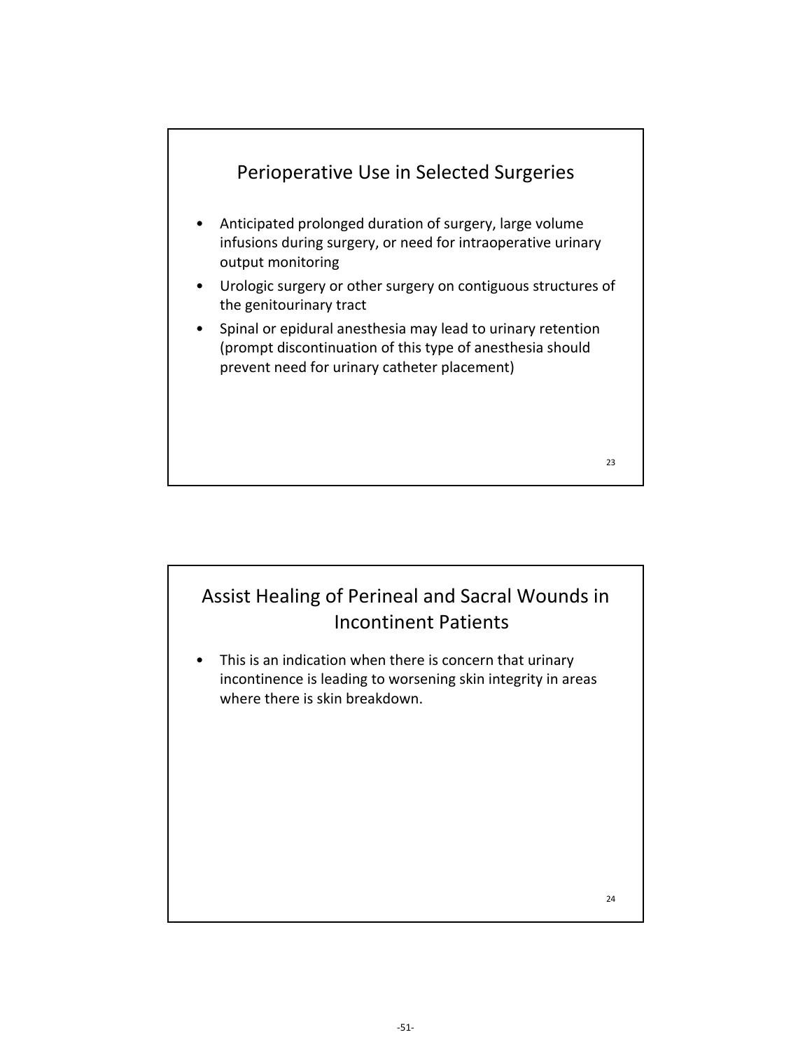## Perioperative Use in Selected Surgeries

- Anticipated prolonged duration of surgery, large volume infusions during surgery, or need for intraoperative urinary output monitoring
- Urologic surgery or other surgery on contiguous structures of the genitourinary tract
- Spinal or epidural anesthesia may lead to urinary retention (prompt discontinuation of this type of anesthesia should prevent need for urinary catheter placement)

## Assist Healing of Perineal and Sacral Wounds in Incontinent Patients

- This is an indication when there is concern that urinary incontinence is leading to worsening skin integrity in areas where there is skin breakdown.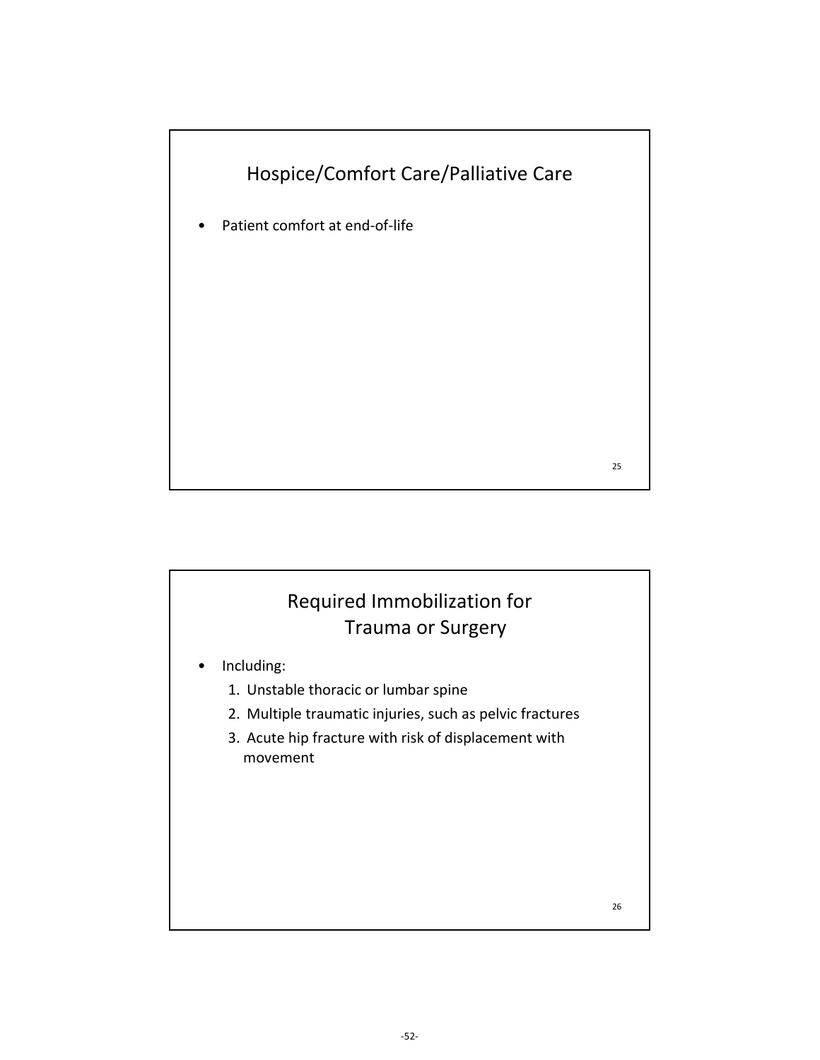## Hospice/Comfort Care/Palliative Care

- Patient comfort at end-of-life

## Required Immobilization for Trauma or Surgery

- Including:
  1. Unstable thoracic or lumbar spine
  2. Multiple traumatic injuries, such as pelvic fractures
  3. Acute hip fracture with risk of displacement with movement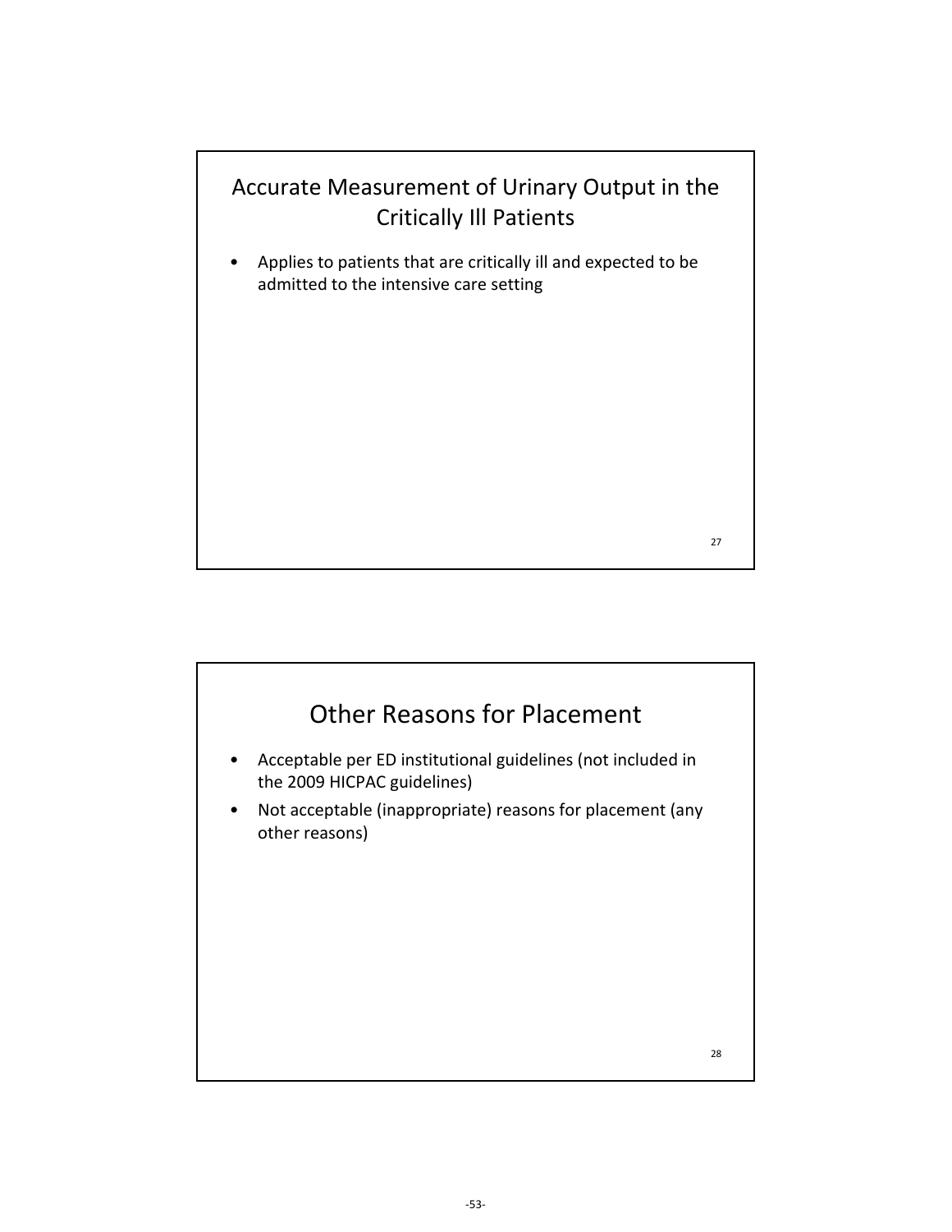## Accurate Measurement of Urinary Output in the Critically Ill Patients

- Applies to patients that are critically ill and expected to be admitted to the intensive care setting

## Other Reasons for Placement

- Acceptable per ED institutional guidelines (not included in the 2009 HICPAC guidelines)
- Not acceptable (inappropriate) reasons for placement (any other reasons)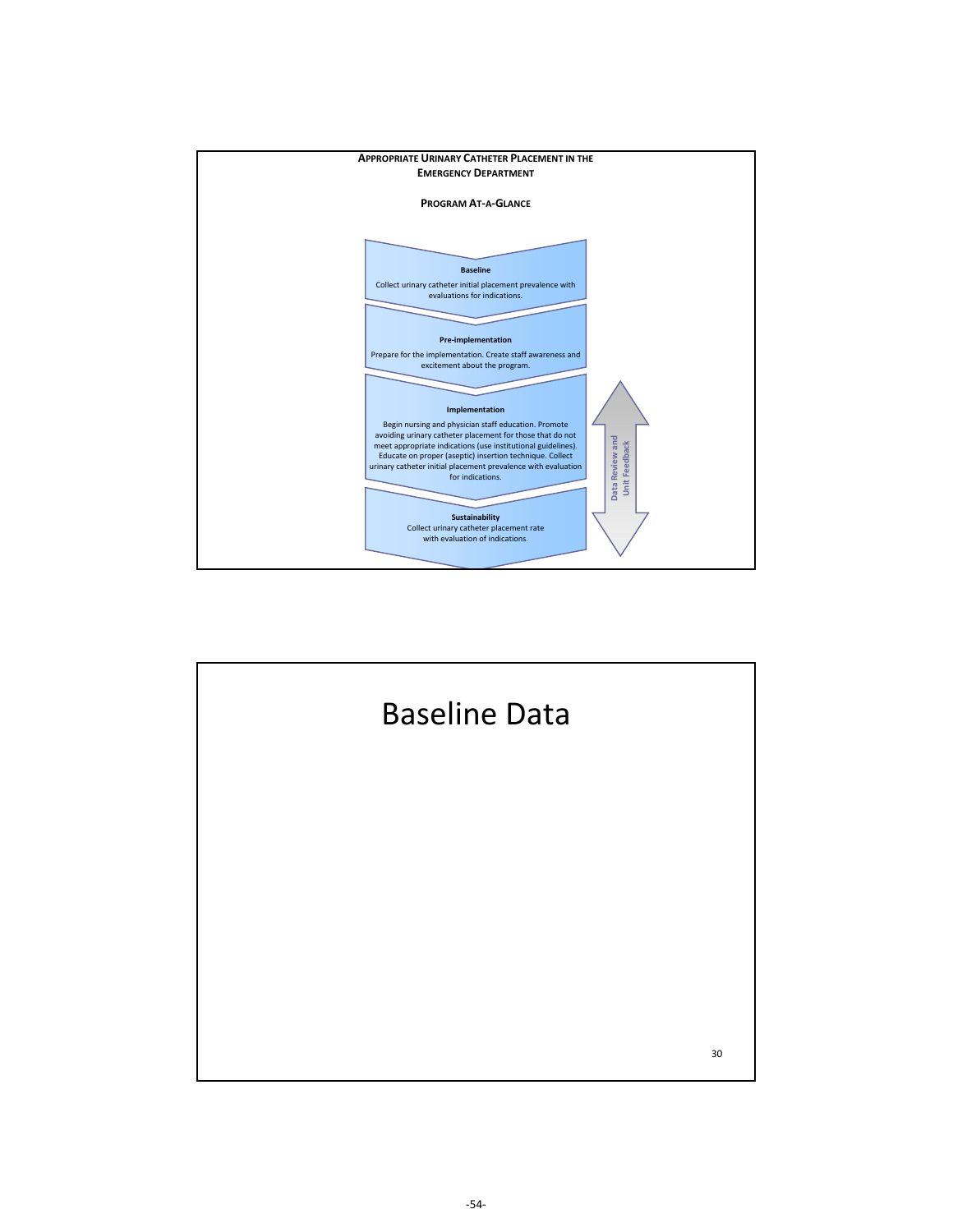**APPROPRIATE URINARY CATHETER PLACEMENT IN THE EMERGENCY DEPARTMENT**

**PROGRAM AT-A-GLANCE**

**Baseline**

Collect urinary catheter initial placement prevalence with evaluations for indications.

**Pre-implementation**

Prepare for the implementation. Create staff awareness and excitement about the program.

**Implementation**

Begin nursing and physician staff education. Promote avoiding urinary catheter placement for those that do not meet appropriate indications (use institutional guidelines). Educate on proper (aseptic) insertion technique. Collect urinary catheter initial placement prevalence with evaluation for indications.

**Sustainability**

Collect urinary catheter placement rate with evaluation of indications.

Data Review and Unit Feedback

# Baseline Data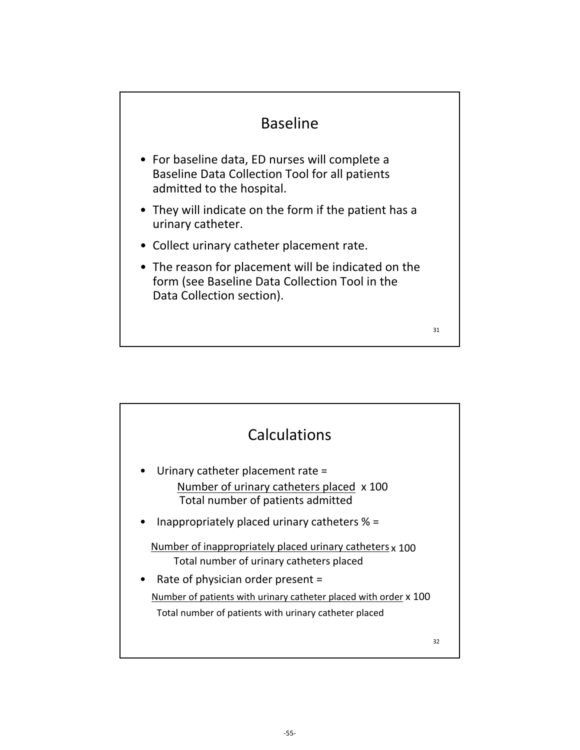## Baseline

- For baseline data, ED nurses will complete a Baseline Data Collection Tool for all patients admitted to the hospital.
- They will indicate on the form if the patient has a urinary catheter.
- Collect urinary catheter placement rate.
- The reason for placement will be indicated on the form (see Baseline Data Collection Tool in the Data Collection section).

## Calculations

- Urinary catheter placement rate =

$$\frac{\text{Number of urinary catheters placed}}{\text{Total number of patients admitted}} \times 100$$

- Inappropriately placed urinary catheters % =

$$\frac{\text{Number of inappropriately placed urinary catheters}}{\text{Total number of urinary catheters placed}} \times 100$$

- Rate of physician order present =

$$\frac{\text{Number of patients with urinary catheter placed with order}}{\text{Total number of patients with urinary catheter placed}} \times 100$$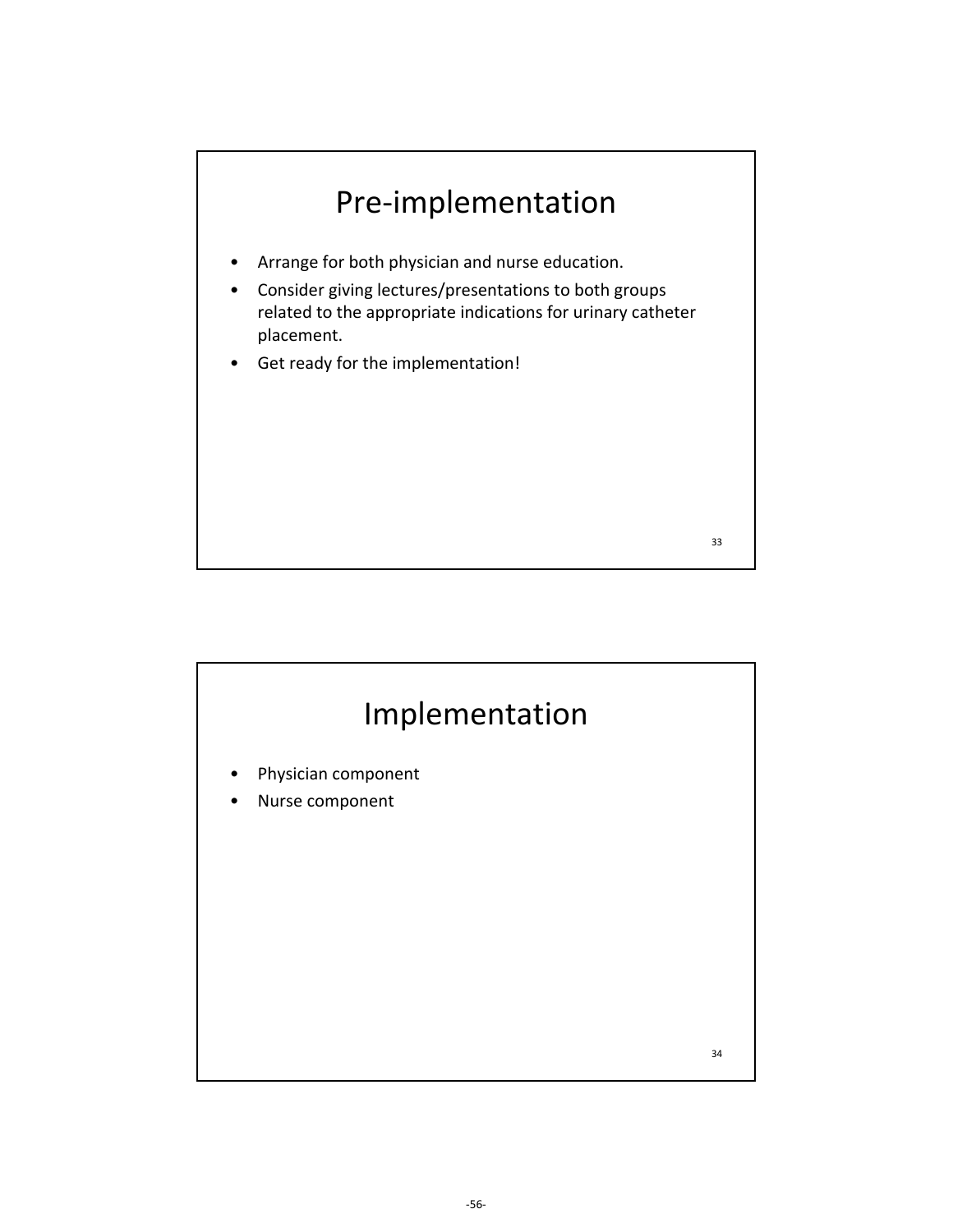## Pre-implementation

- Arrange for both physician and nurse education.
- Consider giving lectures/presentations to both groups related to the appropriate indications for urinary catheter placement.
- Get ready for the implementation!

## Implementation

- Physician component
- Nurse component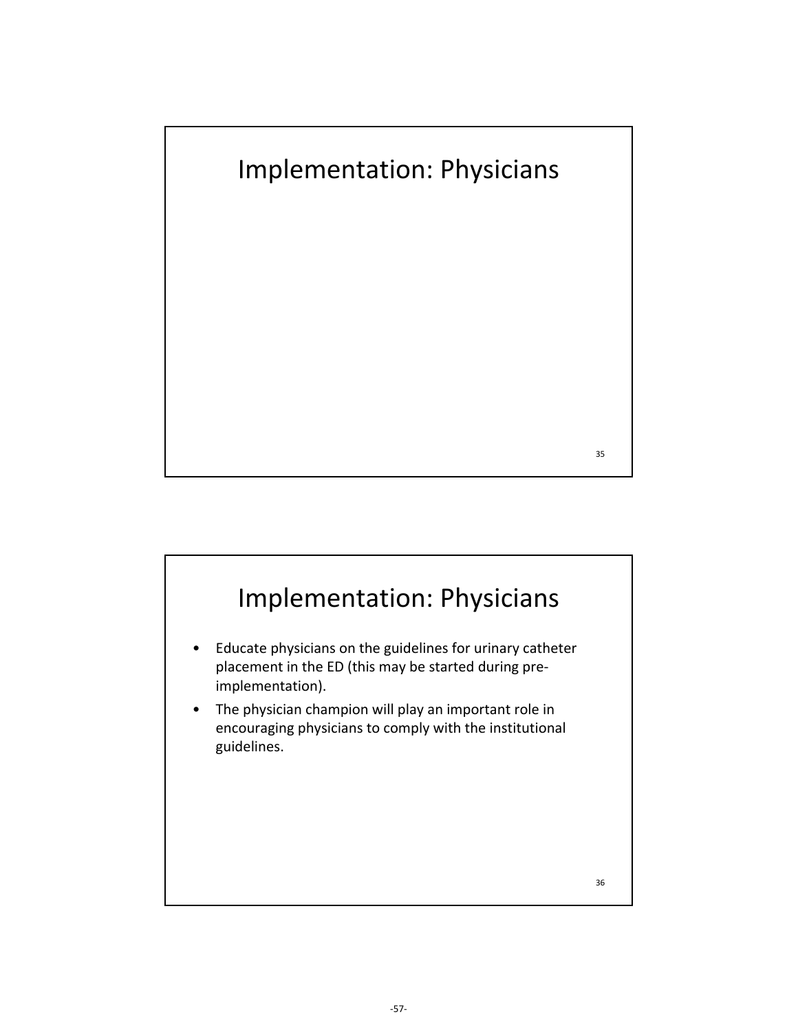# Implementation: Physicians

# Implementation: Physicians

- Educate physicians on the guidelines for urinary catheter placement in the ED (this may be started during pre-implementation).
- The physician champion will play an important role in encouraging physicians to comply with the institutional guidelines.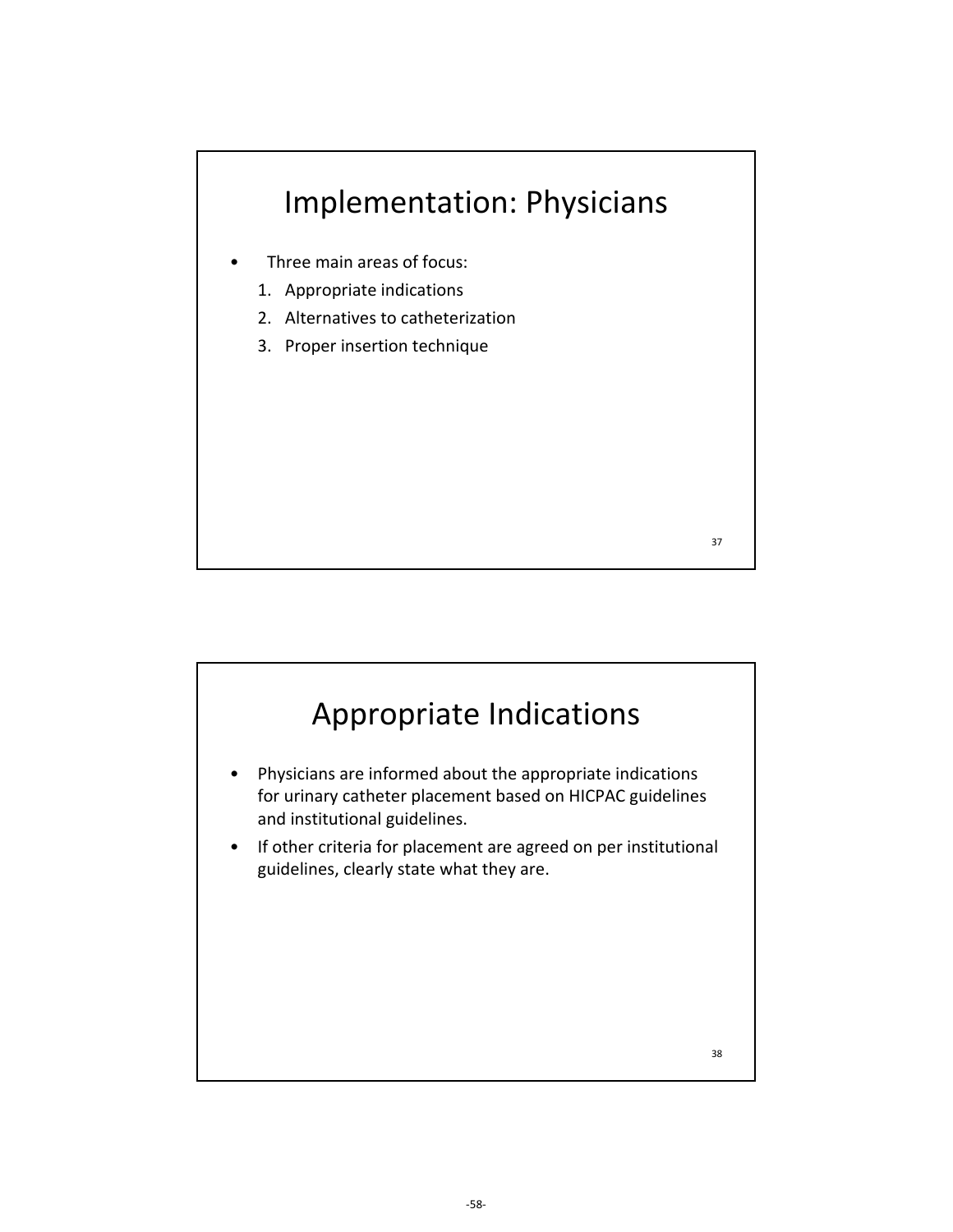# Implementation: Physicians

- Three main areas of focus:
  1. Appropriate indications
  2. Alternatives to catheterization
  3. Proper insertion technique

# Appropriate Indications

- Physicians are informed about the appropriate indications for urinary catheter placement based on HICPAC guidelines and institutional guidelines.
- If other criteria for placement are agreed on per institutional guidelines, clearly state what they are.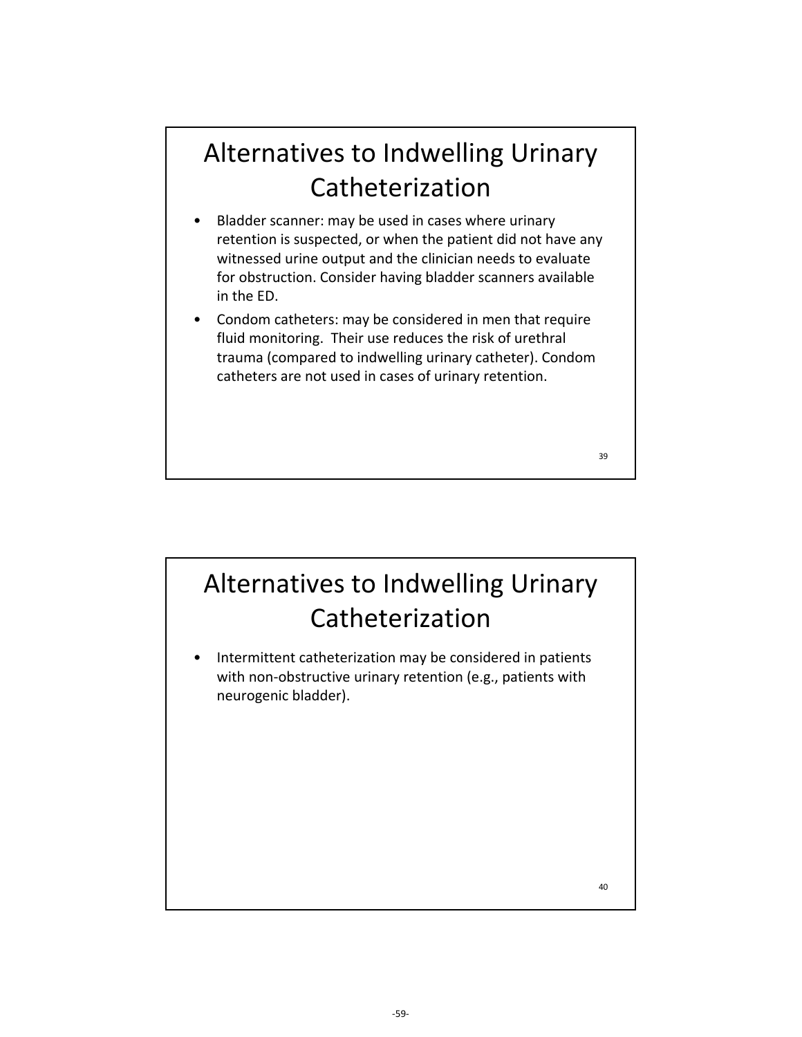## Alternatives to Indwelling Urinary Catheterization

- Bladder scanner: may be used in cases where urinary retention is suspected, or when the patient did not have any witnessed urine output and the clinician needs to evaluate for obstruction. Consider having bladder scanners available in the ED.
- Condom catheters: may be considered in men that require fluid monitoring. Their use reduces the risk of urethral trauma (compared to indwelling urinary catheter). Condom catheters are not used in cases of urinary retention.

## Alternatives to Indwelling Urinary Catheterization

- Intermittent catheterization may be considered in patients with non-obstructive urinary retention (e.g., patients with neurogenic bladder).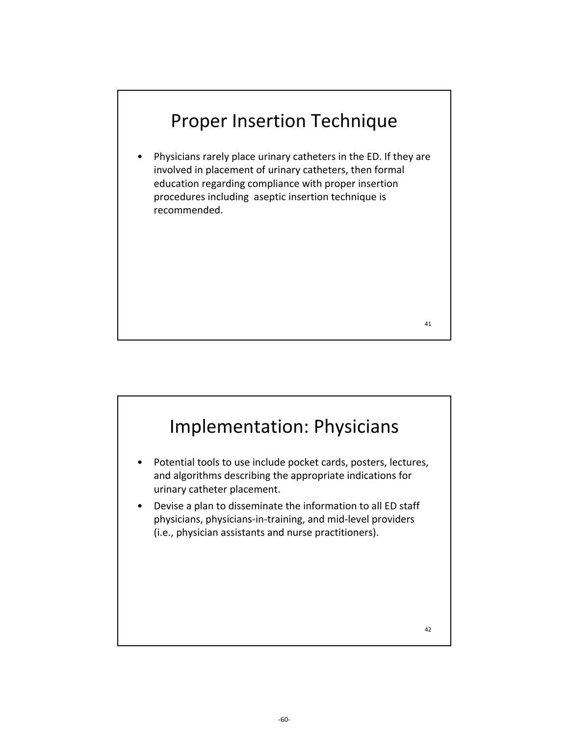## Proper Insertion Technique

- Physicians rarely place urinary catheters in the ED. If they are involved in placement of urinary catheters, then formal education regarding compliance with proper insertion procedures including aseptic insertion technique is recommended.

## Implementation: Physicians

- Potential tools to use include pocket cards, posters, lectures, and algorithms describing the appropriate indications for urinary catheter placement.
- Devise a plan to disseminate the information to all ED staff physicians, physicians-in-training, and mid-level providers (i.e., physician assistants and nurse practitioners).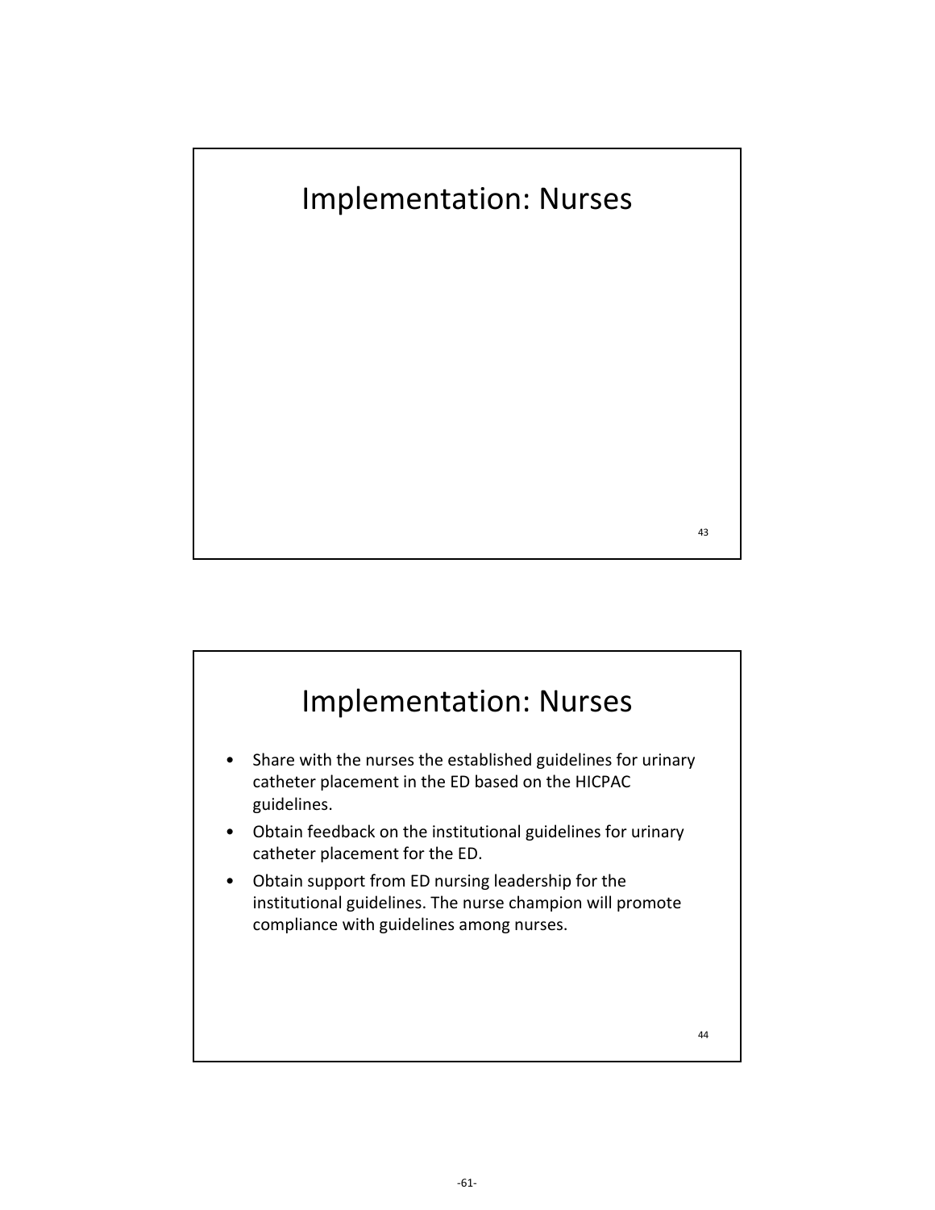## Implementation: Nurses

## Implementation: Nurses

- Share with the nurses the established guidelines for urinary catheter placement in the ED based on the HICPAC guidelines.
- Obtain feedback on the institutional guidelines for urinary catheter placement for the ED.
- Obtain support from ED nursing leadership for the institutional guidelines. The nurse champion will promote compliance with guidelines among nurses.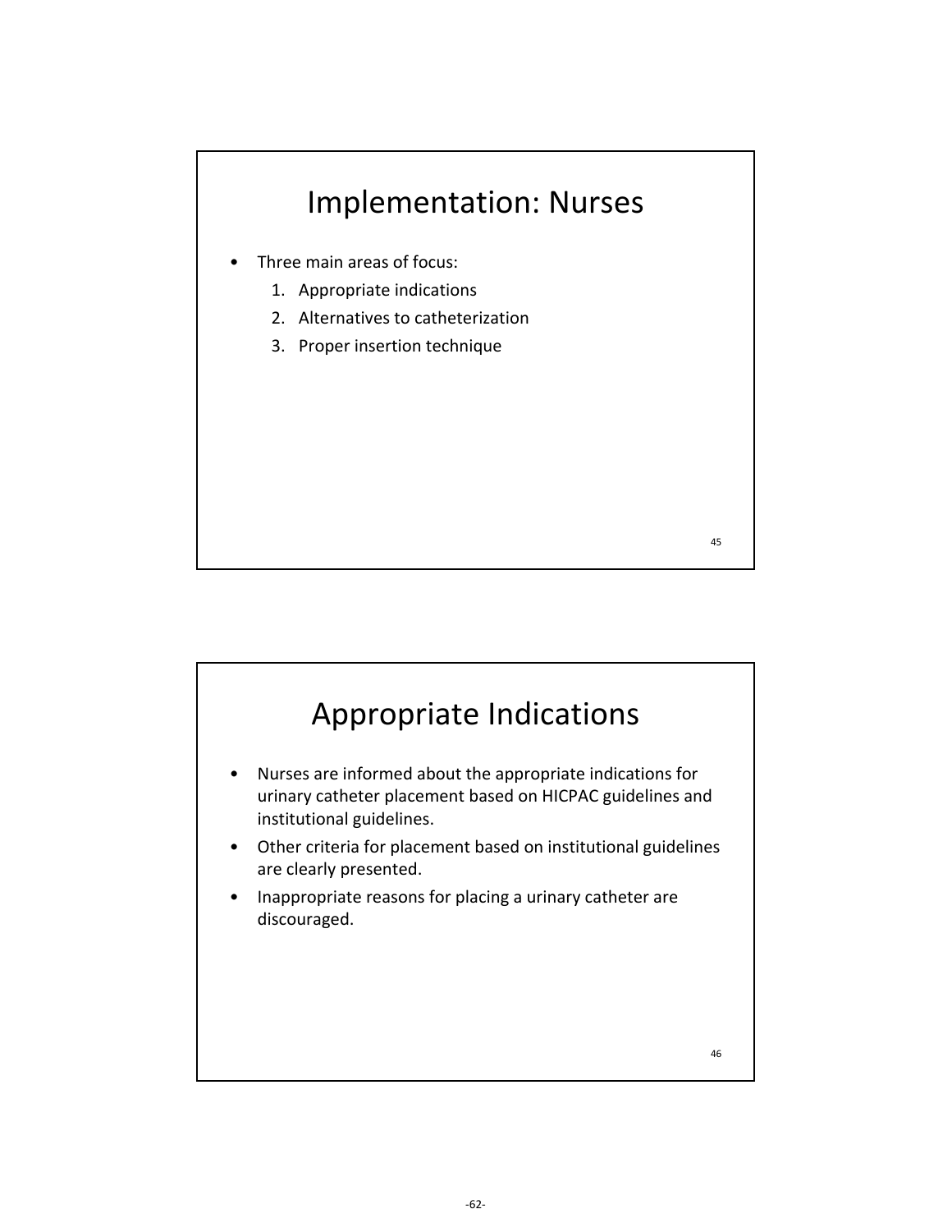# Implementation: Nurses

- Three main areas of focus:
  1. Appropriate indications
  2. Alternatives to catheterization
  3. Proper insertion technique

# Appropriate Indications

- Nurses are informed about the appropriate indications for urinary catheter placement based on HICPAC guidelines and institutional guidelines.
- Other criteria for placement based on institutional guidelines are clearly presented.
- Inappropriate reasons for placing a urinary catheter are discouraged.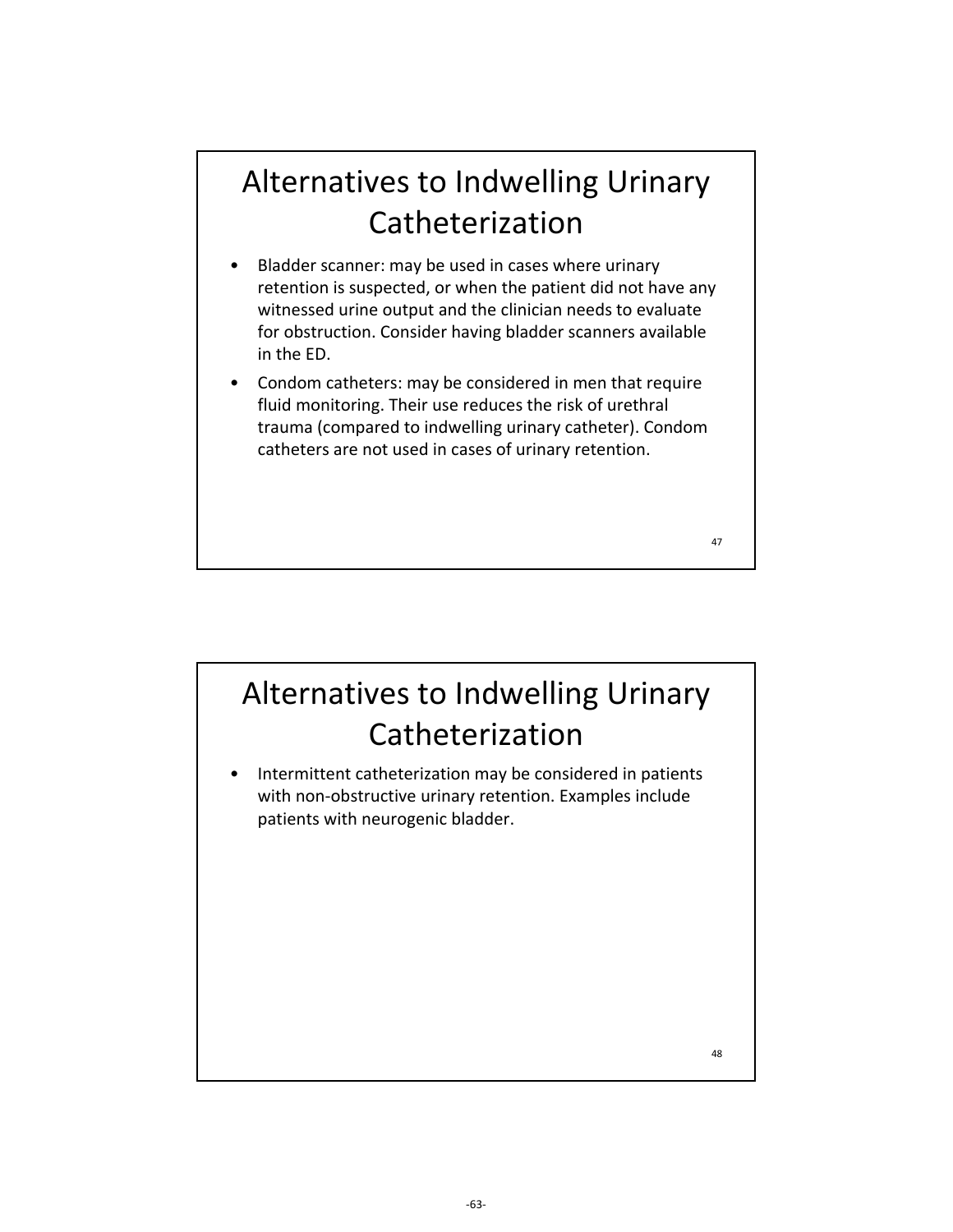## Alternatives to Indwelling Urinary Catheterization

- Bladder scanner: may be used in cases where urinary retention is suspected, or when the patient did not have any witnessed urine output and the clinician needs to evaluate for obstruction. Consider having bladder scanners available in the ED.
- Condom catheters: may be considered in men that require fluid monitoring. Their use reduces the risk of urethral trauma (compared to indwelling urinary catheter). Condom catheters are not used in cases of urinary retention.

47

## Alternatives to Indwelling Urinary Catheterization

- Intermittent catheterization may be considered in patients with non-obstructive urinary retention. Examples include patients with neurogenic bladder.

48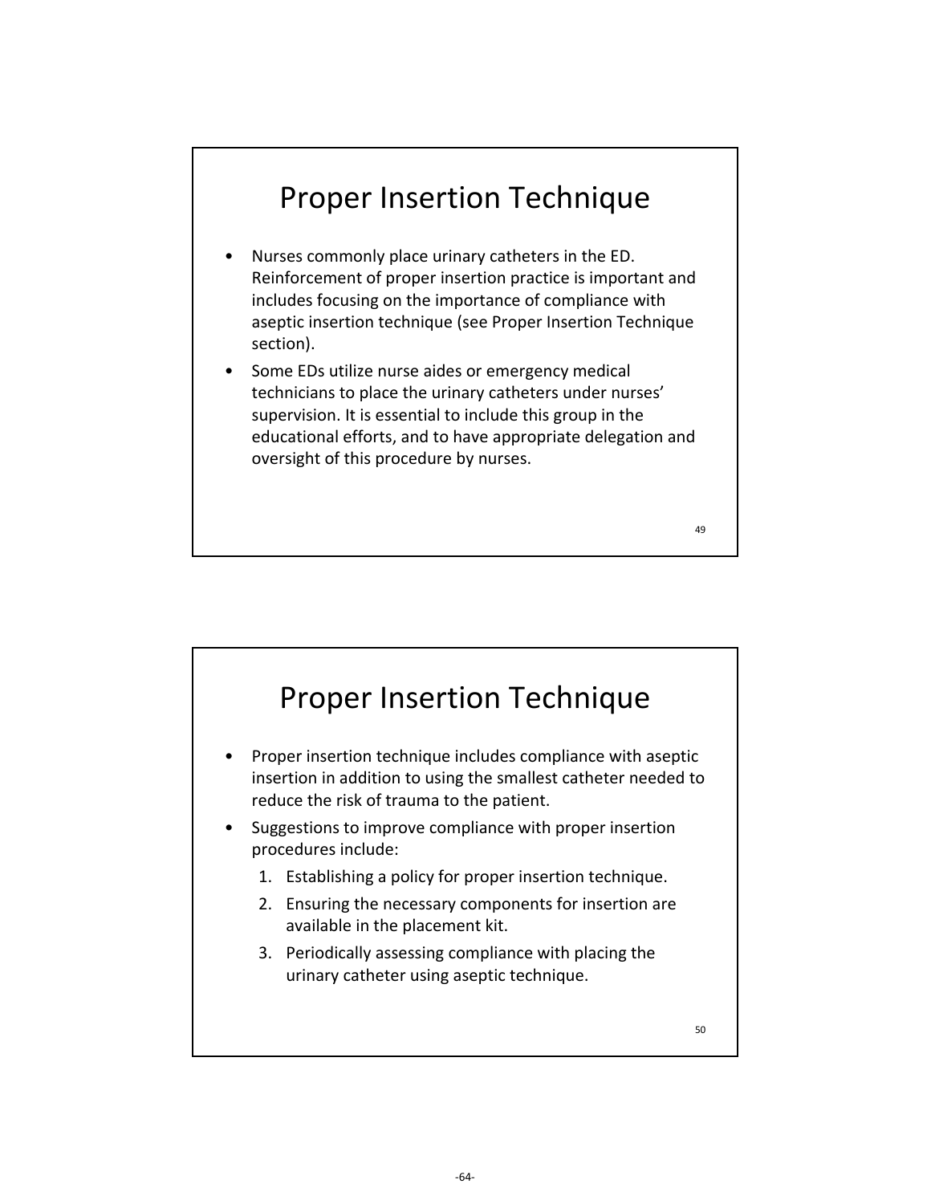## Proper Insertion Technique

- Nurses commonly place urinary catheters in the ED. Reinforcement of proper insertion practice is important and includes focusing on the importance of compliance with aseptic insertion technique (see Proper Insertion Technique section).
- Some EDs utilize nurse aides or emergency medical technicians to place the urinary catheters under nurses' supervision. It is essential to include this group in the educational efforts, and to have appropriate delegation and oversight of this procedure by nurses.

## Proper Insertion Technique

- Proper insertion technique includes compliance with aseptic insertion in addition to using the smallest catheter needed to reduce the risk of trauma to the patient.
- Suggestions to improve compliance with proper insertion procedures include:
  1. Establishing a policy for proper insertion technique.
  2. Ensuring the necessary components for insertion are available in the placement kit.
  3. Periodically assessing compliance with placing the urinary catheter using aseptic technique.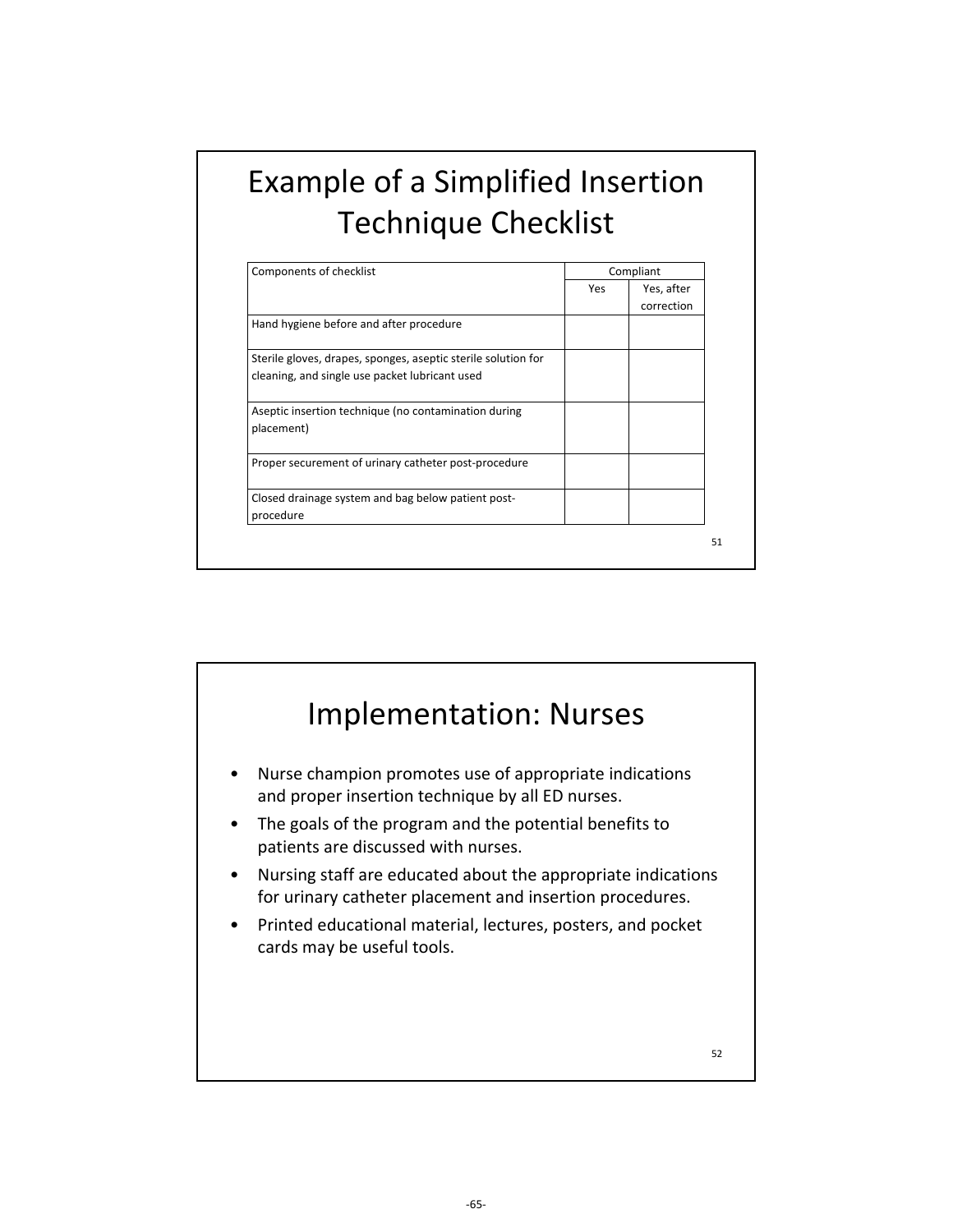# Example of a Simplified Insertion Technique Checklist

| Components of checklist | Compliant | |
|---|---|---|
| | Yes | Yes, after correction |
| Hand hygiene before and after procedure | | |
| Sterile gloves, drapes, sponges, aseptic sterile solution for cleaning, and single use packet lubricant used | | |
| Aseptic insertion technique (no contamination during placement) | | |
| Proper securement of urinary catheter post-procedure | | |
| Closed drainage system and bag below patient post-procedure | | |

# Implementation: Nurses

- Nurse champion promotes use of appropriate indications and proper insertion technique by all ED nurses.
- The goals of the program and the potential benefits to patients are discussed with nurses.
- Nursing staff are educated about the appropriate indications for urinary catheter placement and insertion procedures.
- Printed educational material, lectures, posters, and pocket cards may be useful tools.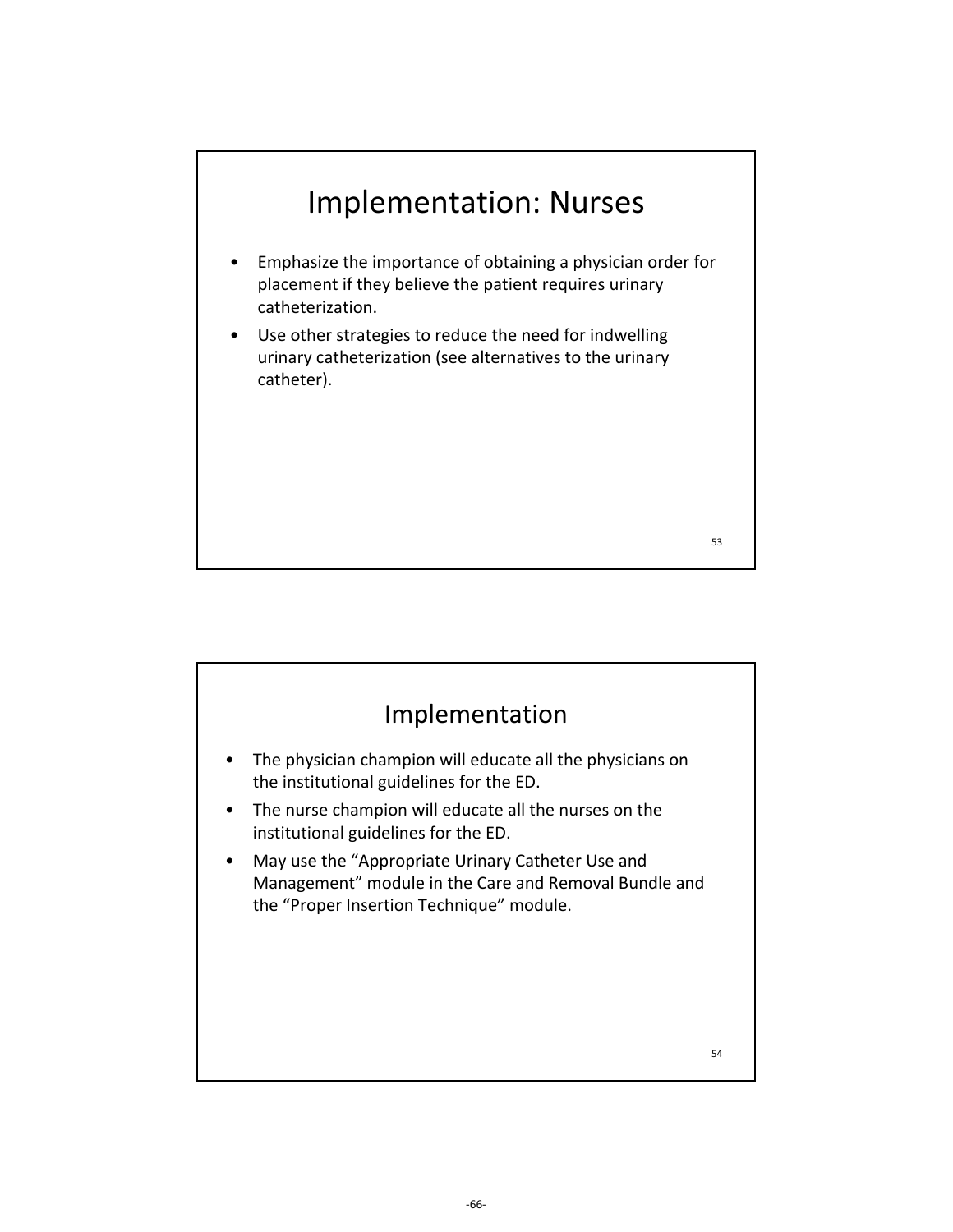## Implementation: Nurses

- Emphasize the importance of obtaining a physician order for placement if they believe the patient requires urinary catheterization.
- Use other strategies to reduce the need for indwelling urinary catheterization (see alternatives to the urinary catheter).

## Implementation

- The physician champion will educate all the physicians on the institutional guidelines for the ED.
- The nurse champion will educate all the nurses on the institutional guidelines for the ED.
- May use the "Appropriate Urinary Catheter Use and Management" module in the Care and Removal Bundle and the "Proper Insertion Technique" module.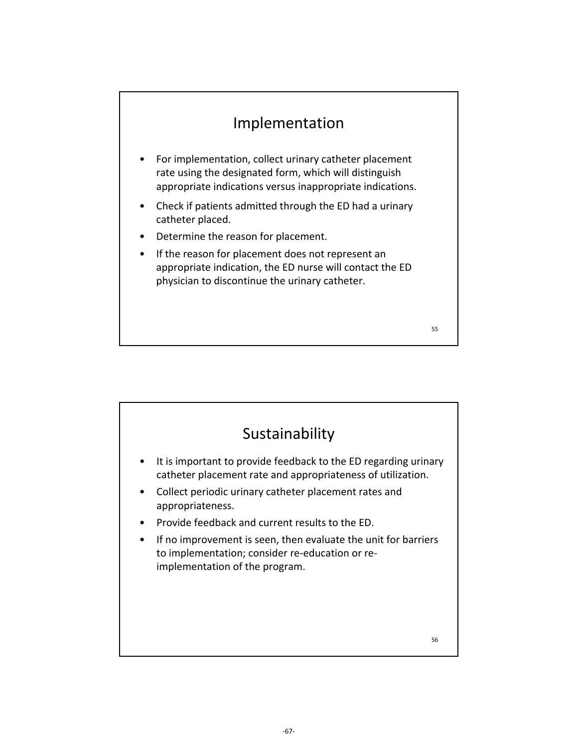## Implementation

- For implementation, collect urinary catheter placement rate using the designated form, which will distinguish appropriate indications versus inappropriate indications.
- Check if patients admitted through the ED had a urinary catheter placed.
- Determine the reason for placement.
- If the reason for placement does not represent an appropriate indication, the ED nurse will contact the ED physician to discontinue the urinary catheter.

55

## Sustainability

- It is important to provide feedback to the ED regarding urinary catheter placement rate and appropriateness of utilization.
- Collect periodic urinary catheter placement rates and appropriateness.
- Provide feedback and current results to the ED.
- If no improvement is seen, then evaluate the unit for barriers to implementation; consider re-education or re-implementation of the program.

56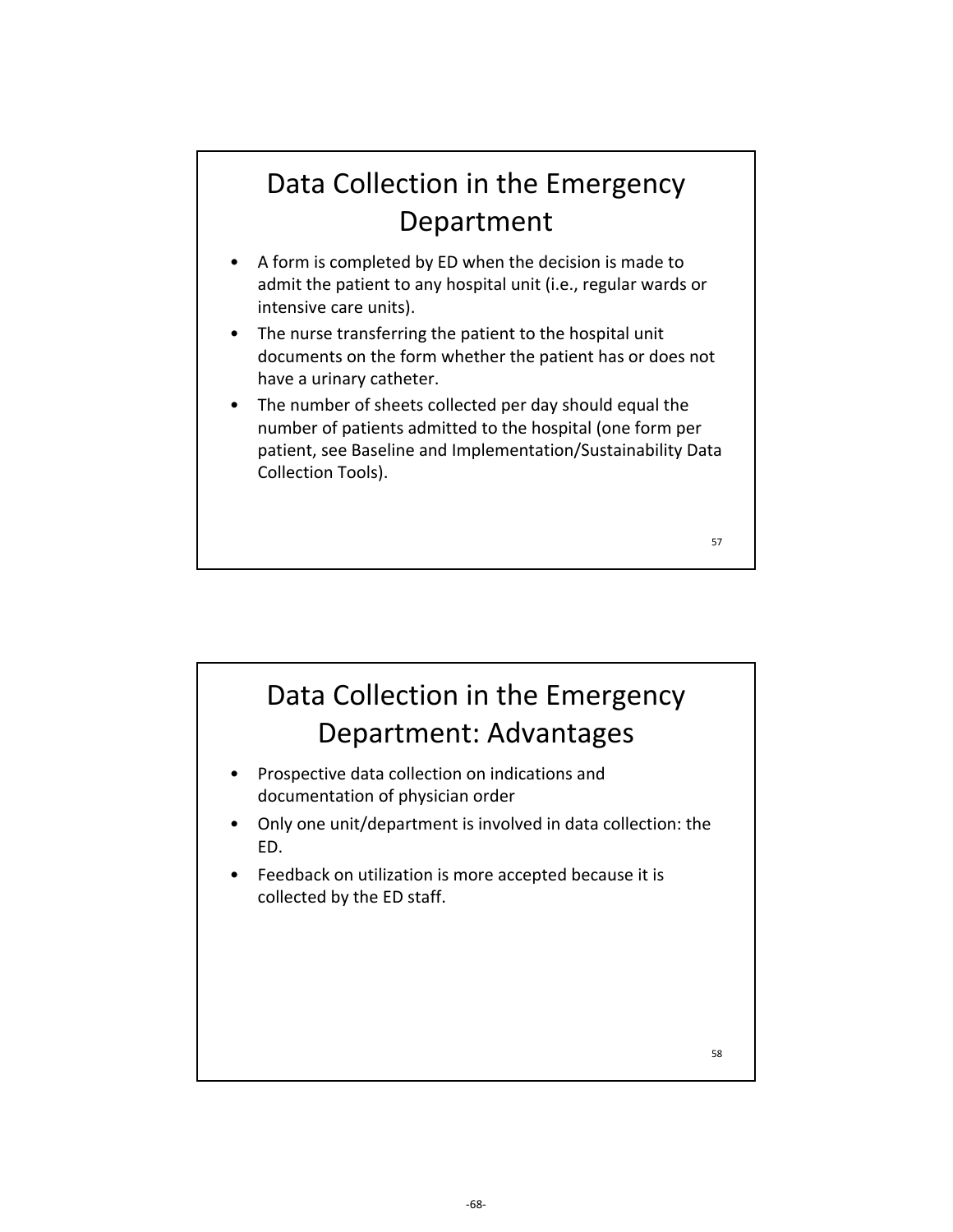## Data Collection in the Emergency Department

- A form is completed by ED when the decision is made to admit the patient to any hospital unit (i.e., regular wards or intensive care units).
- The nurse transferring the patient to the hospital unit documents on the form whether the patient has or does not have a urinary catheter.
- The number of sheets collected per day should equal the number of patients admitted to the hospital (one form per patient, see Baseline and Implementation/Sustainability Data Collection Tools).

## Data Collection in the Emergency Department: Advantages

- Prospective data collection on indications and documentation of physician order
- Only one unit/department is involved in data collection: the ED.
- Feedback on utilization is more accepted because it is collected by the ED staff.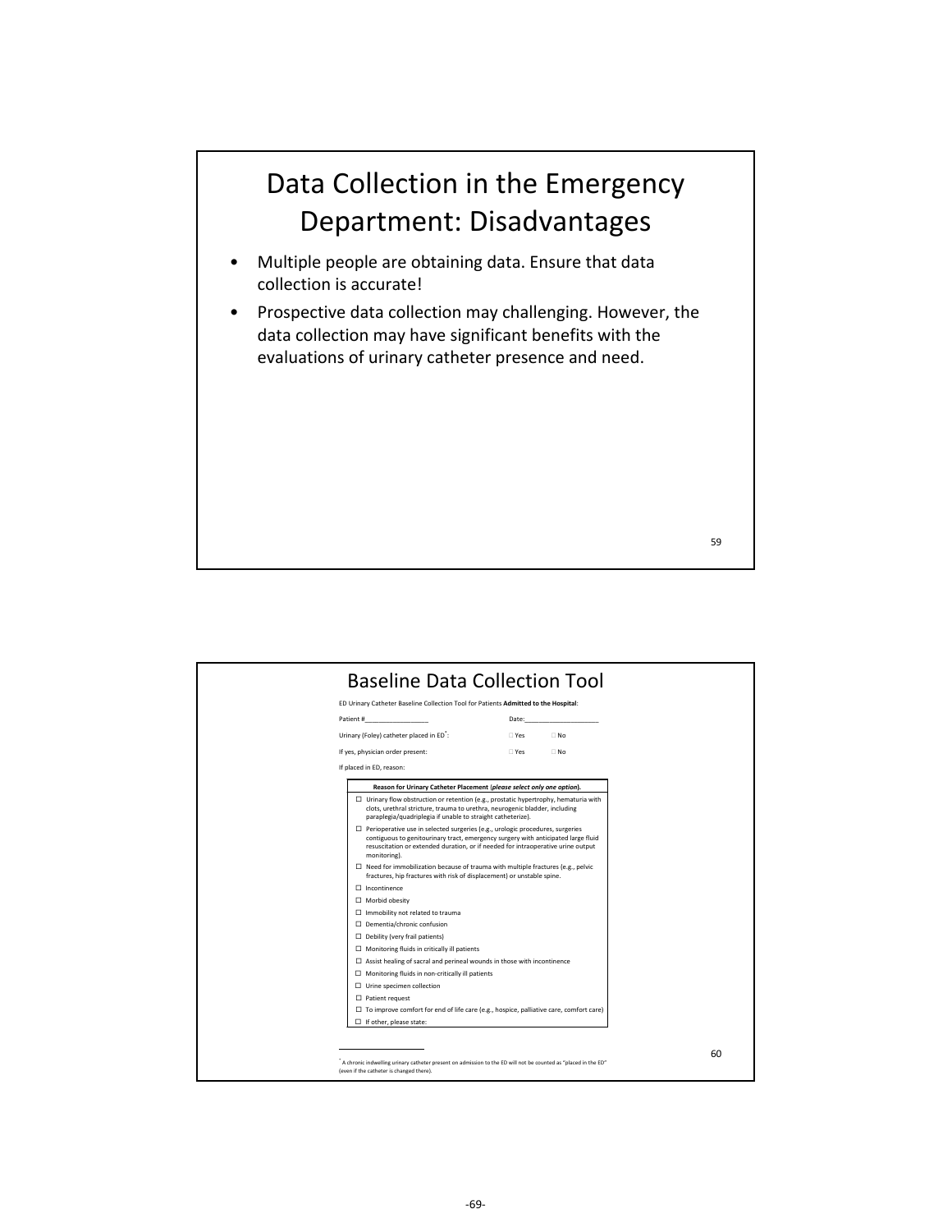# Data Collection in the Emergency Department: Disadvantages

- Multiple people are obtaining data. Ensure that data collection is accurate!
- Prospective data collection may challenging. However, the data collection may have significant benefits with the evaluations of urinary catheter presence and need.

# Baseline Data Collection Tool

ED Urinary Catheter Baseline Collection Tool for Patients **Admitted to the Hospital**:

Patient #________________ Date:__________________

Urinary (Foley) catheter placed in ED*: ☐ Yes ☐ No

If yes, physician order present: ☐ Yes ☐ No

If placed in ED, reason:

| **Reason for Urinary Catheter Placement** (*please select only one option*). |
|---|
| ☐ Urinary flow obstruction or retention (e.g., prostatic hypertrophy, hematuria with clots, urethral stricture, trauma to urethra, neurogenic bladder, including paraplegia/quadriplegia if unable to straight catheterize). |
| ☐ Perioperative use in selected surgeries (e.g., urologic procedures, surgeries contiguous to genitourinary tract, emergency surgery with anticipated large fluid resuscitation or extended duration, or if needed for intraoperative urine output monitoring). |
| ☐ Need for immobilization because of trauma with multiple fractures (e.g., pelvic fractures, hip fractures with risk of displacement) or unstable spine. |
| ☐ Incontinence |
| ☐ Morbid obesity |
| ☐ Immobility not related to trauma |
| ☐ Dementia/chronic confusion |
| ☐ Debility (very frail patients) |
| ☐ Monitoring fluids in critically ill patients |
| ☐ Assist healing of sacral and perineal wounds in those with incontinence |
| ☐ Monitoring fluids in non-critically ill patients |
| ☐ Urine specimen collection |
| ☐ Patient request |
| ☐ To improve comfort for end of life care (e.g., hospice, palliative care, comfort care) |
| ☐ If other, please state: |

* A chronic indwelling urinary catheter present on admission to the ED will not be counted as "placed in the ED" (even if the catheter is changed there).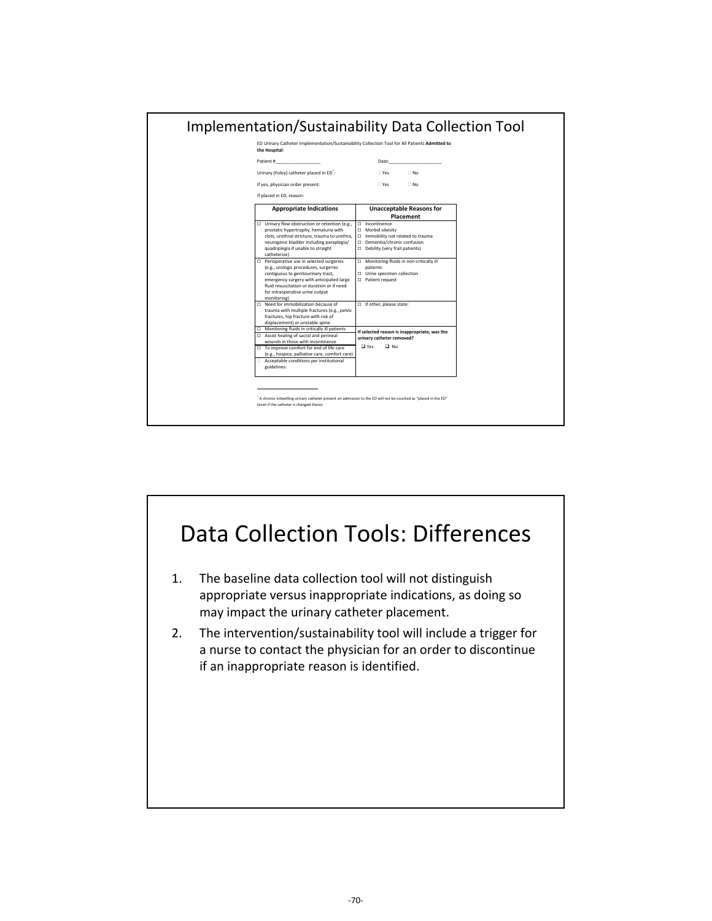# Implementation/Sustainability Data Collection Tool

ED Urinary Catheter Implementation/Sustainability Collection Tool for All Patients **Admitted to the Hospital**:

Patient #_________________ Date:____________________

Urinary (Foley) catheter placed in ED[*]: ☐ Yes ☐ No

If yes, physician order present: ☐ Yes ☐ No

If placed in ED, reason:

| Appropriate Indications | Unacceptable Reasons for Placement |
|---|---|
| ☐ Urinary flow obstruction or retention (e.g., prostatic hypertrophy, hematuria with clots, urethral stricture, trauma to urethra, neurogenic bladder including paraplegia/ quadriplegia if unable to straight catheterize) | ☐ Incontinence<br>☐ Morbid obesity<br>☐ Immobility not related to trauma<br>☐ Dementia/chronic confusion<br>☐ Debility (very frail patients) |
| ☐ Perioperative use in selected surgeries (e.g., urologic procedures, surgeries contiguous to genitourinary tract, emergency surgery with anticipated large fluid resuscitation or duration or if need for intraoperative urine output monitoring) | ☐ Monitoring fluids in non-critically ill patients<br>☐ Urine specimen collection<br>☐ Patient request |
| ☐ Need for immobilization because of trauma with multiple fractures (e.g., pelvic fractures, hip fracture with risk of displacement) or unstable spine | ☐ If other, please state: |
| ☐ Monitoring fluids in critically ill patients<br>☐ Assist healing of sacral and perineal wounds in those with incontinence<br>☐ To improve comfort for end of life care (e.g., hospice, palliative care, comfort care)<br>☐ Acceptable conditions per institutional guidelines: | **If selected reason is inappropriate, was the urinary catheter removed?**<br>☐ Yes ☐ No |

[*] A chronic indwelling urinary catheter present on admission to the ED will not be counted as "placed in the ED" (even if the catheter is changed there).

# Data Collection Tools: Differences

1. The baseline data collection tool will not distinguish appropriate versus inappropriate indications, as doing so may impact the urinary catheter placement.
2. The intervention/sustainability tool will include a trigger for a nurse to contact the physician for an order to discontinue if an inappropriate reason is identified.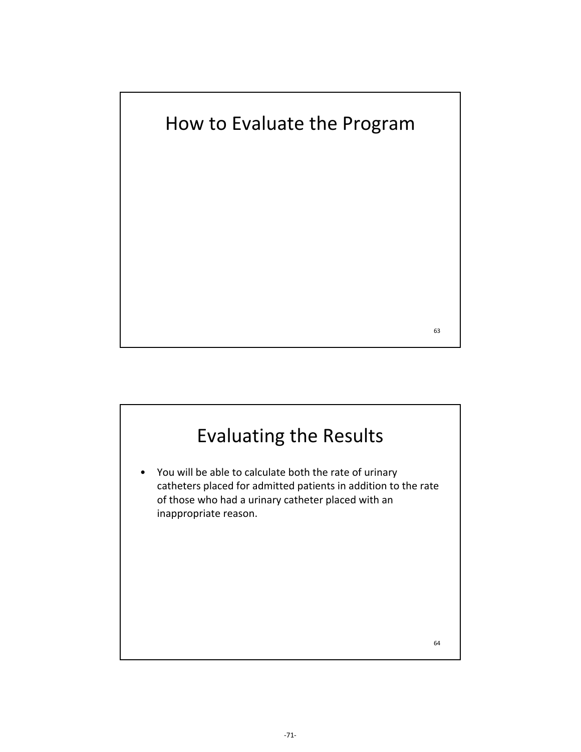## How to Evaluate the Program

## Evaluating the Results

- You will be able to calculate both the rate of urinary catheters placed for admitted patients in addition to the rate of those who had a urinary catheter placed with an inappropriate reason.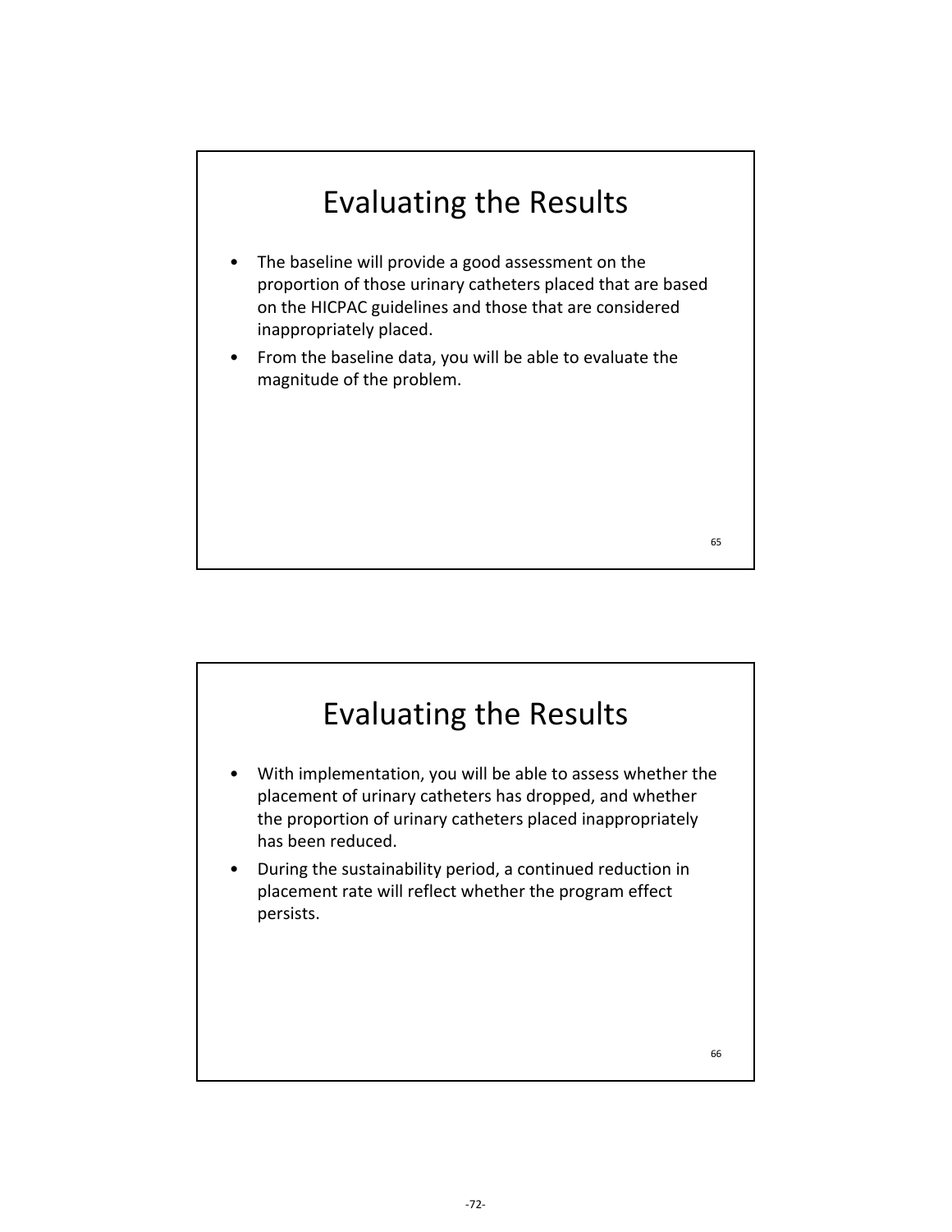## Evaluating the Results

- The baseline will provide a good assessment on the proportion of those urinary catheters placed that are based on the HICPAC guidelines and those that are considered inappropriately placed.
- From the baseline data, you will be able to evaluate the magnitude of the problem.

## Evaluating the Results

- With implementation, you will be able to assess whether the placement of urinary catheters has dropped, and whether the proportion of urinary catheters placed inappropriately has been reduced.
- During the sustainability period, a continued reduction in placement rate will reflect whether the program effect persists.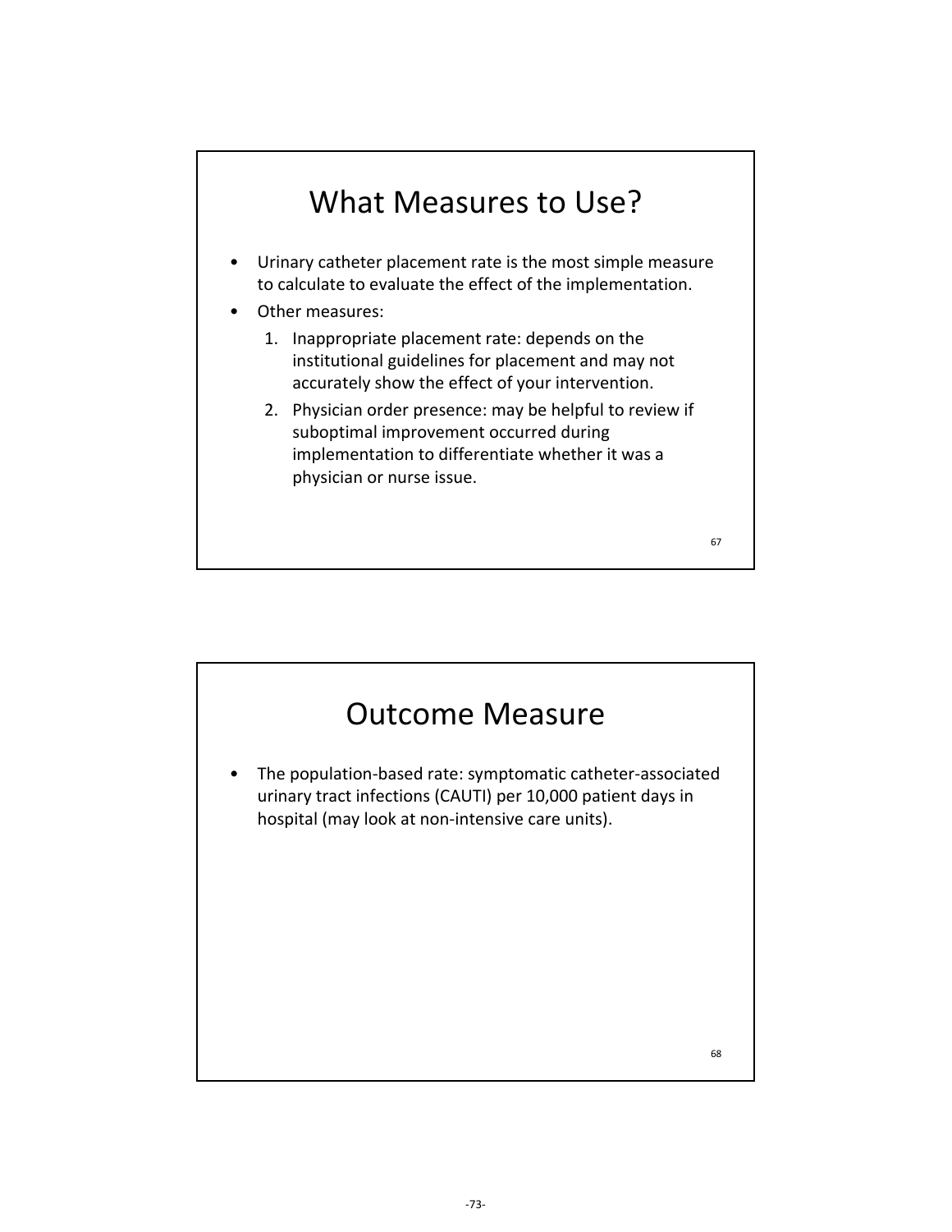## What Measures to Use?

- Urinary catheter placement rate is the most simple measure to calculate to evaluate the effect of the implementation.
- Other measures:
  1. Inappropriate placement rate: depends on the institutional guidelines for placement and may not accurately show the effect of your intervention.
  2. Physician order presence: may be helpful to review if suboptimal improvement occurred during implementation to differentiate whether it was a physician or nurse issue.

## Outcome Measure

- The population-based rate: symptomatic catheter-associated urinary tract infections (CAUTI) per 10,000 patient days in hospital (may look at non-intensive care units).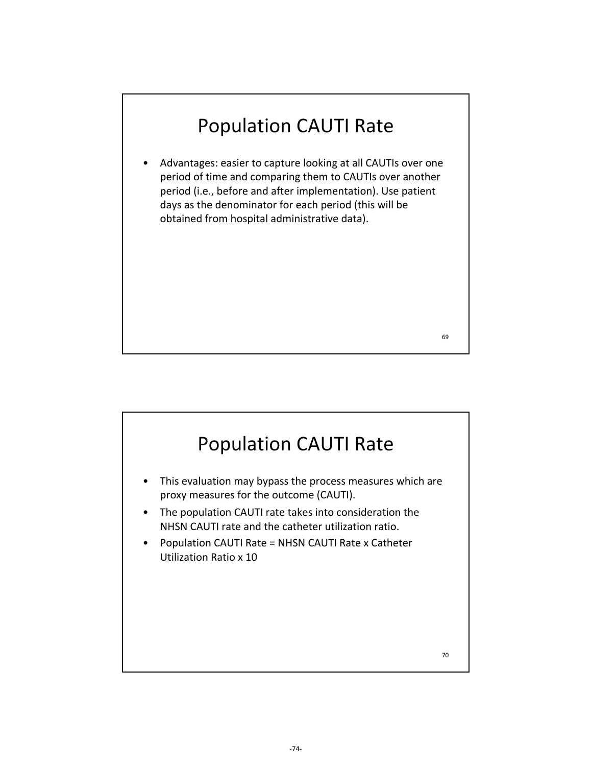# Population CAUTI Rate

- Advantages: easier to capture looking at all CAUTIs over one period of time and comparing them to CAUTIs over another period (i.e., before and after implementation). Use patient days as the denominator for each period (this will be obtained from hospital administrative data).

# Population CAUTI Rate

- This evaluation may bypass the process measures which are proxy measures for the outcome (CAUTI).
- The population CAUTI rate takes into consideration the NHSN CAUTI rate and the catheter utilization ratio.
- Population CAUTI Rate = NHSN CAUTI Rate x Catheter Utilization Ratio x 10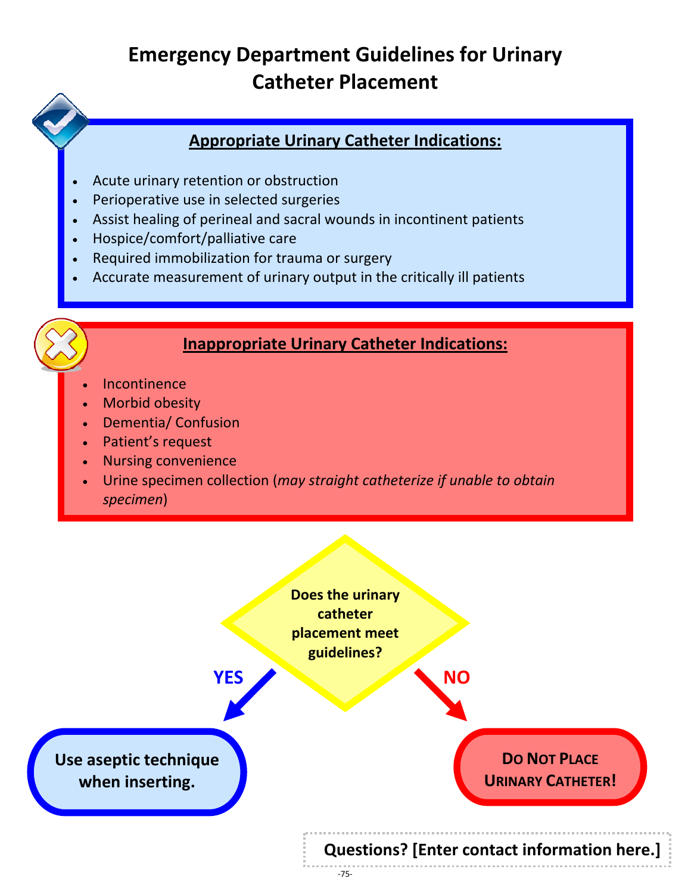# Emergency Department Guidelines for Urinary Catheter Placement

## Appropriate Urinary Catheter Indications:

- Acute urinary retention or obstruction
- Perioperative use in selected surgeries
- Assist healing of perineal and sacral wounds in incontinent patients
- Hospice/comfort/palliative care
- Required immobilization for trauma or surgery
- Accurate measurement of urinary output in the critically ill patients

## Inappropriate Urinary Catheter Indications:

- Incontinence
- Morbid obesity
- Dementia/ Confusion
- Patient's request
- Nursing convenience
- Urine specimen collection (*may straight catheterize if unable to obtain specimen*)

**Does the urinary catheter placement meet guidelines?**

**YES** → **Use aseptic technique when inserting.**

**NO** → **DO NOT PLACE URINARY CATHETER!**

**Questions? [Enter contact information here.]**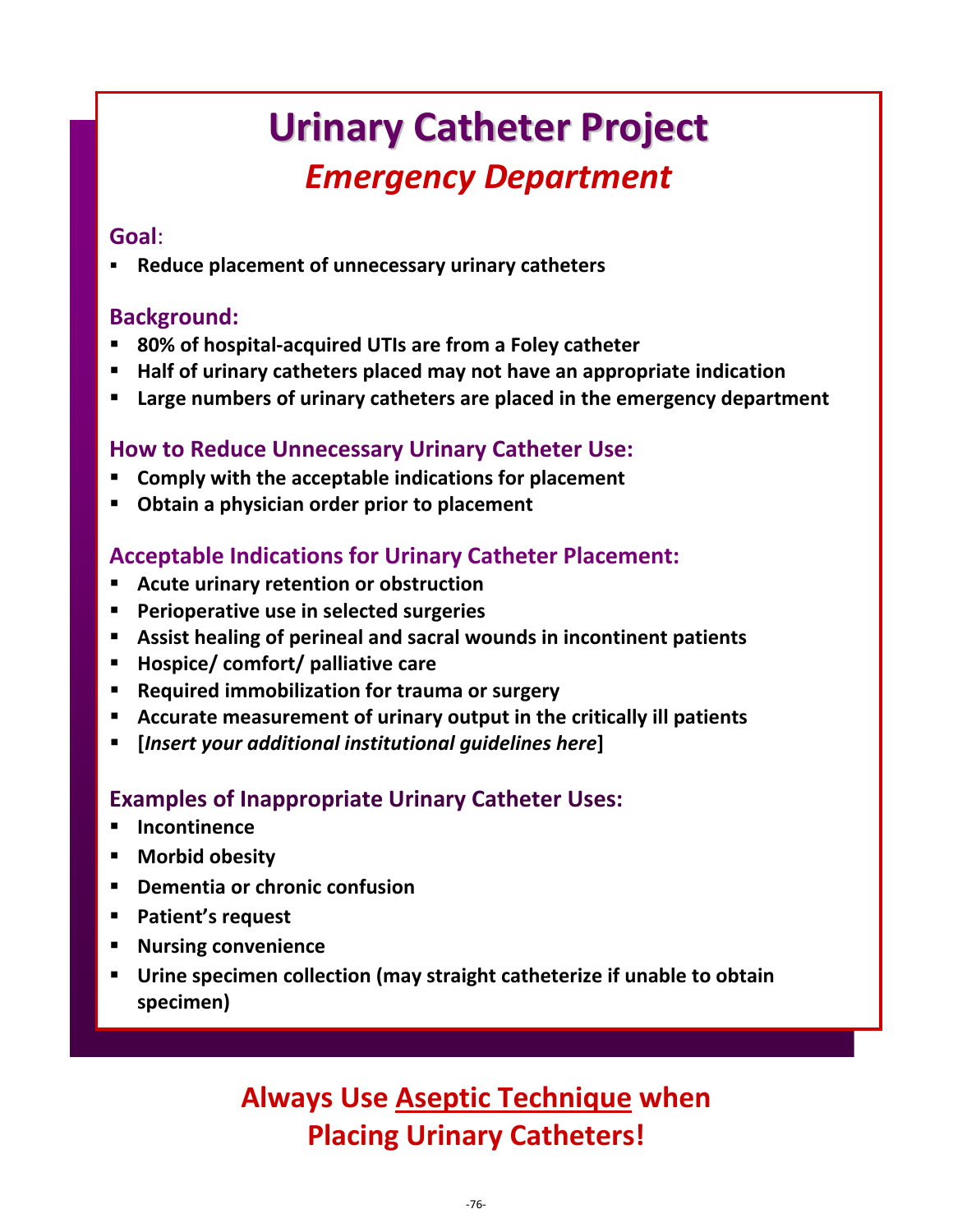# Urinary Catheter Project

## *Emergency Department*

### Goal:

- **Reduce placement of unnecessary urinary catheters**

### Background:

- **80% of hospital-acquired UTIs are from a Foley catheter**
- **Half of urinary catheters placed may not have an appropriate indication**
- **Large numbers of urinary catheters are placed in the emergency department**

### How to Reduce Unnecessary Urinary Catheter Use:

- **Comply with the acceptable indications for placement**
- **Obtain a physician order prior to placement**

### Acceptable Indications for Urinary Catheter Placement:

- **Acute urinary retention or obstruction**
- **Perioperative use in selected surgeries**
- **Assist healing of perineal and sacral wounds in incontinent patients**
- **Hospice/ comfort/ palliative care**
- **Required immobilization for trauma or surgery**
- **Accurate measurement of urinary output in the critically ill patients**
- **[*Insert your additional institutional guidelines here*]**

### Examples of Inappropriate Urinary Catheter Uses:

- **Incontinence**
- **Morbid obesity**
- **Dementia or chronic confusion**
- **Patient's request**
- **Nursing convenience**
- **Urine specimen collection (may straight catheterize if unable to obtain specimen)**

## Always Use Aseptic Technique when Placing Urinary Catheters!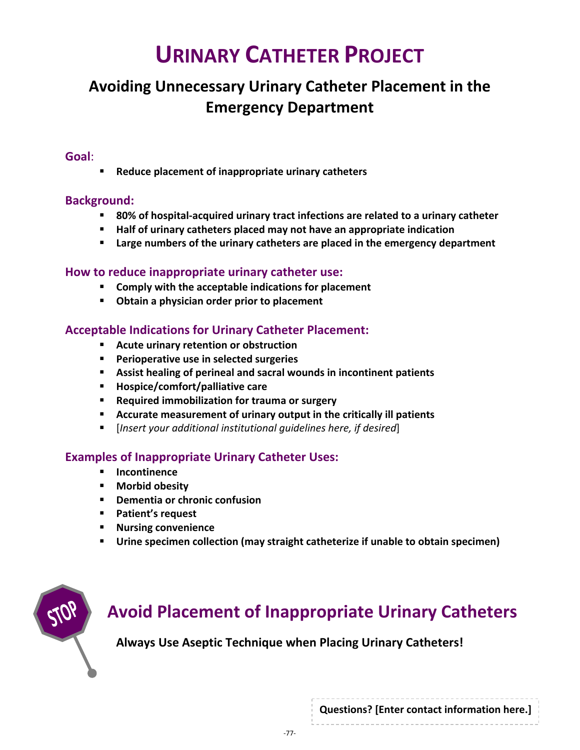# URINARY CATHETER PROJECT

## Avoiding Unnecessary Urinary Catheter Placement in the Emergency Department

### Goal:

- **Reduce placement of inappropriate urinary catheters**

### Background:

- **80% of hospital-acquired urinary tract infections are related to a urinary catheter**
- **Half of urinary catheters placed may not have an appropriate indication**
- **Large numbers of the urinary catheters are placed in the emergency department**

### How to reduce inappropriate urinary catheter use:

- **Comply with the acceptable indications for placement**
- **Obtain a physician order prior to placement**

### Acceptable Indications for Urinary Catheter Placement:

- **Acute urinary retention or obstruction**
- **Perioperative use in selected surgeries**
- **Assist healing of perineal and sacral wounds in incontinent patients**
- **Hospice/comfort/palliative care**
- **Required immobilization for trauma or surgery**
- **Accurate measurement of urinary output in the critically ill patients**
- [*Insert your additional institutional guidelines here, if desired*]

### Examples of Inappropriate Urinary Catheter Uses:

- **Incontinence**
- **Morbid obesity**
- **Dementia or chronic confusion**
- **Patient's request**
- **Nursing convenience**
- **Urine specimen collection (may straight catheterize if unable to obtain specimen)**

STOP

## Avoid Placement of Inappropriate Urinary Catheters

**Always Use Aseptic Technique when Placing Urinary Catheters!**

**Questions? [Enter contact information here.]**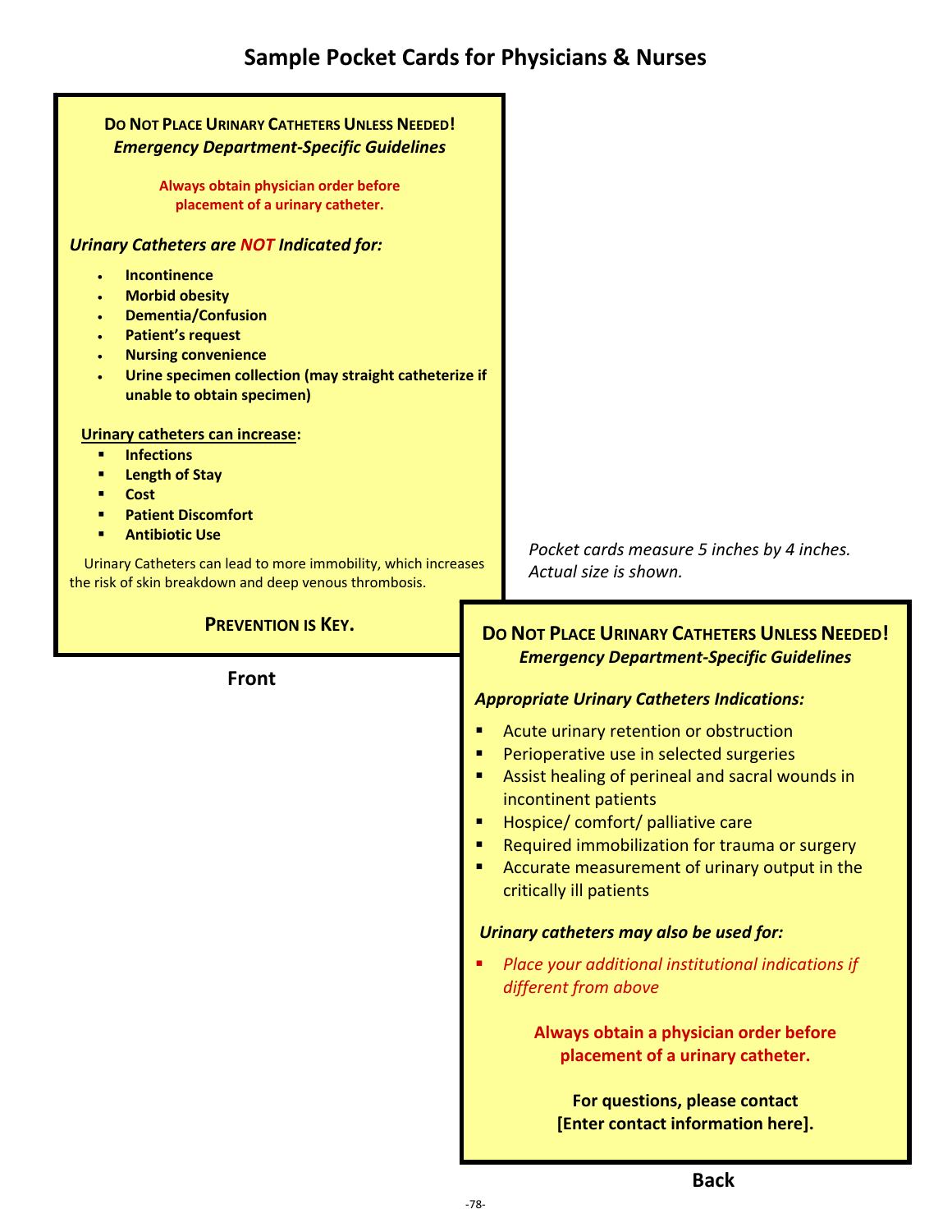# Sample Pocket Cards for Physicians & Nurses

**DO NOT PLACE URINARY CATHETERS UNLESS NEEDED!**
***Emergency Department-Specific Guidelines***

**Always obtain physician order before placement of a urinary catheter.**

***Urinary Catheters are NOT Indicated for:***

- **Incontinence**
- **Morbid obesity**
- **Dementia/Confusion**
- **Patient's request**
- **Nursing convenience**
- **Urine specimen collection (may straight catheterize if unable to obtain specimen)**

**Urinary catheters can increase:**

- **Infections**
- **Length of Stay**
- **Cost**
- **Patient Discomfort**
- **Antibiotic Use**

Urinary Catheters can lead to more immobility, which increases the risk of skin breakdown and deep venous thrombosis.

**PREVENTION IS KEY.**

**Front**

*Pocket cards measure 5 inches by 4 inches. Actual size is shown.*

**DO NOT PLACE URINARY CATHETERS UNLESS NEEDED!**
***Emergency Department-Specific Guidelines***

***Appropriate Urinary Catheters Indications:***

- Acute urinary retention or obstruction
- Perioperative use in selected surgeries
- Assist healing of perineal and sacral wounds in incontinent patients
- Hospice/ comfort/ palliative care
- Required immobilization for trauma or surgery
- Accurate measurement of urinary output in the critically ill patients

***Urinary catheters may also be used for:***

- *Place your additional institutional indications if different from above*

**Always obtain a physician order before placement of a urinary catheter.**

**For questions, please contact [Enter contact information here].**

**Back**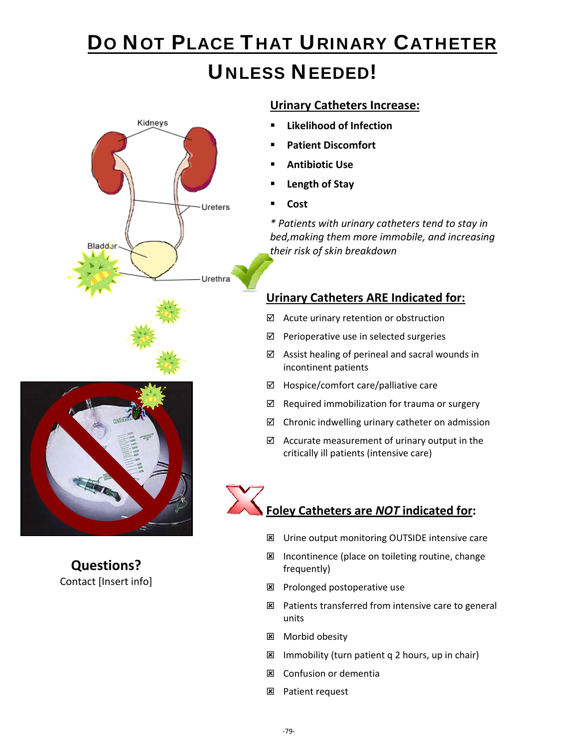# Do Not Place That Urinary Catheter Unless Needed!

## Urinary Catheters Increase:

- **Likelihood of Infection**
- **Patient Discomfort**
- **Antibiotic Use**
- **Length of Stay**
- **Cost**

*\* Patients with urinary catheters tend to stay in bed,making them more immobile, and increasing their risk of skin breakdown*

## Urinary Catheters ARE Indicated for:

- ☑ Acute urinary retention or obstruction
- ☑ Perioperative use in selected surgeries
- ☑ Assist healing of perineal and sacral wounds in incontinent patients
- ☑ Hospice/comfort care/palliative care
- ☑ Required immobilization for trauma or surgery
- ☑ Chronic indwelling urinary catheter on admission
- ☑ Accurate measurement of urinary output in the critically ill patients (intensive care)

## Foley Catheters are *NOT* indicated for:

- ☒ Urine output monitoring OUTSIDE intensive care
- ☒ Incontinence (place on toileting routine, change frequently)
- ☒ Prolonged postoperative use
- ☒ Patients transferred from intensive care to general units
- ☒ Morbid obesity
- ☒ Immobility (turn patient q 2 hours, up in chair)
- ☒ Confusion or dementia
- ☒ Patient request

**Questions?**

Contact [Insert info]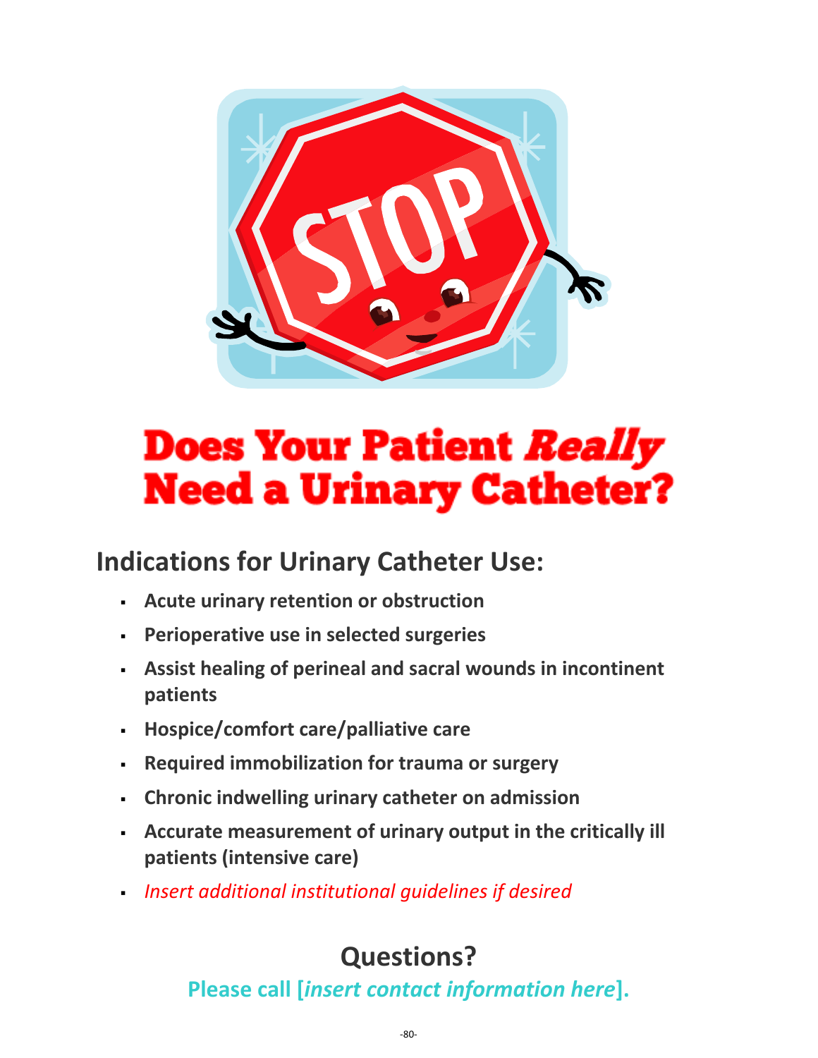# Does Your Patient *Really* Need a Urinary Catheter?

## Indications for Urinary Catheter Use:

- **Acute urinary retention or obstruction**
- **Perioperative use in selected surgeries**
- **Assist healing of perineal and sacral wounds in incontinent patients**
- **Hospice/comfort care/palliative care**
- **Required immobilization for trauma or surgery**
- **Chronic indwelling urinary catheter on admission**
- **Accurate measurement of urinary output in the critically ill patients (intensive care)**
- *Insert additional institutional guidelines if desired*

## Questions?

**Please call [*insert contact information here*].**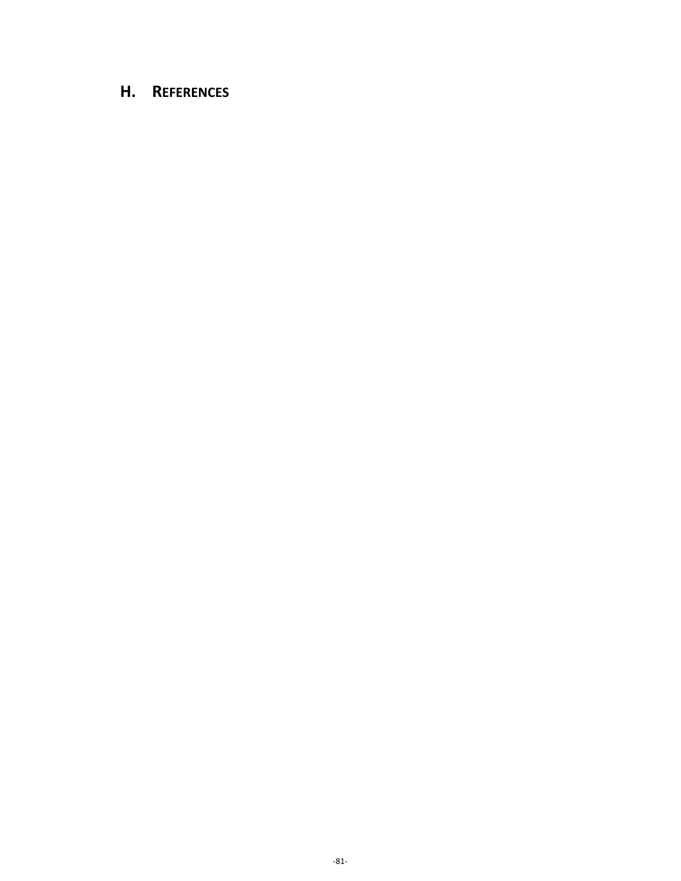## H. References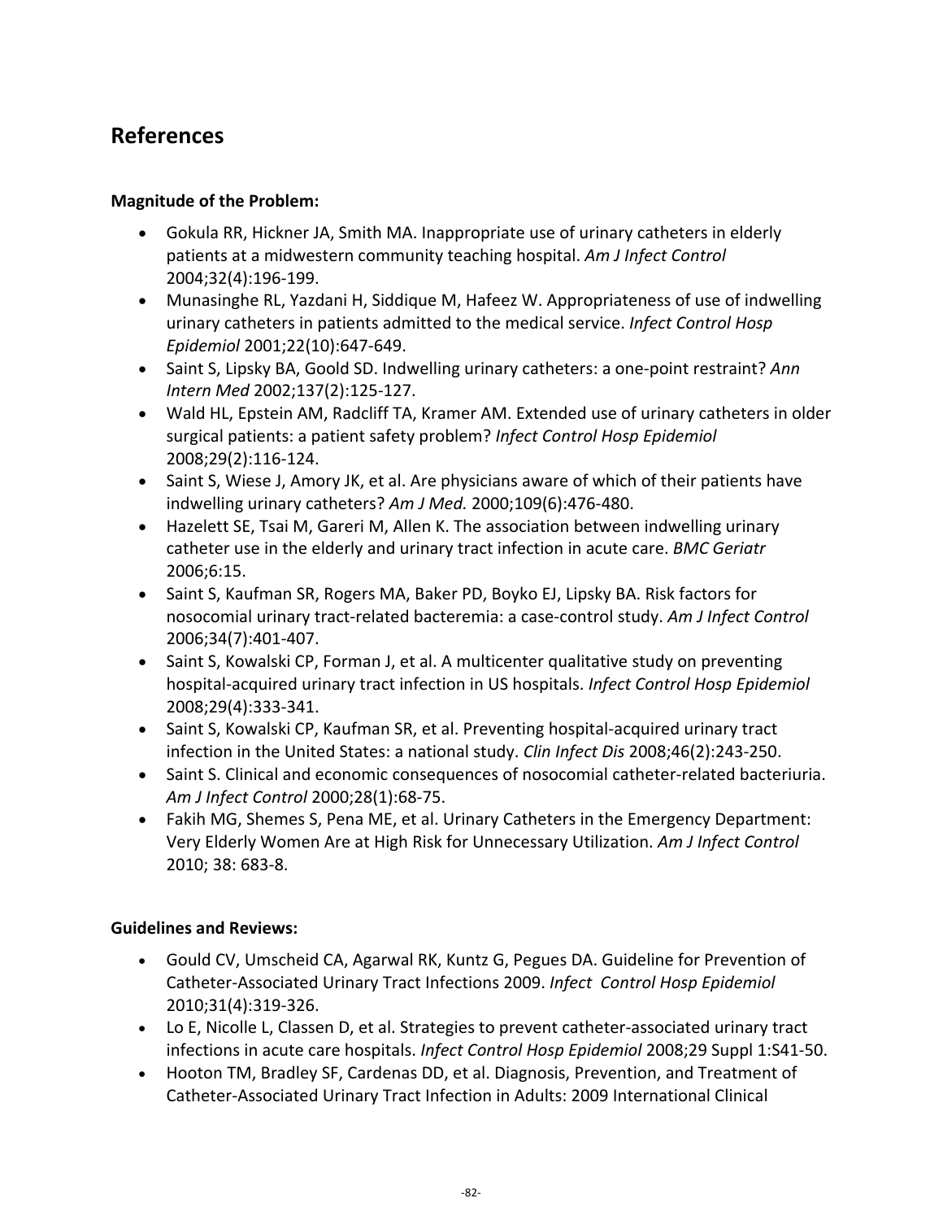## References

**Magnitude of the Problem:**

- Gokula RR, Hickner JA, Smith MA. Inappropriate use of urinary catheters in elderly patients at a midwestern community teaching hospital. *Am J Infect Control* 2004;32(4):196-199.
- Munasinghe RL, Yazdani H, Siddique M, Hafeez W. Appropriateness of use of indwelling urinary catheters in patients admitted to the medical service. *Infect Control Hosp Epidemiol* 2001;22(10):647-649.
- Saint S, Lipsky BA, Goold SD. Indwelling urinary catheters: a one-point restraint? *Ann Intern Med* 2002;137(2):125-127.
- Wald HL, Epstein AM, Radcliff TA, Kramer AM. Extended use of urinary catheters in older surgical patients: a patient safety problem? *Infect Control Hosp Epidemiol* 2008;29(2):116-124.
- Saint S, Wiese J, Amory JK, et al. Are physicians aware of which of their patients have indwelling urinary catheters? *Am J Med.* 2000;109(6):476-480.
- Hazelett SE, Tsai M, Gareri M, Allen K. The association between indwelling urinary catheter use in the elderly and urinary tract infection in acute care. *BMC Geriatr* 2006;6:15.
- Saint S, Kaufman SR, Rogers MA, Baker PD, Boyko EJ, Lipsky BA. Risk factors for nosocomial urinary tract-related bacteremia: a case-control study. *Am J Infect Control* 2006;34(7):401-407.
- Saint S, Kowalski CP, Forman J, et al. A multicenter qualitative study on preventing hospital-acquired urinary tract infection in US hospitals. *Infect Control Hosp Epidemiol* 2008;29(4):333-341.
- Saint S, Kowalski CP, Kaufman SR, et al. Preventing hospital-acquired urinary tract infection in the United States: a national study. *Clin Infect Dis* 2008;46(2):243-250.
- Saint S. Clinical and economic consequences of nosocomial catheter-related bacteriuria. *Am J Infect Control* 2000;28(1):68-75.
- Fakih MG, Shemes S, Pena ME, et al. Urinary Catheters in the Emergency Department: Very Elderly Women Are at High Risk for Unnecessary Utilization. *Am J Infect Control* 2010; 38: 683-8.

**Guidelines and Reviews:**

- Gould CV, Umscheid CA, Agarwal RK, Kuntz G, Pegues DA. Guideline for Prevention of Catheter-Associated Urinary Tract Infections 2009. *Infect Control Hosp Epidemiol* 2010;31(4):319-326.
- Lo E, Nicolle L, Classen D, et al. Strategies to prevent catheter-associated urinary tract infections in acute care hospitals. *Infect Control Hosp Epidemiol* 2008;29 Suppl 1:S41-50.
- Hooton TM, Bradley SF, Cardenas DD, et al. Diagnosis, Prevention, and Treatment of Catheter-Associated Urinary Tract Infection in Adults: 2009 International Clinical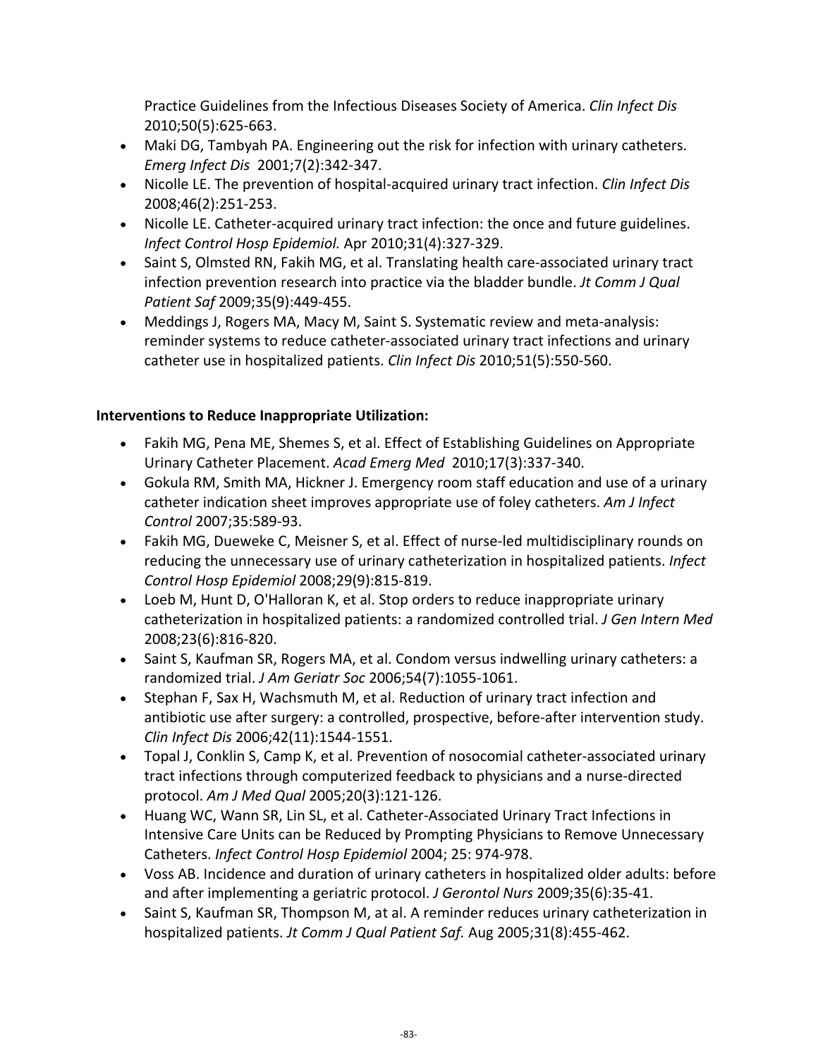Practice Guidelines from the Infectious Diseases Society of America. *Clin Infect Dis* 2010;50(5):625-663.

- Maki DG, Tambyah PA. Engineering out the risk for infection with urinary catheters. *Emerg Infect Dis* 2001;7(2):342-347.
- Nicolle LE. The prevention of hospital-acquired urinary tract infection. *Clin Infect Dis* 2008;46(2):251-253.
- Nicolle LE. Catheter-acquired urinary tract infection: the once and future guidelines. *Infect Control Hosp Epidemiol.* Apr 2010;31(4):327-329.
- Saint S, Olmsted RN, Fakih MG, et al. Translating health care-associated urinary tract infection prevention research into practice via the bladder bundle. *Jt Comm J Qual Patient Saf* 2009;35(9):449-455.
- Meddings J, Rogers MA, Macy M, Saint S. Systematic review and meta-analysis: reminder systems to reduce catheter-associated urinary tract infections and urinary catheter use in hospitalized patients. *Clin Infect Dis* 2010;51(5):550-560.

**Interventions to Reduce Inappropriate Utilization:**

- Fakih MG, Pena ME, Shemes S, et al. Effect of Establishing Guidelines on Appropriate Urinary Catheter Placement. *Acad Emerg Med* 2010;17(3):337-340.
- Gokula RM, Smith MA, Hickner J. Emergency room staff education and use of a urinary catheter indication sheet improves appropriate use of foley catheters. *Am J Infect Control* 2007;35:589-93.
- Fakih MG, Dueweke C, Meisner S, et al. Effect of nurse-led multidisciplinary rounds on reducing the unnecessary use of urinary catheterization in hospitalized patients. *Infect Control Hosp Epidemiol* 2008;29(9):815-819.
- Loeb M, Hunt D, O'Halloran K, et al. Stop orders to reduce inappropriate urinary catheterization in hospitalized patients: a randomized controlled trial. *J Gen Intern Med* 2008;23(6):816-820.
- Saint S, Kaufman SR, Rogers MA, et al. Condom versus indwelling urinary catheters: a randomized trial. *J Am Geriatr Soc* 2006;54(7):1055-1061.
- Stephan F, Sax H, Wachsmuth M, et al. Reduction of urinary tract infection and antibiotic use after surgery: a controlled, prospective, before-after intervention study. *Clin Infect Dis* 2006;42(11):1544-1551.
- Topal J, Conklin S, Camp K, et al. Prevention of nosocomial catheter-associated urinary tract infections through computerized feedback to physicians and a nurse-directed protocol. *Am J Med Qual* 2005;20(3):121-126.
- Huang WC, Wann SR, Lin SL, et al. Catheter-Associated Urinary Tract Infections in Intensive Care Units can be Reduced by Prompting Physicians to Remove Unnecessary Catheters. *Infect Control Hosp Epidemiol* 2004; 25: 974-978.
- Voss AB. Incidence and duration of urinary catheters in hospitalized older adults: before and after implementing a geriatric protocol. *J Gerontol Nurs* 2009;35(6):35-41.
- Saint S, Kaufman SR, Thompson M, at al. A reminder reduces urinary catheterization in hospitalized patients. *Jt Comm J Qual Patient Saf.* Aug 2005;31(8):455-462.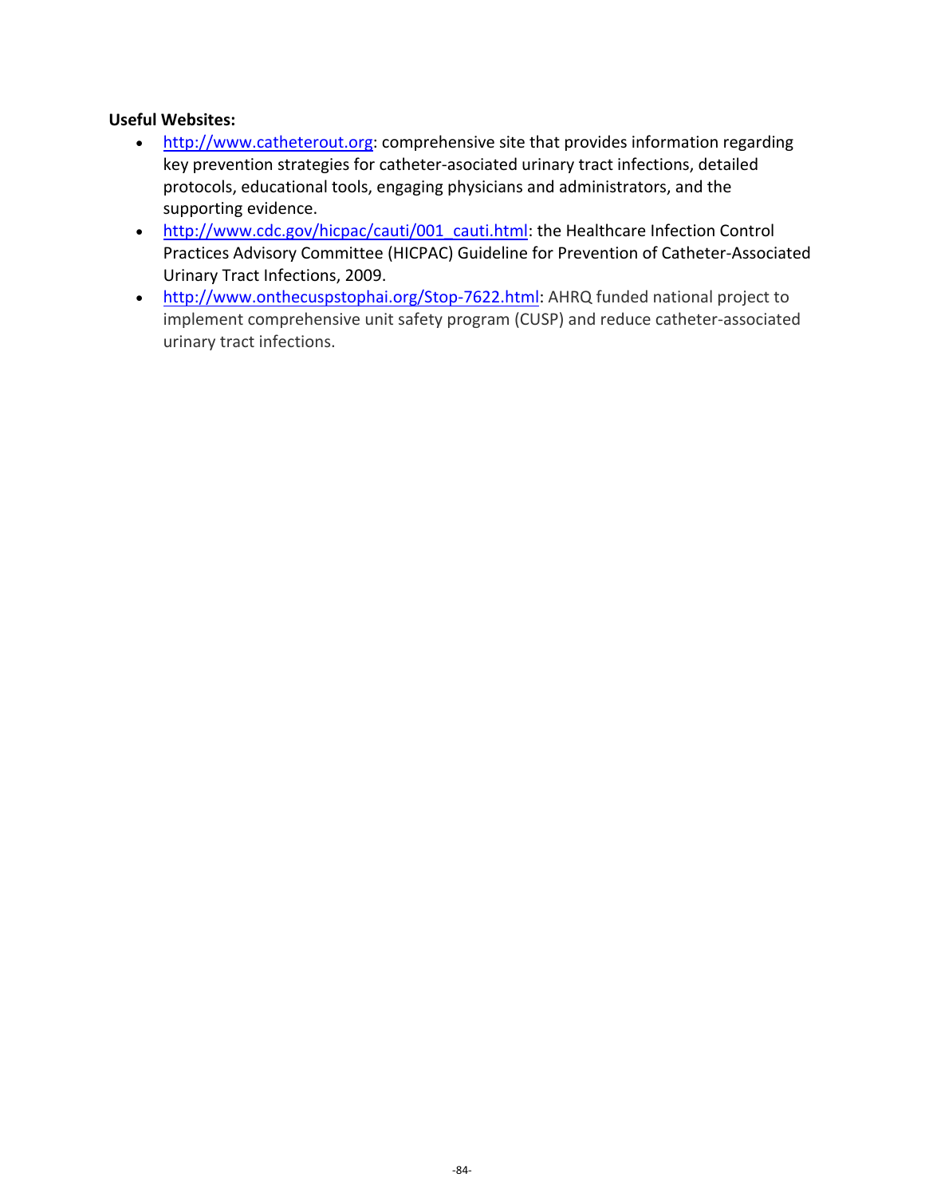**Useful Websites:**

- http://www.catheterout.org: comprehensive site that provides information regarding key prevention strategies for catheter-asociated urinary tract infections, detailed protocols, educational tools, engaging physicians and administrators, and the supporting evidence.
- http://www.cdc.gov/hicpac/cauti/001_cauti.html: the Healthcare Infection Control Practices Advisory Committee (HICPAC) Guideline for Prevention of Catheter-Associated Urinary Tract Infections, 2009.
- http://www.onthecuspstophai.org/Stop-7622.html: AHRQ funded national project to implement comprehensive unit safety program (CUSP) and reduce catheter-associated urinary tract infections.